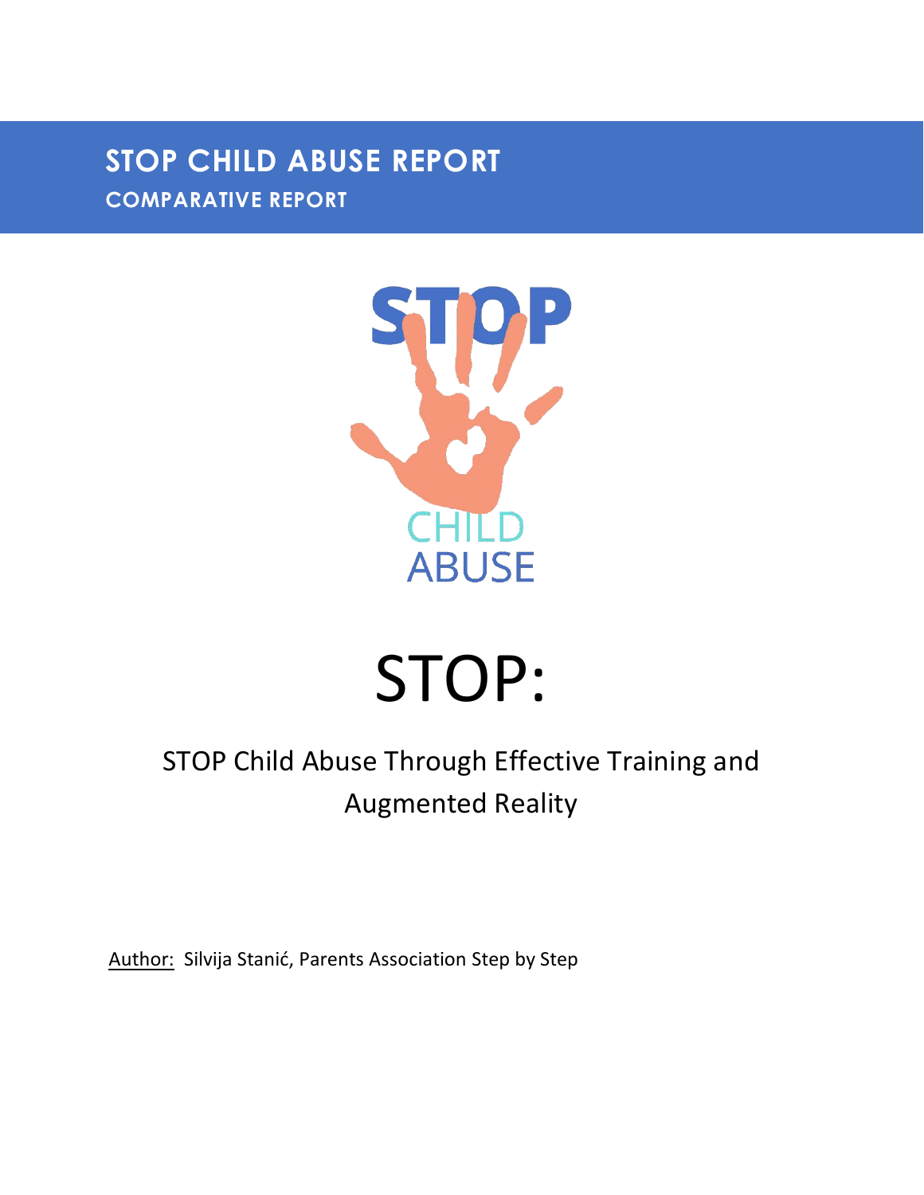# STOP CHILD ABUSE REPORT

## COMPARATIVE REPORT

STOP CHILD ABUSE

# STOP:

STOP Child Abuse Through Effective Training and Augmented Reality

Author: Silvija Stanić, Parents Association Step by Step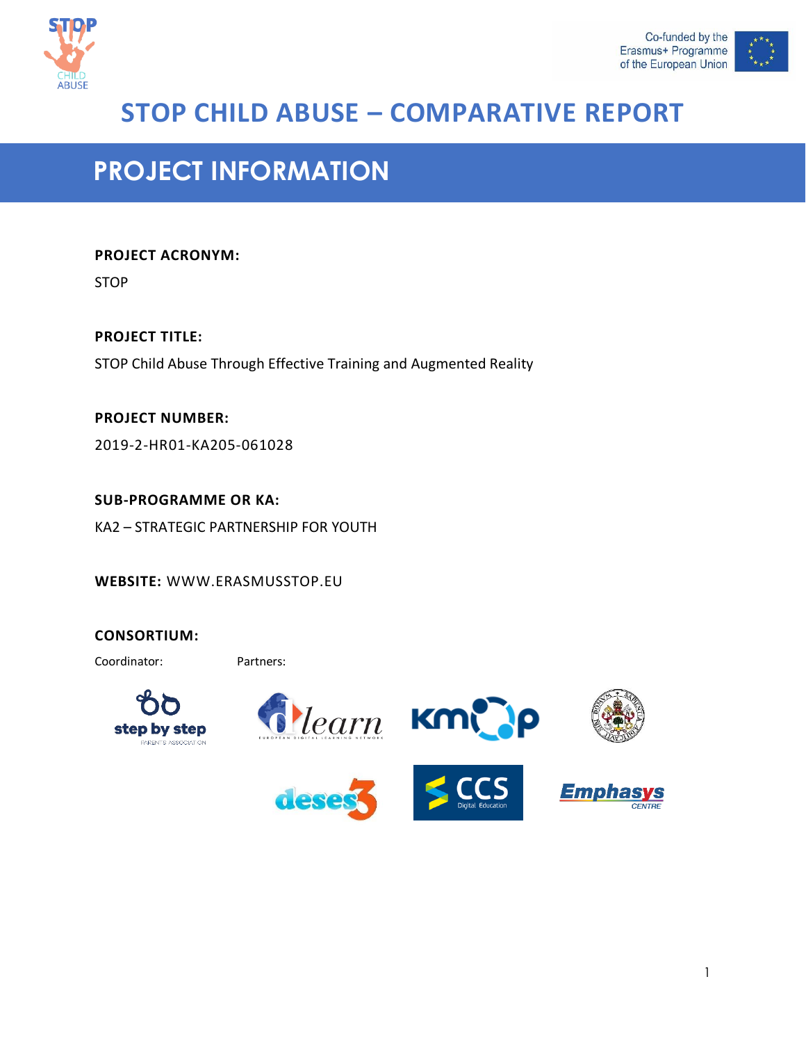# STOP CHILD ABUSE – COMPARATIVE REPORT

## PROJECT INFORMATION

**PROJECT ACRONYM:**

STOP

**PROJECT TITLE:**

STOP Child Abuse Through Effective Training and Augmented Reality

**PROJECT NUMBER:**

2019-2-HR01-KA205-061028

**SUB-PROGRAMME OR KA:**

KA2 – STRATEGIC PARTNERSHIP FOR YOUTH

**WEBSITE:** WWW.ERASMUSSTOP.EU

**CONSORTIUM:**

Coordinator:

Partners: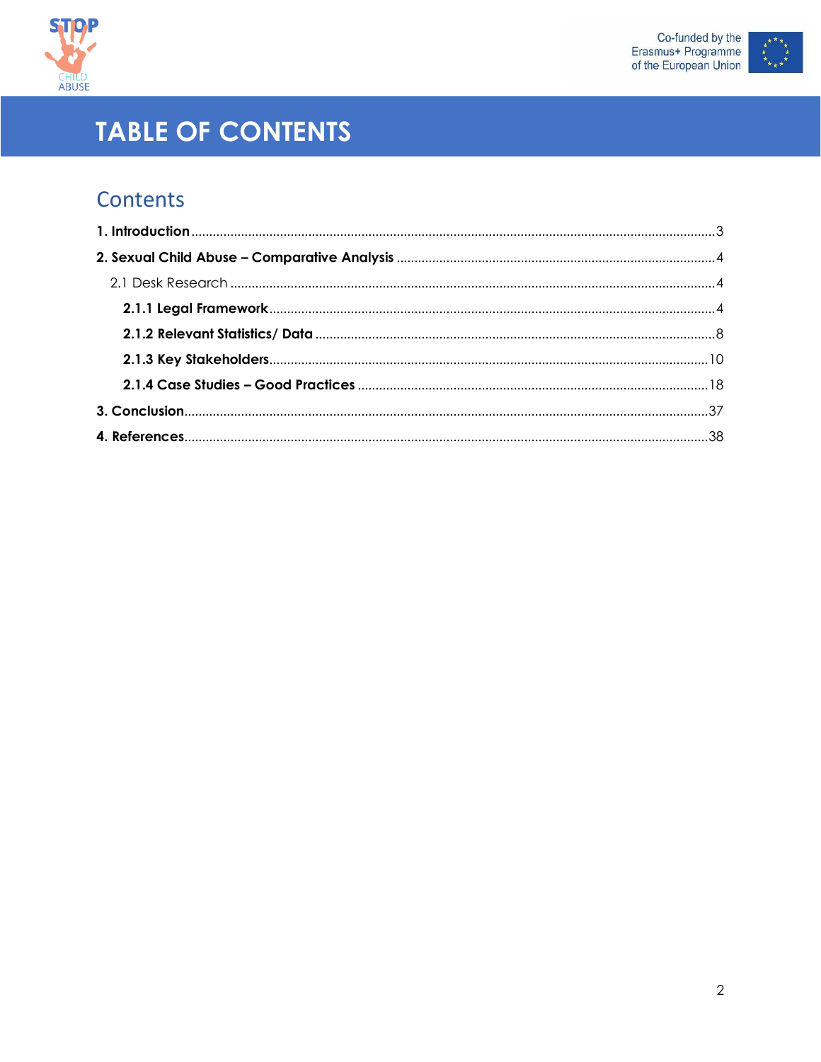# TABLE OF CONTENTS

## Contents

**1. Introduction** .......... 3

**2. Sexual Child Abuse – Comparative Analysis** .......... 4

2.1 Desk Research .......... 4

**2.1.1 Legal Framework** .......... 4

**2.1.2 Relevant Statistics/ Data** .......... 8

**2.1.3 Key Stakeholders** .......... 10

**2.1.4 Case Studies – Good Practices** .......... 18

**3. Conclusion** .......... 37

**4. References** .......... 38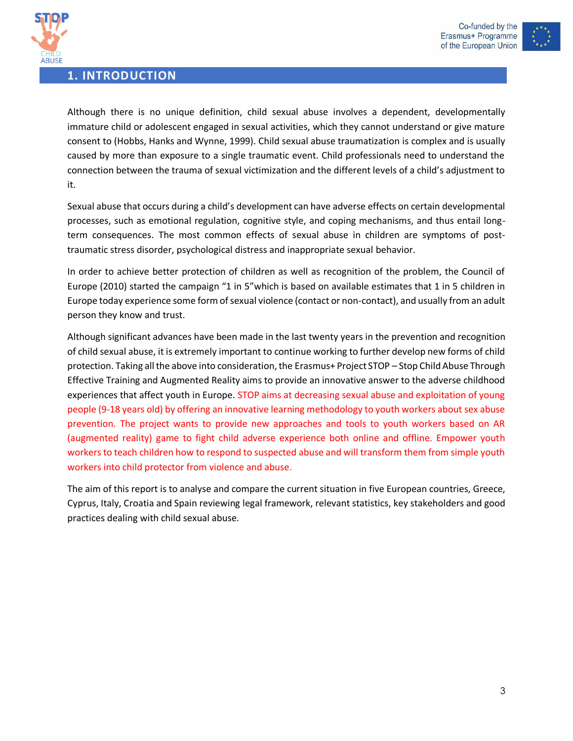# 1. INTRODUCTION

Although there is no unique definition, child sexual abuse involves a dependent, developmentally immature child or adolescent engaged in sexual activities, which they cannot understand or give mature consent to (Hobbs, Hanks and Wynne, 1999). Child sexual abuse traumatization is complex and is usually caused by more than exposure to a single traumatic event. Child professionals need to understand the connection between the trauma of sexual victimization and the different levels of a child's adjustment to it.

Sexual abuse that occurs during a child's development can have adverse effects on certain developmental processes, such as emotional regulation, cognitive style, and coping mechanisms, and thus entail long-term consequences. The most common effects of sexual abuse in children are symptoms of post-traumatic stress disorder, psychological distress and inappropriate sexual behavior.

In order to achieve better protection of children as well as recognition of the problem, the Council of Europe (2010) started the campaign "1 in 5"which is based on available estimates that 1 in 5 children in Europe today experience some form of sexual violence (contact or non-contact), and usually from an adult person they know and trust.

Although significant advances have been made in the last twenty years in the prevention and recognition of child sexual abuse, it is extremely important to continue working to further develop new forms of child protection. Taking all the above into consideration, the Erasmus+ Project STOP – Stop Child Abuse Through Effective Training and Augmented Reality aims to provide an innovative answer to the adverse childhood experiences that affect youth in Europe. STOP aims at decreasing sexual abuse and exploitation of young people (9-18 years old) by offering an innovative learning methodology to youth workers about sex abuse prevention. The project wants to provide new approaches and tools to youth workers based on AR (augmented reality) game to fight child adverse experience both online and offline. Empower youth workers to teach children how to respond to suspected abuse and will transform them from simple youth workers into child protector from violence and abuse.

The aim of this report is to analyse and compare the current situation in five European countries, Greece, Cyprus, Italy, Croatia and Spain reviewing legal framework, relevant statistics, key stakeholders and good practices dealing with child sexual abuse.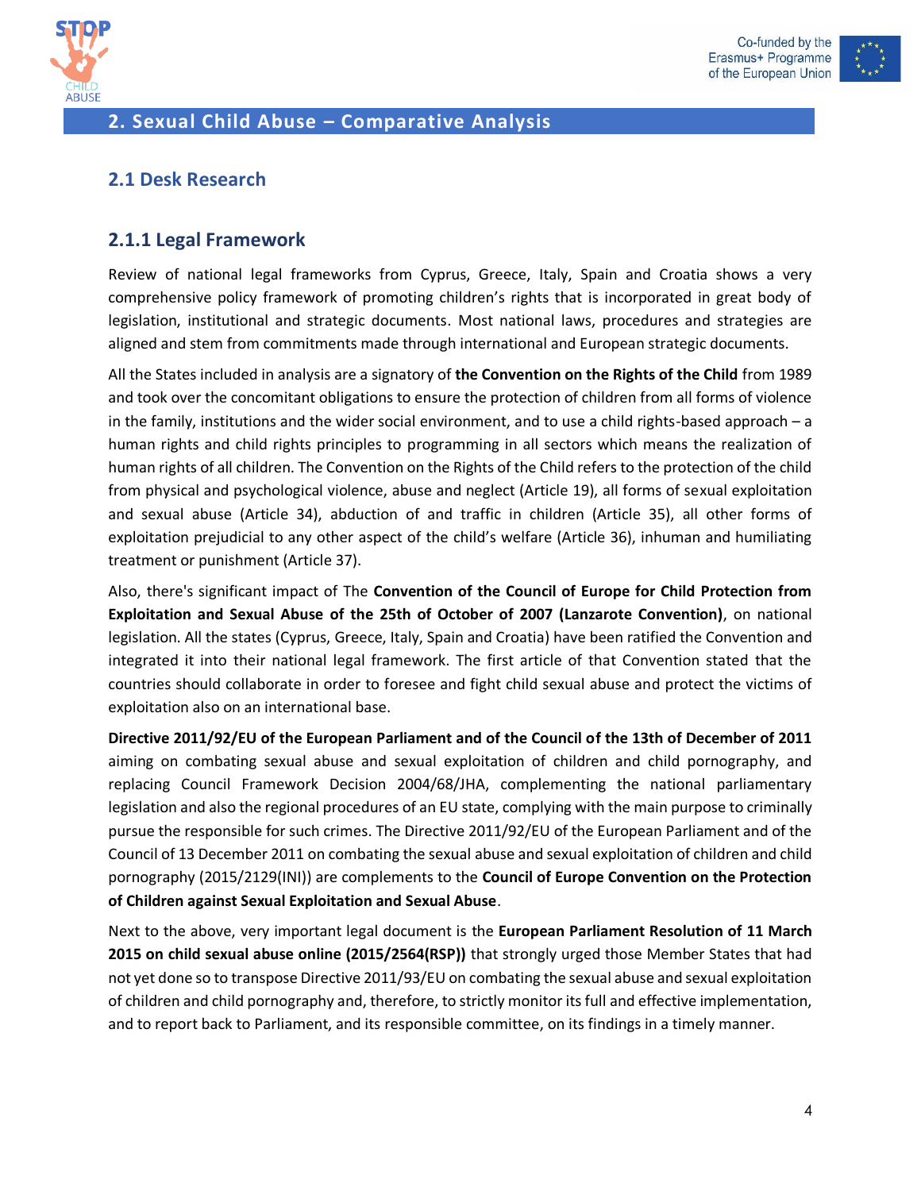## 2. Sexual Child Abuse – Comparative Analysis

### 2.1 Desk Research

#### 2.1.1 Legal Framework

Review of national legal frameworks from Cyprus, Greece, Italy, Spain and Croatia shows a very comprehensive policy framework of promoting children's rights that is incorporated in great body of legislation, institutional and strategic documents. Most national laws, procedures and strategies are aligned and stem from commitments made through international and European strategic documents.

All the States included in analysis are a signatory of **the Convention on the Rights of the Child** from 1989 and took over the concomitant obligations to ensure the protection of children from all forms of violence in the family, institutions and the wider social environment, and to use a child rights-based approach – a human rights and child rights principles to programming in all sectors which means the realization of human rights of all children. The Convention on the Rights of the Child refers to the protection of the child from physical and psychological violence, abuse and neglect (Article 19), all forms of sexual exploitation and sexual abuse (Article 34), abduction of and traffic in children (Article 35), all other forms of exploitation prejudicial to any other aspect of the child's welfare (Article 36), inhuman and humiliating treatment or punishment (Article 37).

Also, there's significant impact of The **Convention of the Council of Europe for Child Protection from Exploitation and Sexual Abuse of the 25th of October of 2007 (Lanzarote Convention)**, on national legislation. All the states (Cyprus, Greece, Italy, Spain and Croatia) have been ratified the Convention and integrated it into their national legal framework. The first article of that Convention stated that the countries should collaborate in order to foresee and fight child sexual abuse and protect the victims of exploitation also on an international base.

**Directive 2011/92/EU of the European Parliament and of the Council of the 13th of December of 2011** aiming on combating sexual abuse and sexual exploitation of children and child pornography, and replacing Council Framework Decision 2004/68/JHA, complementing the national parliamentary legislation and also the regional procedures of an EU state, complying with the main purpose to criminally pursue the responsible for such crimes. The Directive 2011/92/EU of the European Parliament and of the Council of 13 December 2011 on combating the sexual abuse and sexual exploitation of children and child pornography (2015/2129(INI)) are complements to the **Council of Europe Convention on the Protection of Children against Sexual Exploitation and Sexual Abuse**.

Next to the above, very important legal document is the **European Parliament Resolution of 11 March 2015 on child sexual abuse online (2015/2564(RSP))** that strongly urged those Member States that had not yet done so to transpose Directive 2011/93/EU on combating the sexual abuse and sexual exploitation of children and child pornography and, therefore, to strictly monitor its full and effective implementation, and to report back to Parliament, and its responsible committee, on its findings in a timely manner.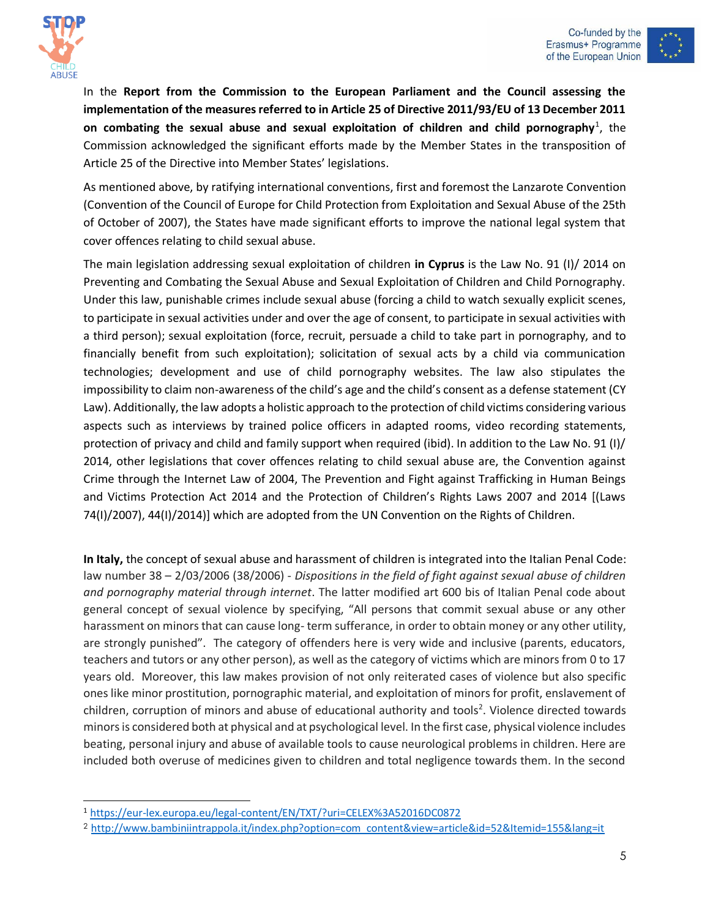In the **Report from the Commission to the European Parliament and the Council assessing the implementation of the measures referred to in Article 25 of Directive 2011/93/EU of 13 December 2011 on combating the sexual abuse and sexual exploitation of children and child pornography**[1], the Commission acknowledged the significant efforts made by the Member States in the transposition of Article 25 of the Directive into Member States' legislations.

As mentioned above, by ratifying international conventions, first and foremost the Lanzarote Convention (Convention of the Council of Europe for Child Protection from Exploitation and Sexual Abuse of the 25th of October of 2007), the States have made significant efforts to improve the national legal system that cover offences relating to child sexual abuse.

The main legislation addressing sexual exploitation of children **in Cyprus** is the Law No. 91 (I)/ 2014 on Preventing and Combating the Sexual Abuse and Sexual Exploitation of Children and Child Pornography. Under this law, punishable crimes include sexual abuse (forcing a child to watch sexually explicit scenes, to participate in sexual activities under and over the age of consent, to participate in sexual activities with a third person); sexual exploitation (force, recruit, persuade a child to take part in pornography, and to financially benefit from such exploitation); solicitation of sexual acts by a child via communication technologies; development and use of child pornography websites. The law also stipulates the impossibility to claim non-awareness of the child's age and the child's consent as a defense statement (CY Law). Additionally, the law adopts a holistic approach to the protection of child victims considering various aspects such as interviews by trained police officers in adapted rooms, video recording statements, protection of privacy and child and family support when required (ibid). In addition to the Law No. 91 (I)/ 2014, other legislations that cover offences relating to child sexual abuse are, the Convention against Crime through the Internet Law of 2004, The Prevention and Fight against Trafficking in Human Beings and Victims Protection Act 2014 and the Protection of Children's Rights Laws 2007 and 2014 [(Laws 74(I)/2007), 44(I)/2014)] which are adopted from the UN Convention on the Rights of Children.

**In Italy,** the concept of sexual abuse and harassment of children is integrated into the Italian Penal Code: law number 38 – 2/03/2006 (38/2006) - *Dispositions in the field of fight against sexual abuse of children and pornography material through internet*. The latter modified art 600 bis of Italian Penal code about general concept of sexual violence by specifying, "All persons that commit sexual abuse or any other harassment on minors that can cause long- term sufferance, in order to obtain money or any other utility, are strongly punished". The category of offenders here is very wide and inclusive (parents, educators, teachers and tutors or any other person), as well as the category of victims which are minors from 0 to 17 years old. Moreover, this law makes provision of not only reiterated cases of violence but also specific ones like minor prostitution, pornographic material, and exploitation of minors for profit, enslavement of children, corruption of minors and abuse of educational authority and tools[2]. Violence directed towards minors is considered both at physical and at psychological level. In the first case, physical violence includes beating, personal injury and abuse of available tools to cause neurological problems in children. Here are included both overuse of medicines given to children and total negligence towards them. In the second

[1] https://eur-lex.europa.eu/legal-content/EN/TXT/?uri=CELEX%3A52016DC0872

[2] http://www.bambiniintrappola.it/index.php?option=com_content&view=article&id=52&Itemid=155&lang=it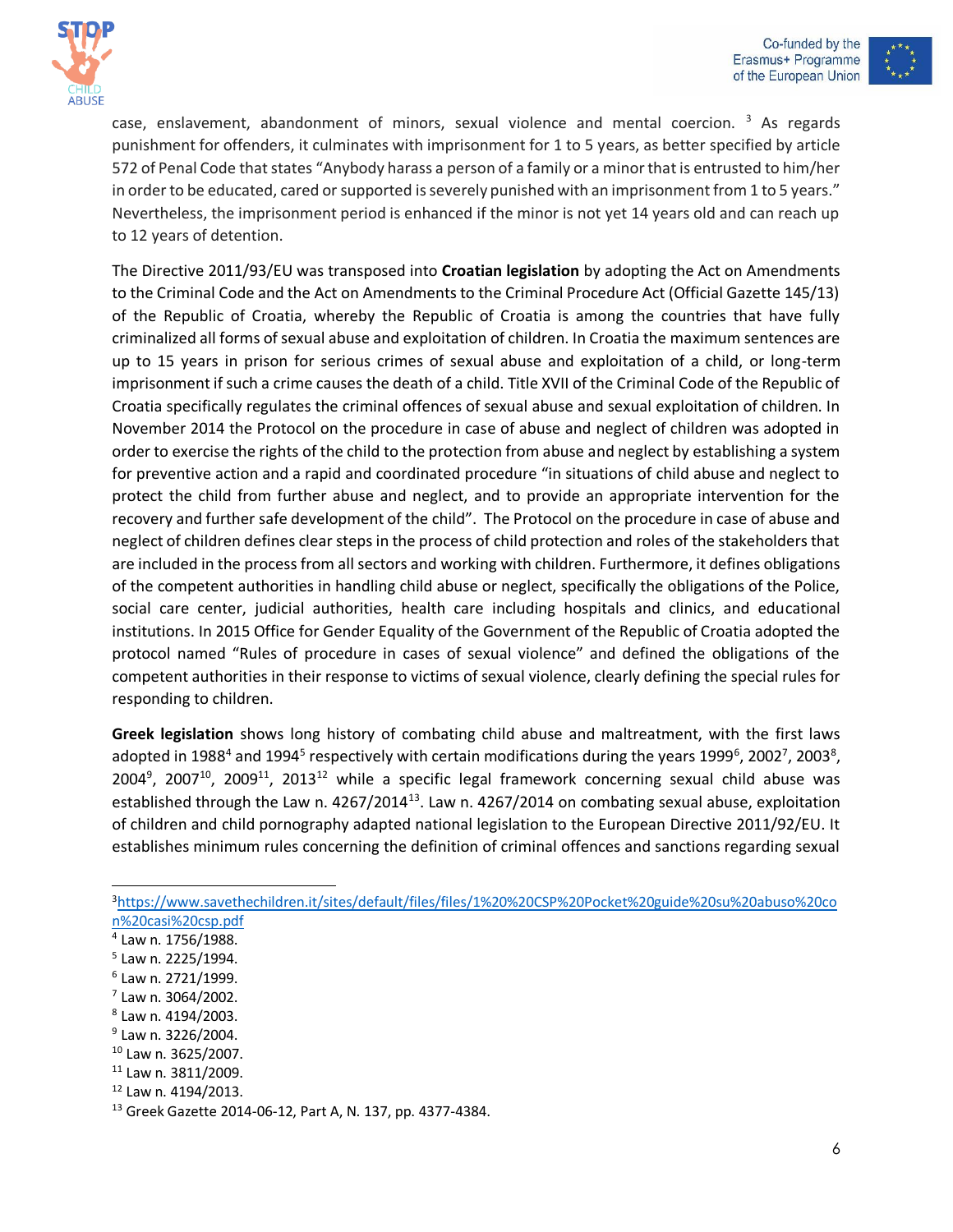case, enslavement, abandonment of minors, sexual violence and mental coercion. [3] As regards punishment for offenders, it culminates with imprisonment for 1 to 5 years, as better specified by article 572 of Penal Code that states "Anybody harass a person of a family or a minor that is entrusted to him/her in order to be educated, cared or supported is severely punished with an imprisonment from 1 to 5 years." Nevertheless, the imprisonment period is enhanced if the minor is not yet 14 years old and can reach up to 12 years of detention.

The Directive 2011/93/EU was transposed into **Croatian legislation** by adopting the Act on Amendments to the Criminal Code and the Act on Amendments to the Criminal Procedure Act (Official Gazette 145/13) of the Republic of Croatia, whereby the Republic of Croatia is among the countries that have fully criminalized all forms of sexual abuse and exploitation of children. In Croatia the maximum sentences are up to 15 years in prison for serious crimes of sexual abuse and exploitation of a child, or long-term imprisonment if such a crime causes the death of a child. Title XVII of the Criminal Code of the Republic of Croatia specifically regulates the criminal offences of sexual abuse and sexual exploitation of children. In November 2014 the Protocol on the procedure in case of abuse and neglect of children was adopted in order to exercise the rights of the child to the protection from abuse and neglect by establishing a system for preventive action and a rapid and coordinated procedure "in situations of child abuse and neglect to protect the child from further abuse and neglect, and to provide an appropriate intervention for the recovery and further safe development of the child". The Protocol on the procedure in case of abuse and neglect of children defines clear steps in the process of child protection and roles of the stakeholders that are included in the process from all sectors and working with children. Furthermore, it defines obligations of the competent authorities in handling child abuse or neglect, specifically the obligations of the Police, social care center, judicial authorities, health care including hospitals and clinics, and educational institutions. In 2015 Office for Gender Equality of the Government of the Republic of Croatia adopted the protocol named "Rules of procedure in cases of sexual violence" and defined the obligations of the competent authorities in their response to victims of sexual violence, clearly defining the special rules for responding to children.

**Greek legislation** shows long history of combating child abuse and maltreatment, with the first laws adopted in 1988[4] and 1994[5] respectively with certain modifications during the years 1999[6], 2002[7], 2003[8], 2004[9], 2007[10], 2009[11], 2013[12] while a specific legal framework concerning sexual child abuse was established through the Law n. 4267/2014[13]. Law n. 4267/2014 on combating sexual abuse, exploitation of children and child pornography adapted national legislation to the European Directive 2011/92/EU. It establishes minimum rules concerning the definition of criminal offences and sanctions regarding sexual

---

[3] https://www.savethechildren.it/sites/default/files/files/1%20%20CSP%20Pocket%20guide%20su%20abuso%20con%20casi%20csp.pdf

[4] Law n. 1756/1988.

[5] Law n. 2225/1994.

[6] Law n. 2721/1999.

[7] Law n. 3064/2002.

[8] Law n. 4194/2003.

[9] Law n. 3226/2004.

[10] Law n. 3625/2007.

[11] Law n. 3811/2009.

[12] Law n. 4194/2013.

[13] Greek Gazette 2014-06-12, Part A, N. 137, pp. 4377-4384.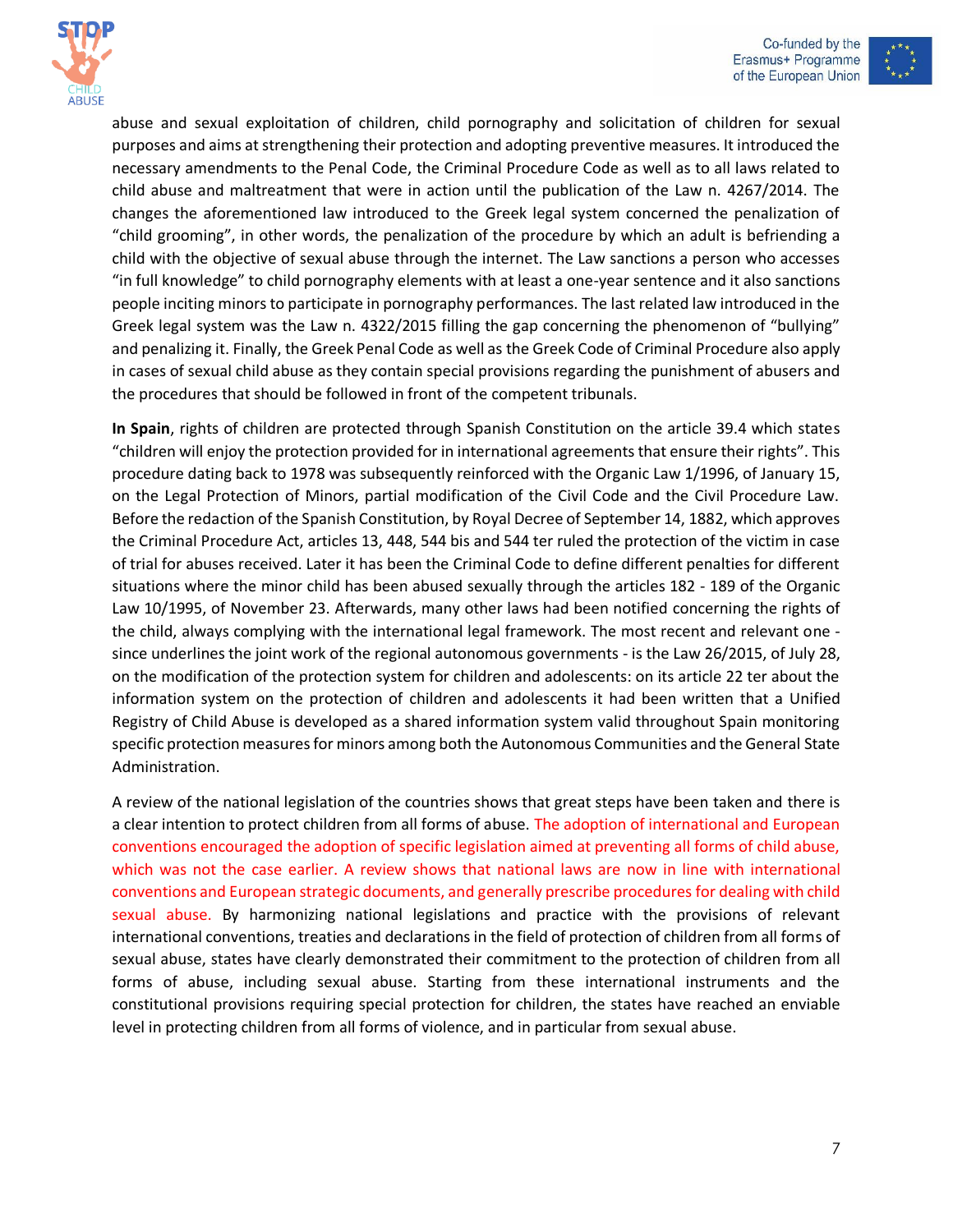abuse and sexual exploitation of children, child pornography and solicitation of children for sexual purposes and aims at strengthening their protection and adopting preventive measures. It introduced the necessary amendments to the Penal Code, the Criminal Procedure Code as well as to all laws related to child abuse and maltreatment that were in action until the publication of the Law n. 4267/2014. The changes the aforementioned law introduced to the Greek legal system concerned the penalization of "child grooming", in other words, the penalization of the procedure by which an adult is befriending a child with the objective of sexual abuse through the internet. The Law sanctions a person who accesses "in full knowledge" to child pornography elements with at least a one-year sentence and it also sanctions people inciting minors to participate in pornography performances. The last related law introduced in the Greek legal system was the Law n. 4322/2015 filling the gap concerning the phenomenon of "bullying" and penalizing it. Finally, the Greek Penal Code as well as the Greek Code of Criminal Procedure also apply in cases of sexual child abuse as they contain special provisions regarding the punishment of abusers and the procedures that should be followed in front of the competent tribunals.

**In Spain**, rights of children are protected through Spanish Constitution on the article 39.4 which states "children will enjoy the protection provided for in international agreements that ensure their rights". This procedure dating back to 1978 was subsequently reinforced with the Organic Law 1/1996, of January 15, on the Legal Protection of Minors, partial modification of the Civil Code and the Civil Procedure Law. Before the redaction of the Spanish Constitution, by Royal Decree of September 14, 1882, which approves the Criminal Procedure Act, articles 13, 448, 544 bis and 544 ter ruled the protection of the victim in case of trial for abuses received. Later it has been the Criminal Code to define different penalties for different situations where the minor child has been abused sexually through the articles 182 - 189 of the Organic Law 10/1995, of November 23. Afterwards, many other laws had been notified concerning the rights of the child, always complying with the international legal framework. The most recent and relevant one - since underlines the joint work of the regional autonomous governments - is the Law 26/2015, of July 28, on the modification of the protection system for children and adolescents: on its article 22 ter about the information system on the protection of children and adolescents it had been written that a Unified Registry of Child Abuse is developed as a shared information system valid throughout Spain monitoring specific protection measures for minors among both the Autonomous Communities and the General State Administration.

A review of the national legislation of the countries shows that great steps have been taken and there is a clear intention to protect children from all forms of abuse. The adoption of international and European conventions encouraged the adoption of specific legislation aimed at preventing all forms of child abuse, which was not the case earlier. A review shows that national laws are now in line with international conventions and European strategic documents, and generally prescribe procedures for dealing with child sexual abuse. By harmonizing national legislations and practice with the provisions of relevant international conventions, treaties and declarations in the field of protection of children from all forms of sexual abuse, states have clearly demonstrated their commitment to the protection of children from all forms of abuse, including sexual abuse. Starting from these international instruments and the constitutional provisions requiring special protection for children, the states have reached an enviable level in protecting children from all forms of violence, and in particular from sexual abuse.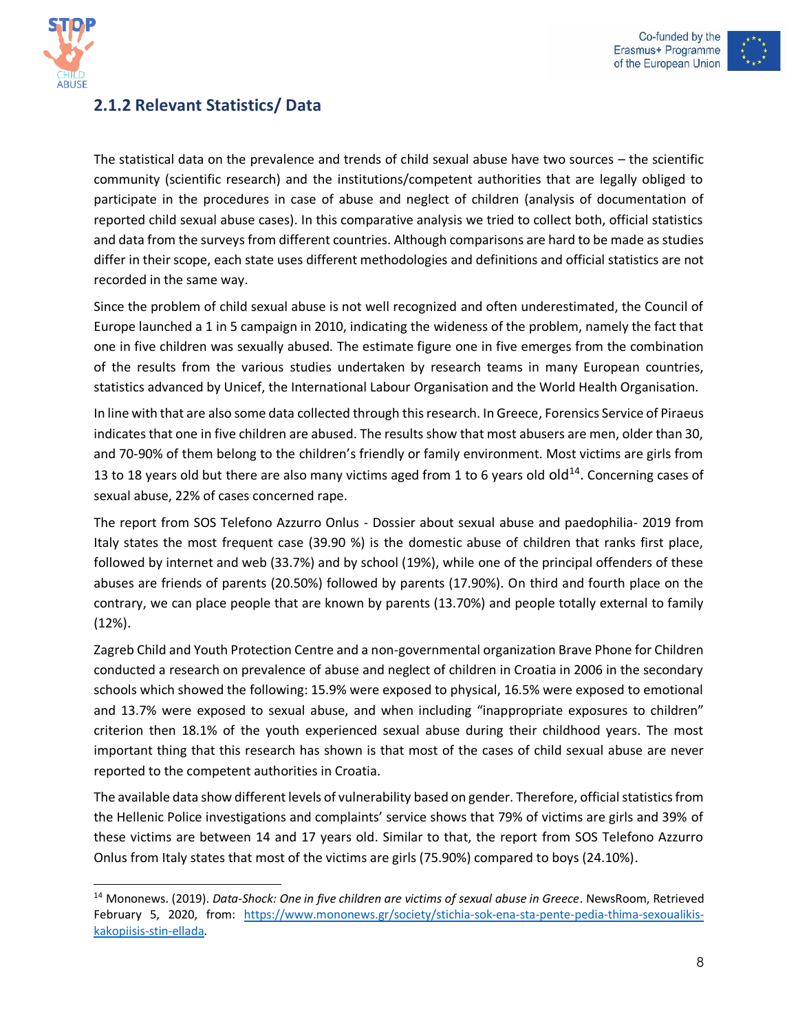### 2.1.2 Relevant Statistics/ Data

The statistical data on the prevalence and trends of child sexual abuse have two sources – the scientific community (scientific research) and the institutions/competent authorities that are legally obliged to participate in the procedures in case of abuse and neglect of children (analysis of documentation of reported child sexual abuse cases). In this comparative analysis we tried to collect both, official statistics and data from the surveys from different countries. Although comparisons are hard to be made as studies differ in their scope, each state uses different methodologies and definitions and official statistics are not recorded in the same way.

Since the problem of child sexual abuse is not well recognized and often underestimated, the Council of Europe launched a 1 in 5 campaign in 2010, indicating the wideness of the problem, namely the fact that one in five children was sexually abused. The estimate figure one in five emerges from the combination of the results from the various studies undertaken by research teams in many European countries, statistics advanced by Unicef, the International Labour Organisation and the World Health Organisation.

In line with that are also some data collected through this research. In Greece, Forensics Service of Piraeus indicates that one in five children are abused. The results show that most abusers are men, older than 30, and 70-90% of them belong to the children's friendly or family environment. Most victims are girls from 13 to 18 years old but there are also many victims aged from 1 to 6 years old old[14]. Concerning cases of sexual abuse, 22% of cases concerned rape.

The report from SOS Telefono Azzurro Onlus - Dossier about sexual abuse and paedophilia- 2019 from Italy states the most frequent case (39.90 %) is the domestic abuse of children that ranks first place, followed by internet and web (33.7%) and by school (19%), while one of the principal offenders of these abuses are friends of parents (20.50%) followed by parents (17.90%). On third and fourth place on the contrary, we can place people that are known by parents (13.70%) and people totally external to family (12%).

Zagreb Child and Youth Protection Centre and a non-governmental organization Brave Phone for Children conducted a research on prevalence of abuse and neglect of children in Croatia in 2006 in the secondary schools which showed the following: 15.9% were exposed to physical, 16.5% were exposed to emotional and 13.7% were exposed to sexual abuse, and when including "inappropriate exposures to children" criterion then 18.1% of the youth experienced sexual abuse during their childhood years. The most important thing that this research has shown is that most of the cases of child sexual abuse are never reported to the competent authorities in Croatia.

The available data show different levels of vulnerability based on gender. Therefore, official statistics from the Hellenic Police investigations and complaints' service shows that 79% of victims are girls and 39% of these victims are between 14 and 17 years old. Similar to that, the report from SOS Telefono Azzurro Onlus from Italy states that most of the victims are girls (75.90%) compared to boys (24.10%).

---

[14] Mononews. (2019). *Data-Shock: One in five children are victims of sexual abuse in Greece*. NewsRoom, Retrieved February 5, 2020, from: https://www.mononews.gr/society/stichia-sok-ena-sta-pente-pedia-thima-sexoualikis-kakopiisis-stin-ellada.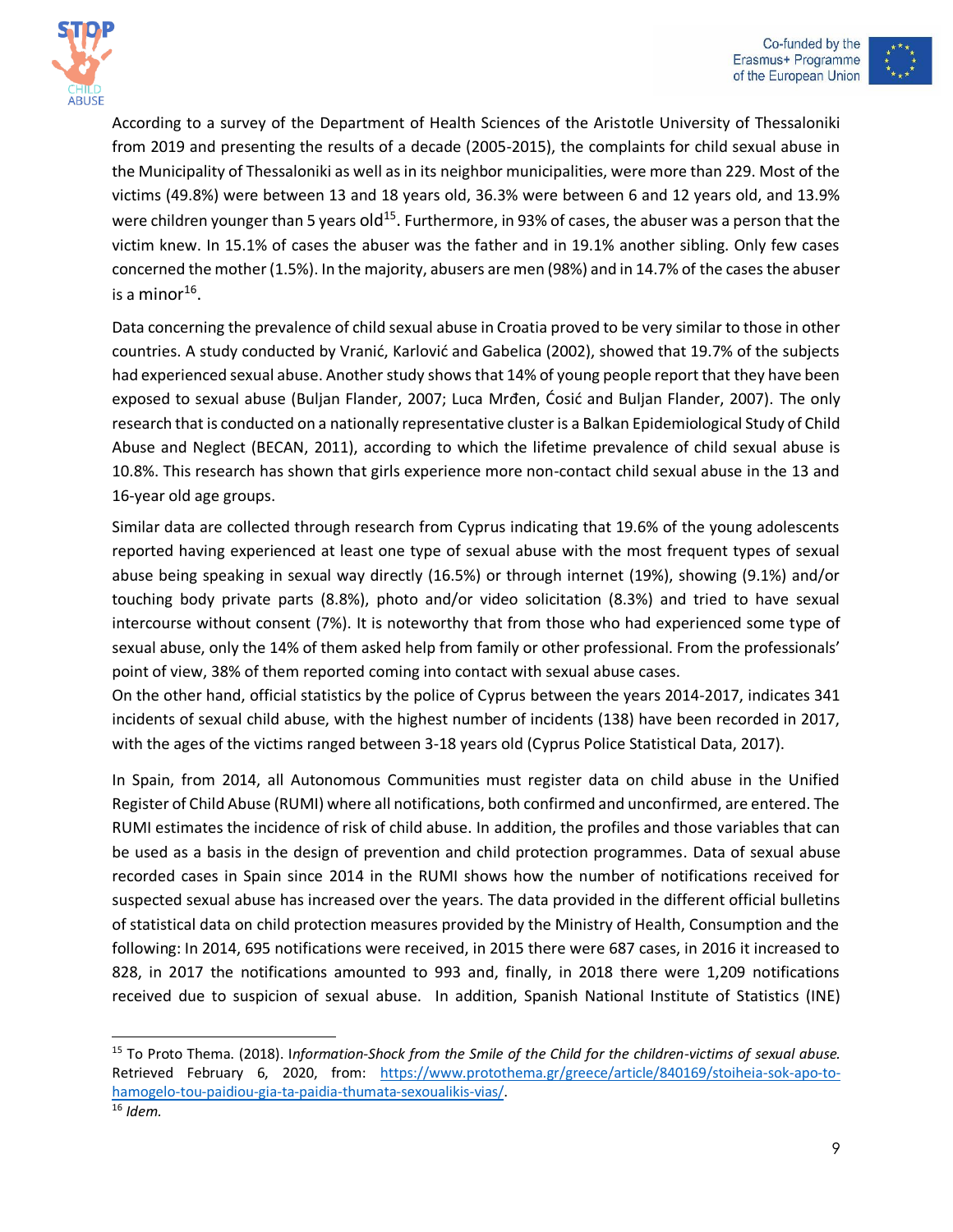According to a survey of the Department of Health Sciences of the Aristotle University of Thessaloniki from 2019 and presenting the results of a decade (2005-2015), the complaints for child sexual abuse in the Municipality of Thessaloniki as well as in its neighbor municipalities, were more than 229. Most of the victims (49.8%) were between 13 and 18 years old, 36.3% were between 6 and 12 years old, and 13.9% were children younger than 5 years old[15]. Furthermore, in 93% of cases, the abuser was a person that the victim knew. In 15.1% of cases the abuser was the father and in 19.1% another sibling. Only few cases concerned the mother (1.5%). In the majority, abusers are men (98%) and in 14.7% of the cases the abuser is a minor[16].

Data concerning the prevalence of child sexual abuse in Croatia proved to be very similar to those in other countries. A study conducted by Vranić, Karlović and Gabelica (2002), showed that 19.7% of the subjects had experienced sexual abuse. Another study shows that 14% of young people report that they have been exposed to sexual abuse (Buljan Flander, 2007; Luca Mrđen, Ćosić and Buljan Flander, 2007). The only research that is conducted on a nationally representative cluster is a Balkan Epidemiological Study of Child Abuse and Neglect (BECAN, 2011), according to which the lifetime prevalence of child sexual abuse is 10.8%. This research has shown that girls experience more non-contact child sexual abuse in the 13 and 16-year old age groups.

Similar data are collected through research from Cyprus indicating that 19.6% of the young adolescents reported having experienced at least one type of sexual abuse with the most frequent types of sexual abuse being speaking in sexual way directly (16.5%) or through internet (19%), showing (9.1%) and/or touching body private parts (8.8%), photo and/or video solicitation (8.3%) and tried to have sexual intercourse without consent (7%). It is noteworthy that from those who had experienced some type of sexual abuse, only the 14% of them asked help from family or other professional. From the professionals' point of view, 38% of them reported coming into contact with sexual abuse cases.
On the other hand, official statistics by the police of Cyprus between the years 2014-2017, indicates 341 incidents of sexual child abuse, with the highest number of incidents (138) have been recorded in 2017, with the ages of the victims ranged between 3-18 years old (Cyprus Police Statistical Data, 2017).

In Spain, from 2014, all Autonomous Communities must register data on child abuse in the Unified Register of Child Abuse (RUMI) where all notifications, both confirmed and unconfirmed, are entered. The RUMI estimates the incidence of risk of child abuse. In addition, the profiles and those variables that can be used as a basis in the design of prevention and child protection programmes. Data of sexual abuse recorded cases in Spain since 2014 in the RUMI shows how the number of notifications received for suspected sexual abuse has increased over the years. The data provided in the different official bulletins of statistical data on child protection measures provided by the Ministry of Health, Consumption and the following: In 2014, 695 notifications were received, in 2015 there were 687 cases, in 2016 it increased to 828, in 2017 the notifications amounted to 993 and, finally, in 2018 there were 1,209 notifications received due to suspicion of sexual abuse. In addition, Spanish National Institute of Statistics (INE)

---

[15] To Proto Thema. (2018). I*nformation-Shock from the Smile of the Child for the children-victims of sexual abuse.* Retrieved February 6, 2020, from: https://www.protothema.gr/greece/article/840169/stoiheia-sok-apo-to-hamogelo-tou-paidiou-gia-ta-paidia-thumata-sexoualikis-vias/.

[16] *Idem.*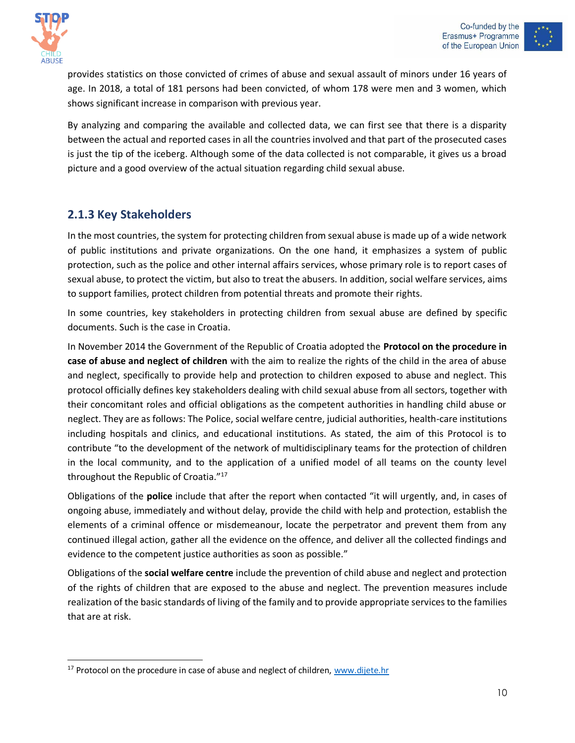provides statistics on those convicted of crimes of abuse and sexual assault of minors under 16 years of age. In 2018, a total of 181 persons had been convicted, of whom 178 were men and 3 women, which shows significant increase in comparison with previous year.

By analyzing and comparing the available and collected data, we can first see that there is a disparity between the actual and reported cases in all the countries involved and that part of the prosecuted cases is just the tip of the iceberg. Although some of the data collected is not comparable, it gives us a broad picture and a good overview of the actual situation regarding child sexual abuse.

### 2.1.3 Key Stakeholders

In the most countries, the system for protecting children from sexual abuse is made up of a wide network of public institutions and private organizations. On the one hand, it emphasizes a system of public protection, such as the police and other internal affairs services, whose primary role is to report cases of sexual abuse, to protect the victim, but also to treat the abusers. In addition, social welfare services, aims to support families, protect children from potential threats and promote their rights.

In some countries, key stakeholders in protecting children from sexual abuse are defined by specific documents. Such is the case in Croatia.

In November 2014 the Government of the Republic of Croatia adopted the **Protocol on the procedure in case of abuse and neglect of children** with the aim to realize the rights of the child in the area of abuse and neglect, specifically to provide help and protection to children exposed to abuse and neglect. This protocol officially defines key stakeholders dealing with child sexual abuse from all sectors, together with their concomitant roles and official obligations as the competent authorities in handling child abuse or neglect. They are as follows: The Police, social welfare centre, judicial authorities, health-care institutions including hospitals and clinics, and educational institutions. As stated, the aim of this Protocol is to contribute "to the development of the network of multidisciplinary teams for the protection of children in the local community, and to the application of a unified model of all teams on the county level throughout the Republic of Croatia."[17]

Obligations of the **police** include that after the report when contacted "it will urgently, and, in cases of ongoing abuse, immediately and without delay, provide the child with help and protection, establish the elements of a criminal offence or misdemeanour, locate the perpetrator and prevent them from any continued illegal action, gather all the evidence on the offence, and deliver all the collected findings and evidence to the competent justice authorities as soon as possible."

Obligations of the **social welfare centre** include the prevention of child abuse and neglect and protection of the rights of children that are exposed to the abuse and neglect. The prevention measures include realization of the basic standards of living of the family and to provide appropriate services to the families that are at risk.

[17] Protocol on the procedure in case of abuse and neglect of children, www.dijete.hr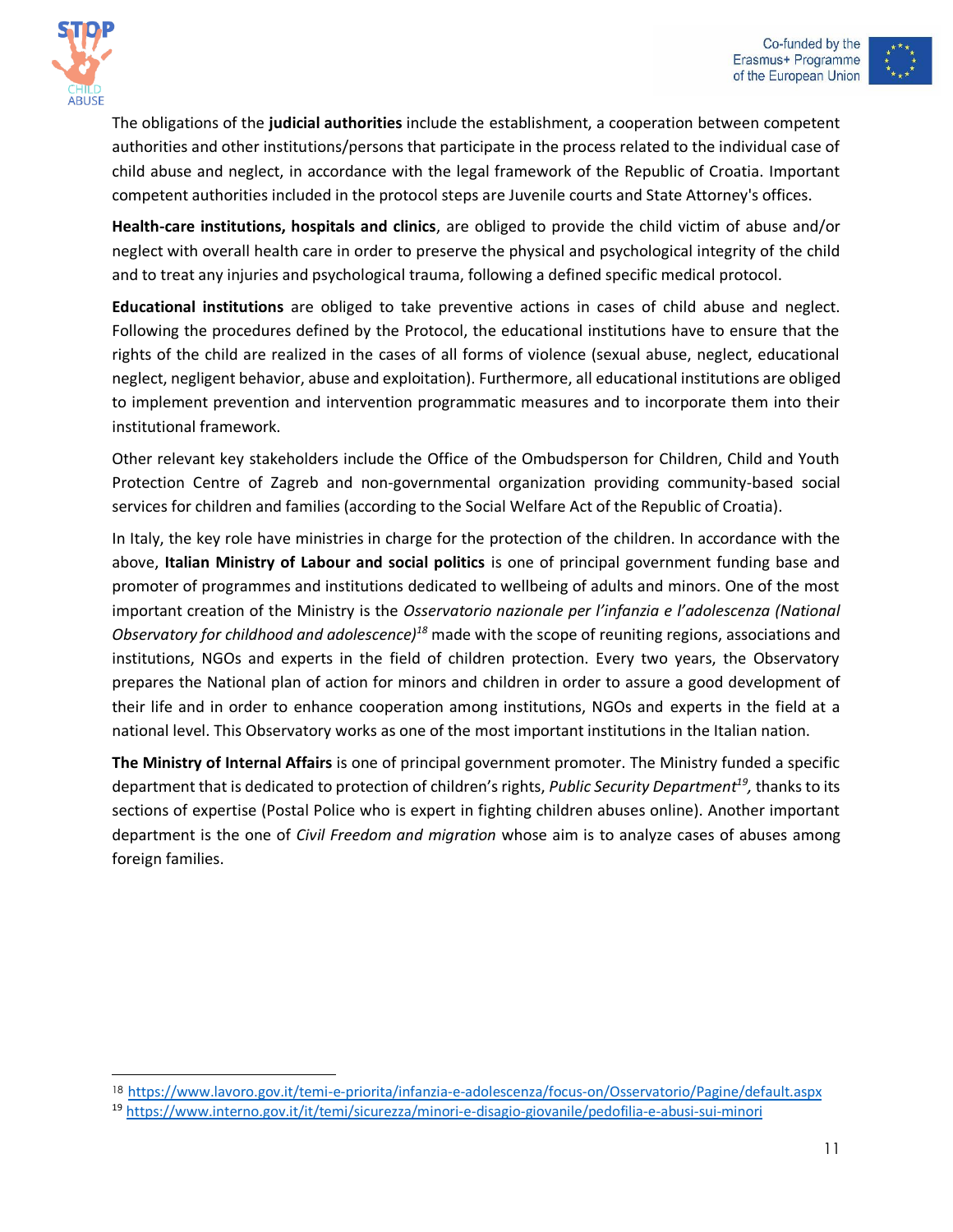The obligations of the **judicial authorities** include the establishment, a cooperation between competent authorities and other institutions/persons that participate in the process related to the individual case of child abuse and neglect, in accordance with the legal framework of the Republic of Croatia. Important competent authorities included in the protocol steps are Juvenile courts and State Attorney's offices.

**Health-care institutions, hospitals and clinics**, are obliged to provide the child victim of abuse and/or neglect with overall health care in order to preserve the physical and psychological integrity of the child and to treat any injuries and psychological trauma, following a defined specific medical protocol.

**Educational institutions** are obliged to take preventive actions in cases of child abuse and neglect. Following the procedures defined by the Protocol, the educational institutions have to ensure that the rights of the child are realized in the cases of all forms of violence (sexual abuse, neglect, educational neglect, negligent behavior, abuse and exploitation). Furthermore, all educational institutions are obliged to implement prevention and intervention programmatic measures and to incorporate them into their institutional framework.

Other relevant key stakeholders include the Office of the Ombudsperson for Children, Child and Youth Protection Centre of Zagreb and non-governmental organization providing community-based social services for children and families (according to the Social Welfare Act of the Republic of Croatia).

In Italy, the key role have ministries in charge for the protection of the children. In accordance with the above, **Italian Ministry of Labour and social politics** is one of principal government funding base and promoter of programmes and institutions dedicated to wellbeing of adults and minors. One of the most important creation of the Ministry is the *Osservatorio nazionale per l'infanzia e l'adolescenza (National Observatory for childhood and adolescence)*[18] made with the scope of reuniting regions, associations and institutions, NGOs and experts in the field of children protection. Every two years, the Observatory prepares the National plan of action for minors and children in order to assure a good development of their life and in order to enhance cooperation among institutions, NGOs and experts in the field at a national level. This Observatory works as one of the most important institutions in the Italian nation.

**The Ministry of Internal Affairs** is one of principal government promoter. The Ministry funded a specific department that is dedicated to protection of children's rights, *Public Security Department*[19], thanks to its sections of expertise (Postal Police who is expert in fighting children abuses online). Another important department is the one of *Civil Freedom and migration* whose aim is to analyze cases of abuses among foreign families.

---

[18] https://www.lavoro.gov.it/temi-e-priorita/infanzia-e-adolescenza/focus-on/Osservatorio/Pagine/default.aspx

[19] https://www.interno.gov.it/it/temi/sicurezza/minori-e-disagio-giovanile/pedofilia-e-abusi-sui-minori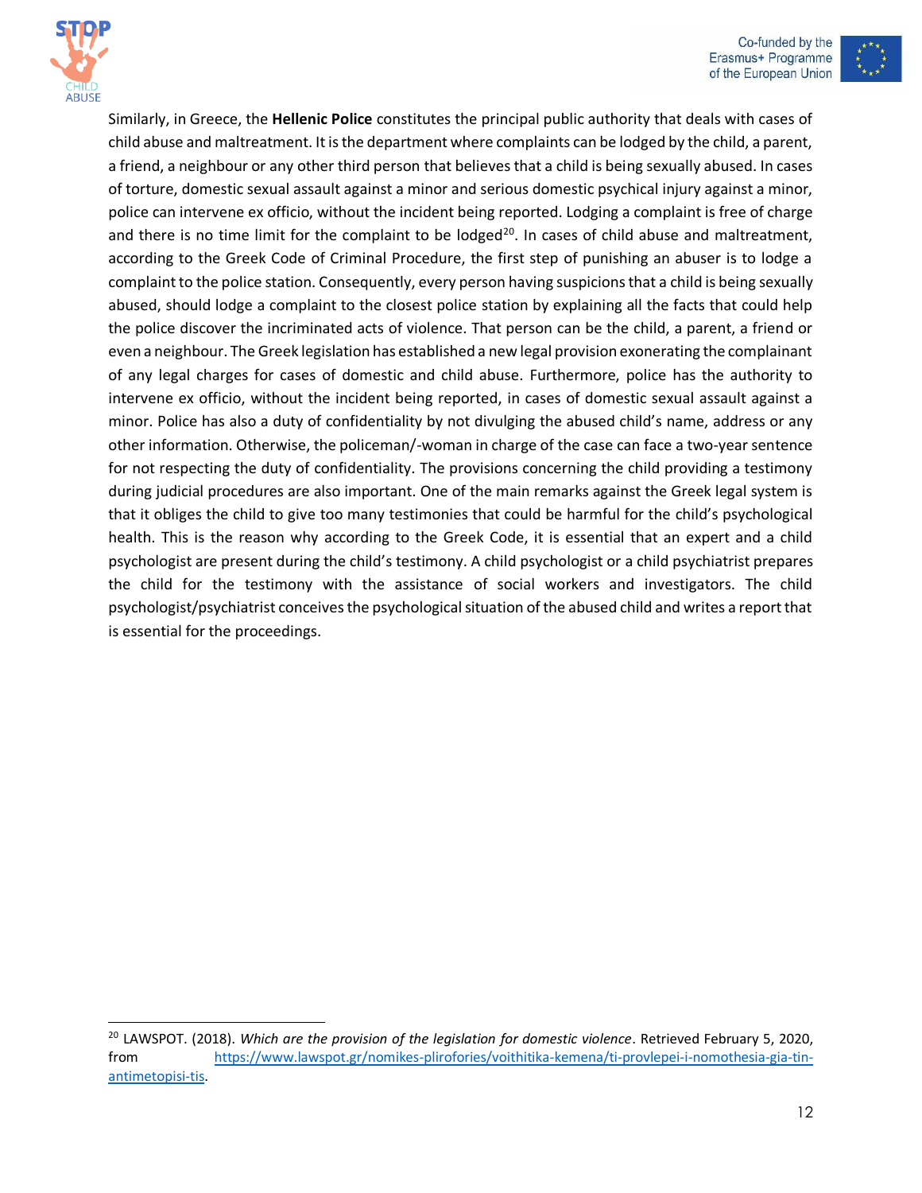Similarly, in Greece, the **Hellenic Police** constitutes the principal public authority that deals with cases of child abuse and maltreatment. It is the department where complaints can be lodged by the child, a parent, a friend, a neighbour or any other third person that believes that a child is being sexually abused. In cases of torture, domestic sexual assault against a minor and serious domestic psychical injury against a minor, police can intervene ex officio, without the incident being reported. Lodging a complaint is free of charge and there is no time limit for the complaint to be lodged[20]. In cases of child abuse and maltreatment, according to the Greek Code of Criminal Procedure, the first step of punishing an abuser is to lodge a complaint to the police station. Consequently, every person having suspicions that a child is being sexually abused, should lodge a complaint to the closest police station by explaining all the facts that could help the police discover the incriminated acts of violence. That person can be the child, a parent, a friend or even a neighbour. The Greek legislation has established a new legal provision exonerating the complainant of any legal charges for cases of domestic and child abuse. Furthermore, police has the authority to intervene ex officio, without the incident being reported, in cases of domestic sexual assault against a minor. Police has also a duty of confidentiality by not divulging the abused child's name, address or any other information. Otherwise, the policeman/-woman in charge of the case can face a two-year sentence for not respecting the duty of confidentiality. The provisions concerning the child providing a testimony during judicial procedures are also important. One of the main remarks against the Greek legal system is that it obliges the child to give too many testimonies that could be harmful for the child's psychological health. This is the reason why according to the Greek Code, it is essential that an expert and a child psychologist are present during the child's testimony. A child psychologist or a child psychiatrist prepares the child for the testimony with the assistance of social workers and investigators. The child psychologist/psychiatrist conceives the psychological situation of the abused child and writes a report that is essential for the proceedings.

---

[20] LAWSPOT. (2018). *Which are the provision of the legislation for domestic violence*. Retrieved February 5, 2020, from https://www.lawspot.gr/nomikes-plirofories/voithitika-kemena/ti-provlepei-i-nomothesia-gia-tin-antimetopisi-tis.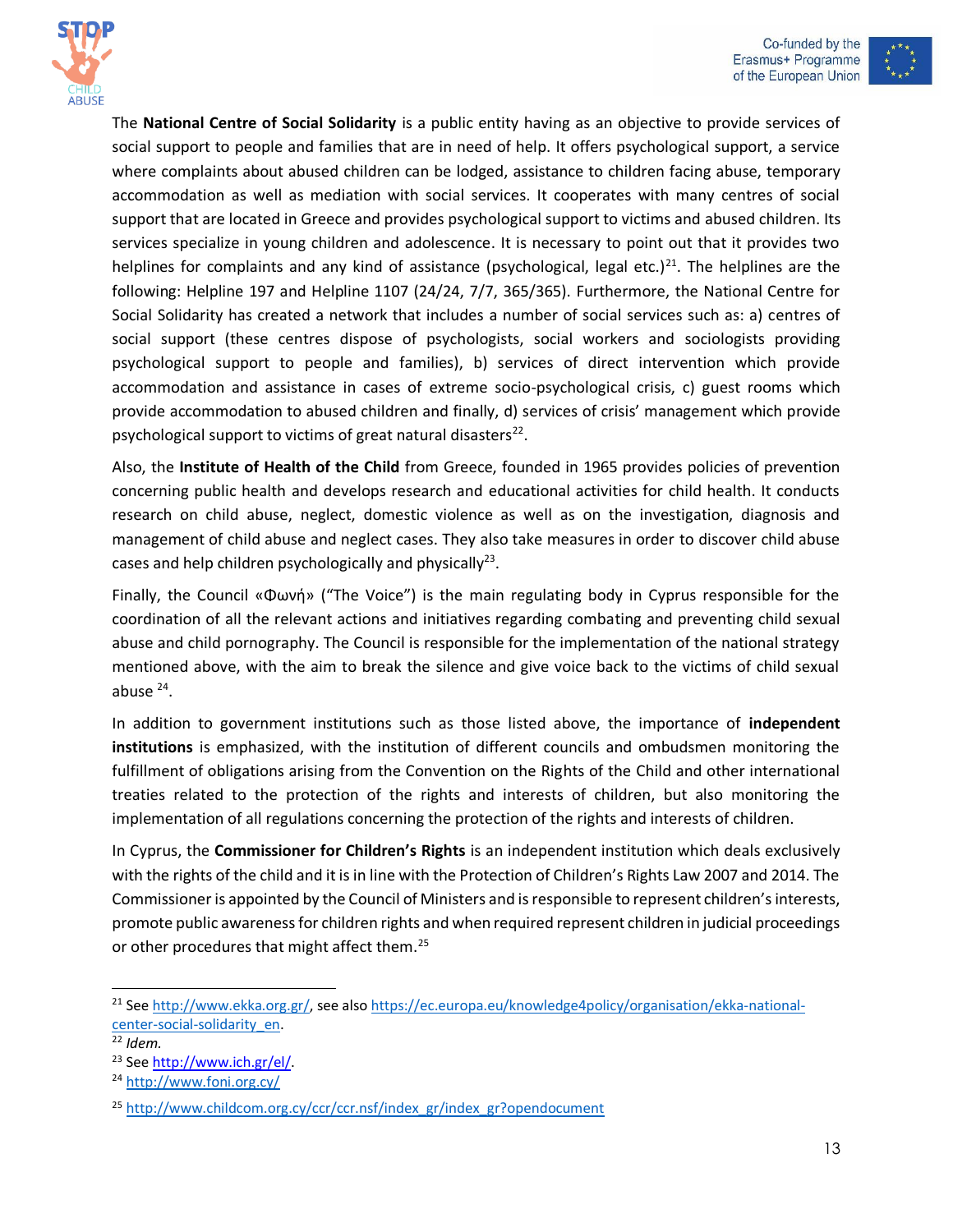The **National Centre of Social Solidarity** is a public entity having as an objective to provide services of social support to people and families that are in need of help. It offers psychological support, a service where complaints about abused children can be lodged, assistance to children facing abuse, temporary accommodation as well as mediation with social services. It cooperates with many centres of social support that are located in Greece and provides psychological support to victims and abused children. Its services specialize in young children and adolescence. It is necessary to point out that it provides two helplines for complaints and any kind of assistance (psychological, legal etc.)[21]. The helplines are the following: Helpline 197 and Helpline 1107 (24/24, 7/7, 365/365). Furthermore, the National Centre for Social Solidarity has created a network that includes a number of social services such as: a) centres of social support (these centres dispose of psychologists, social workers and sociologists providing psychological support to people and families), b) services of direct intervention which provide accommodation and assistance in cases of extreme socio-psychological crisis, c) guest rooms which provide accommodation to abused children and finally, d) services of crisis' management which provide psychological support to victims of great natural disasters[22].

Also, the **Institute of Health of the Child** from Greece, founded in 1965 provides policies of prevention concerning public health and develops research and educational activities for child health. It conducts research on child abuse, neglect, domestic violence as well as on the investigation, diagnosis and management of child abuse and neglect cases. They also take measures in order to discover child abuse cases and help children psychologically and physically[23].

Finally, the Council «Φωνή» ("The Voice") is the main regulating body in Cyprus responsible for the coordination of all the relevant actions and initiatives regarding combating and preventing child sexual abuse and child pornography. The Council is responsible for the implementation of the national strategy mentioned above, with the aim to break the silence and give voice back to the victims of child sexual abuse [24].

In addition to government institutions such as those listed above, the importance of **independent institutions** is emphasized, with the institution of different councils and ombudsmen monitoring the fulfillment of obligations arising from the Convention on the Rights of the Child and other international treaties related to the protection of the rights and interests of children, but also monitoring the implementation of all regulations concerning the protection of the rights and interests of children.

In Cyprus, the **Commissioner for Children's Rights** is an independent institution which deals exclusively with the rights of the child and it is in line with the Protection of Children's Rights Law 2007 and 2014. The Commissioner is appointed by the Council of Ministers and is responsible to represent children's interests, promote public awareness for children rights and when required represent children in judicial proceedings or other procedures that might affect them.[25]

---

[21] See http://www.ekka.org.gr/, see also https://ec.europa.eu/knowledge4policy/organisation/ekka-national-center-social-solidarity_en.

[22] *Idem.*

[23] See http://www.ich.gr/el/.

[24] http://www.foni.org.cy/

[25] http://www.childcom.org.cy/ccr/ccr.nsf/index_gr/index_gr?opendocument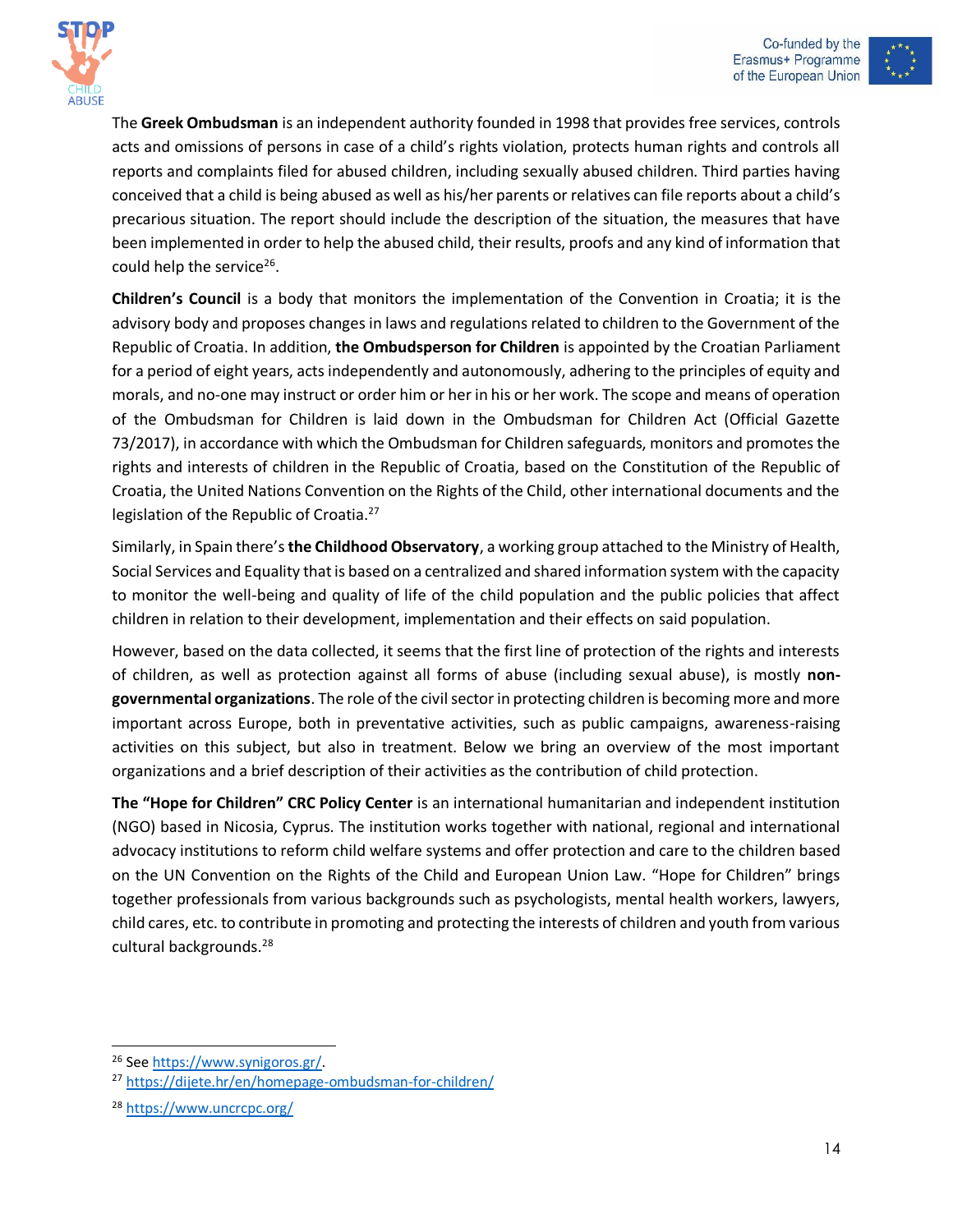The **Greek Ombudsman** is an independent authority founded in 1998 that provides free services, controls acts and omissions of persons in case of a child's rights violation, protects human rights and controls all reports and complaints filed for abused children, including sexually abused children. Third parties having conceived that a child is being abused as well as his/her parents or relatives can file reports about a child's precarious situation. The report should include the description of the situation, the measures that have been implemented in order to help the abused child, their results, proofs and any kind of information that could help the service[26].

**Children's Council** is a body that monitors the implementation of the Convention in Croatia; it is the advisory body and proposes changes in laws and regulations related to children to the Government of the Republic of Croatia. In addition, **the Ombudsperson for Children** is appointed by the Croatian Parliament for a period of eight years, acts independently and autonomously, adhering to the principles of equity and morals, and no-one may instruct or order him or her in his or her work. The scope and means of operation of the Ombudsman for Children is laid down in the Ombudsman for Children Act (Official Gazette 73/2017), in accordance with which the Ombudsman for Children safeguards, monitors and promotes the rights and interests of children in the Republic of Croatia, based on the Constitution of the Republic of Croatia, the United Nations Convention on the Rights of the Child, other international documents and the legislation of the Republic of Croatia.[27]

Similarly, in Spain there's **the Childhood Observatory**, a working group attached to the Ministry of Health, Social Services and Equality that is based on a centralized and shared information system with the capacity to monitor the well-being and quality of life of the child population and the public policies that affect children in relation to their development, implementation and their effects on said population.

However, based on the data collected, it seems that the first line of protection of the rights and interests of children, as well as protection against all forms of abuse (including sexual abuse), is mostly **non-governmental organizations**. The role of the civil sector in protecting children is becoming more and more important across Europe, both in preventative activities, such as public campaigns, awareness-raising activities on this subject, but also in treatment. Below we bring an overview of the most important organizations and a brief description of their activities as the contribution of child protection.

**The "Hope for Children" CRC Policy Center** is an international humanitarian and independent institution (NGO) based in Nicosia, Cyprus. The institution works together with national, regional and international advocacy institutions to reform child welfare systems and offer protection and care to the children based on the UN Convention on the Rights of the Child and European Union Law. "Hope for Children" brings together professionals from various backgrounds such as psychologists, mental health workers, lawyers, child cares, etc. to contribute in promoting and protecting the interests of children and youth from various cultural backgrounds.[28]

---

[26] See https://www.synigoros.gr/.

[27] https://dijete.hr/en/homepage-ombudsman-for-children/

[28] https://www.uncrcpc.org/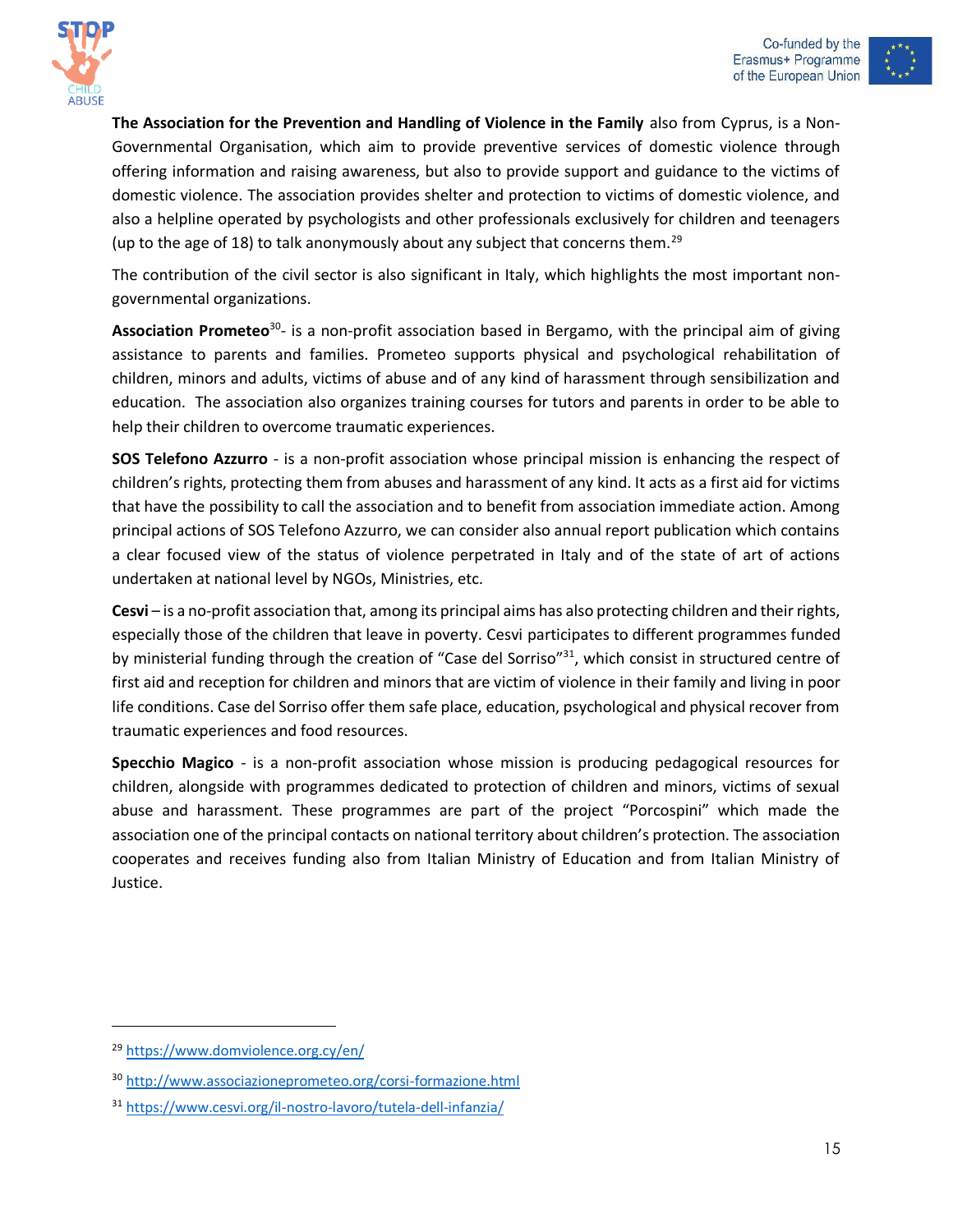**The Association for the Prevention and Handling of Violence in the Family** also from Cyprus, is a Non-Governmental Organisation, which aim to provide preventive services of domestic violence through offering information and raising awareness, but also to provide support and guidance to the victims of domestic violence. The association provides shelter and protection to victims of domestic violence, and also a helpline operated by psychologists and other professionals exclusively for children and teenagers (up to the age of 18) to talk anonymously about any subject that concerns them.[29]

The contribution of the civil sector is also significant in Italy, which highlights the most important non-governmental organizations.

**Association Prometeo**[30]- is a non-profit association based in Bergamo, with the principal aim of giving assistance to parents and families. Prometeo supports physical and psychological rehabilitation of children, minors and adults, victims of abuse and of any kind of harassment through sensibilization and education. The association also organizes training courses for tutors and parents in order to be able to help their children to overcome traumatic experiences.

**SOS Telefono Azzurro** - is a non-profit association whose principal mission is enhancing the respect of children's rights, protecting them from abuses and harassment of any kind. It acts as a first aid for victims that have the possibility to call the association and to benefit from association immediate action. Among principal actions of SOS Telefono Azzurro, we can consider also annual report publication which contains a clear focused view of the status of violence perpetrated in Italy and of the state of art of actions undertaken at national level by NGOs, Ministries, etc.

**Cesvi** – is a no-profit association that, among its principal aims has also protecting children and their rights, especially those of the children that leave in poverty. Cesvi participates to different programmes funded by ministerial funding through the creation of "Case del Sorriso"[31], which consist in structured centre of first aid and reception for children and minors that are victim of violence in their family and living in poor life conditions. Case del Sorriso offer them safe place, education, psychological and physical recover from traumatic experiences and food resources.

**Specchio Magico** - is a non-profit association whose mission is producing pedagogical resources for children, alongside with programmes dedicated to protection of children and minors, victims of sexual abuse and harassment. These programmes are part of the project "Porcospini" which made the association one of the principal contacts on national territory about children's protection. The association cooperates and receives funding also from Italian Ministry of Education and from Italian Ministry of Justice.

---

[29] https://www.domviolence.org.cy/en/

[30] http://www.associazioneprometeo.org/corsi-formazione.html

[31] https://www.cesvi.org/il-nostro-lavoro/tutela-dell-infanzia/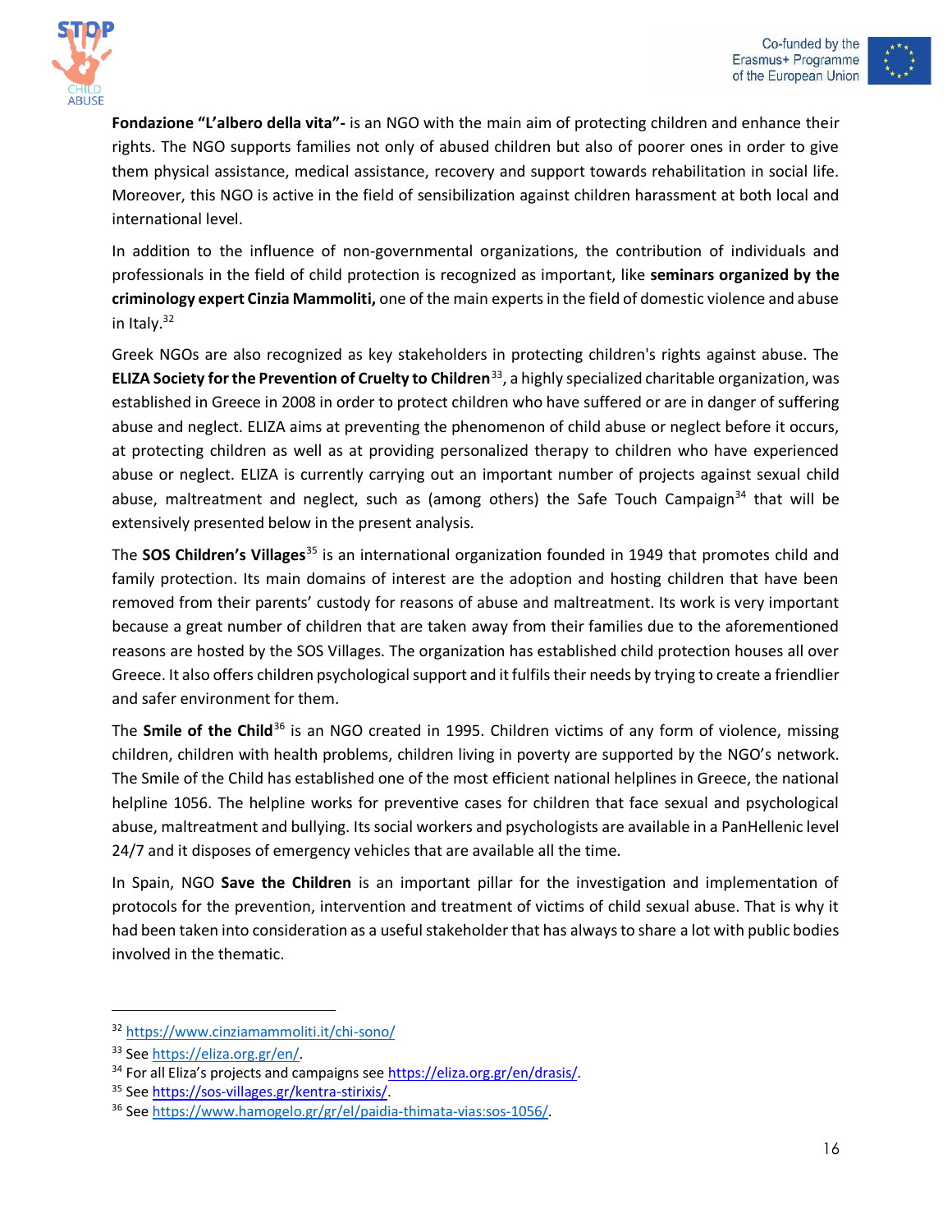**Fondazione "L'albero della vita"-** is an NGO with the main aim of protecting children and enhance their rights. The NGO supports families not only of abused children but also of poorer ones in order to give them physical assistance, medical assistance, recovery and support towards rehabilitation in social life. Moreover, this NGO is active in the field of sensibilization against children harassment at both local and international level.

In addition to the influence of non-governmental organizations, the contribution of individuals and professionals in the field of child protection is recognized as important, like **seminars organized by the criminology expert Cinzia Mammoliti,** one of the main experts in the field of domestic violence and abuse in Italy.[32]

Greek NGOs are also recognized as key stakeholders in protecting children's rights against abuse. The **ELIZA Society for the Prevention of Cruelty to Children**[33], a highly specialized charitable organization, was established in Greece in 2008 in order to protect children who have suffered or are in danger of suffering abuse and neglect. ELIZA aims at preventing the phenomenon of child abuse or neglect before it occurs, at protecting children as well as at providing personalized therapy to children who have experienced abuse or neglect. ELIZA is currently carrying out an important number of projects against sexual child abuse, maltreatment and neglect, such as (among others) the Safe Touch Campaign[34] that will be extensively presented below in the present analysis.

The **SOS Children's Villages**[35] is an international organization founded in 1949 that promotes child and family protection. Its main domains of interest are the adoption and hosting children that have been removed from their parents' custody for reasons of abuse and maltreatment. Its work is very important because a great number of children that are taken away from their families due to the aforementioned reasons are hosted by the SOS Villages. The organization has established child protection houses all over Greece. It also offers children psychological support and it fulfils their needs by trying to create a friendlier and safer environment for them.

The **Smile of the Child**[36] is an NGO created in 1995. Children victims of any form of violence, missing children, children with health problems, children living in poverty are supported by the NGO's network. The Smile of the Child has established one of the most efficient national helplines in Greece, the national helpline 1056. The helpline works for preventive cases for children that face sexual and psychological abuse, maltreatment and bullying. Its social workers and psychologists are available in a PanHellenic level 24/7 and it disposes of emergency vehicles that are available all the time.

In Spain, NGO **Save the Children** is an important pillar for the investigation and implementation of protocols for the prevention, intervention and treatment of victims of child sexual abuse. That is why it had been taken into consideration as a useful stakeholder that has always to share a lot with public bodies involved in the thematic.

---

[32] https://www.cinziamammoliti.it/chi-sono/

[33] See https://eliza.org.gr/en/.

[34] For all Eliza's projects and campaigns see https://eliza.org.gr/en/drasis/.

[35] See https://sos-villages.gr/kentra-stirixis/.

[36] See https://www.hamogelo.gr/gr/el/paidia-thimata-vias:sos-1056/.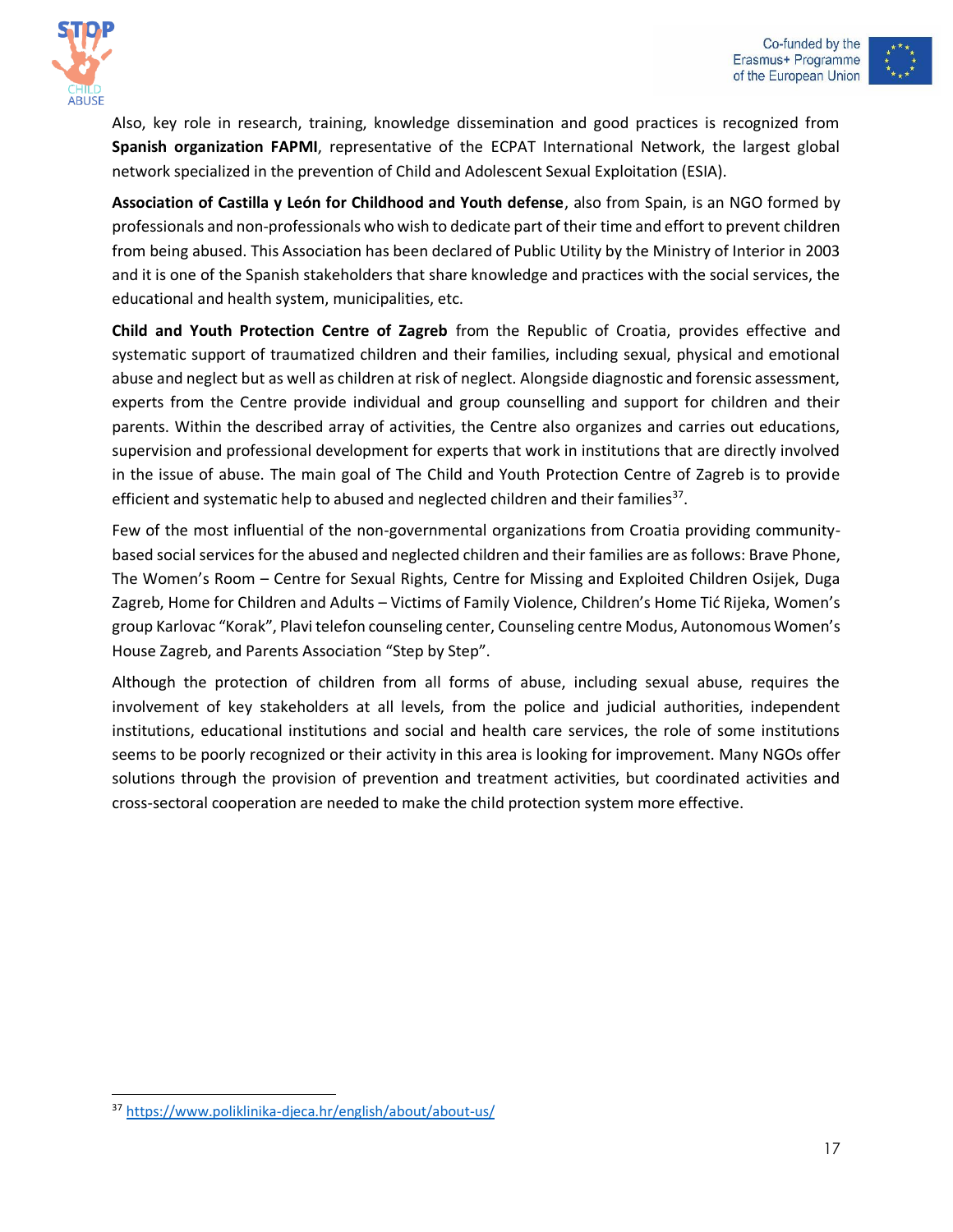Also, key role in research, training, knowledge dissemination and good practices is recognized from **Spanish organization FAPMI**, representative of the ECPAT International Network, the largest global network specialized in the prevention of Child and Adolescent Sexual Exploitation (ESIA).

**Association of Castilla y León for Childhood and Youth defense**, also from Spain, is an NGO formed by professionals and non-professionals who wish to dedicate part of their time and effort to prevent children from being abused. This Association has been declared of Public Utility by the Ministry of Interior in 2003 and it is one of the Spanish stakeholders that share knowledge and practices with the social services, the educational and health system, municipalities, etc.

**Child and Youth Protection Centre of Zagreb** from the Republic of Croatia, provides effective and systematic support of traumatized children and their families, including sexual, physical and emotional abuse and neglect but as well as children at risk of neglect. Alongside diagnostic and forensic assessment, experts from the Centre provide individual and group counselling and support for children and their parents. Within the described array of activities, the Centre also organizes and carries out educations, supervision and professional development for experts that work in institutions that are directly involved in the issue of abuse. The main goal of The Child and Youth Protection Centre of Zagreb is to provide efficient and systematic help to abused and neglected children and their families[37].

Few of the most influential of the non-governmental organizations from Croatia providing community-based social services for the abused and neglected children and their families are as follows: Brave Phone, The Women's Room – Centre for Sexual Rights, Centre for Missing and Exploited Children Osijek, Duga Zagreb, Home for Children and Adults – Victims of Family Violence, Children's Home Tić Rijeka, Women's group Karlovac "Korak", Plavi telefon counseling center, Counseling centre Modus, Autonomous Women's House Zagreb, and Parents Association "Step by Step".

Although the protection of children from all forms of abuse, including sexual abuse, requires the involvement of key stakeholders at all levels, from the police and judicial authorities, independent institutions, educational institutions and social and health care services, the role of some institutions seems to be poorly recognized or their activity in this area is looking for improvement. Many NGOs offer solutions through the provision of prevention and treatment activities, but coordinated activities and cross-sectoral cooperation are needed to make the child protection system more effective.

[37] https://www.poliklinika-djeca.hr/english/about/about-us/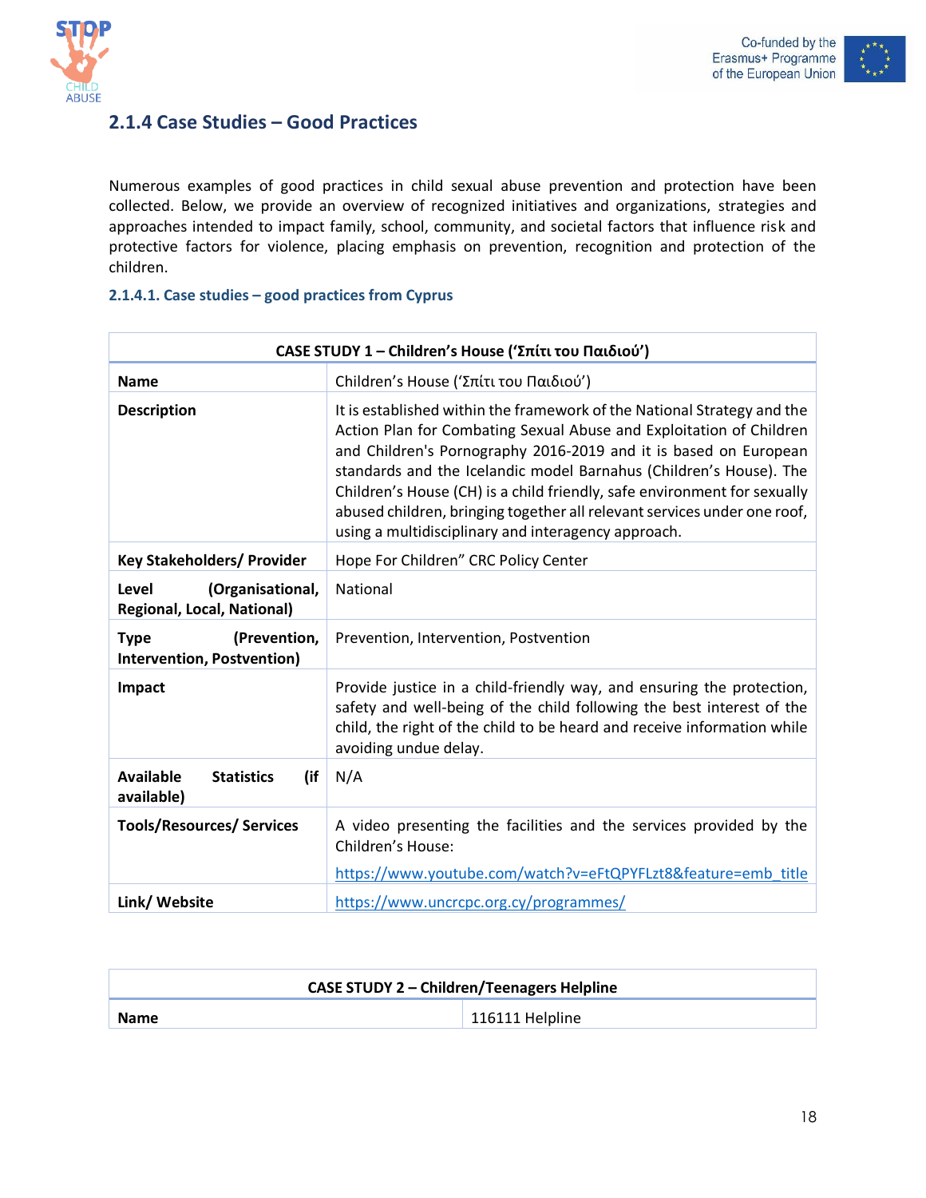## 2.1.4 Case Studies – Good Practices

Numerous examples of good practices in child sexual abuse prevention and protection have been collected. Below, we provide an overview of recognized initiatives and organizations, strategies and approaches intended to impact family, school, community, and societal factors that influence risk and protective factors for violence, placing emphasis on prevention, recognition and protection of the children.

### 2.1.4.1. Case studies – good practices from Cyprus

| CASE STUDY 1 – Children's House ('Σπίτι του Παιδιού') | |
|---|---|
| **Name** | Children's House ('Σπίτι του Παιδιού') |
| **Description** | It is established within the framework of the National Strategy and the Action Plan for Combating Sexual Abuse and Exploitation of Children and Children's Pornography 2016-2019 and it is based on European standards and the Icelandic model Barnahus (Children's House). The Children's House (CH) is a child friendly, safe environment for sexually abused children, bringing together all relevant services under one roof, using a multidisciplinary and interagency approach. |
| **Key Stakeholders/ Provider** | Hope For Children" CRC Policy Center |
| **Level (Organisational, Regional, Local, National)** | National |
| **Type (Prevention, Intervention, Postvention)** | Prevention, Intervention, Postvention |
| **Impact** | Provide justice in a child-friendly way, and ensuring the protection, safety and well-being of the child following the best interest of the child, the right of the child to be heard and receive information while avoiding undue delay. |
| **Available Statistics (if available)** | N/A |
| **Tools/Resources/ Services** | A video presenting the facilities and the services provided by the Children's House: https://www.youtube.com/watch?v=eFtQPYFLzt8&feature=emb_title |
| **Link/ Website** | https://www.uncrcpc.org.cy/programmes/ |

| CASE STUDY 2 – Children/Teenagers Helpline | |
|---|---|
| **Name** | 116111 Helpline |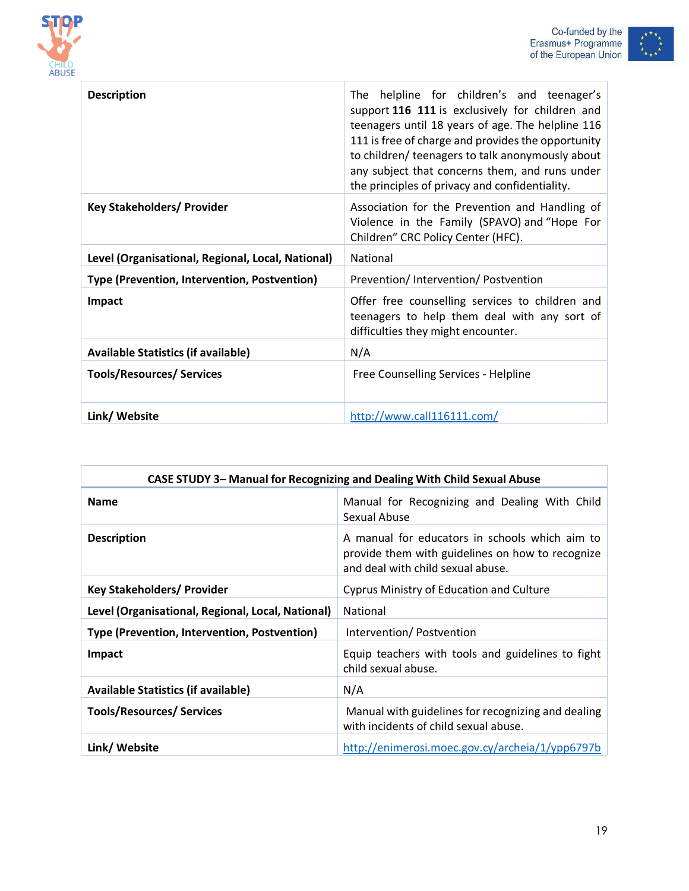| | |
|---|---|
| **Description** | The helpline for children's and teenager's support **116 111** is exclusively for children and teenagers until 18 years of age. The helpline 116 111 is free of charge and provides the opportunity to children/ teenagers to talk anonymously about any subject that concerns them, and runs under the principles of privacy and confidentiality. |
| **Key Stakeholders/ Provider** | Association for the Prevention and Handling of Violence in the Family (SPAVO) and "Hope For Children" CRC Policy Center (HFC). |
| **Level (Organisational, Regional, Local, National)** | National |
| **Type (Prevention, Intervention, Postvention)** | Prevention/ Intervention/ Postvention |
| **Impact** | Offer free counselling services to children and teenagers to help them deal with any sort of difficulties they might encounter. |
| **Available Statistics (if available)** | N/A |
| **Tools/Resources/ Services** | Free Counselling Services - Helpline |
| **Link/ Website** | http://www.call116111.com/ |

| **CASE STUDY 3– Manual for Recognizing and Dealing With Child Sexual Abuse** | |
|---|---|
| **Name** | Manual for Recognizing and Dealing With Child Sexual Abuse |
| **Description** | A manual for educators in schools which aim to provide them with guidelines on how to recognize and deal with child sexual abuse. |
| **Key Stakeholders/ Provider** | Cyprus Ministry of Education and Culture |
| **Level (Organisational, Regional, Local, National)** | National |
| **Type (Prevention, Intervention, Postvention)** | Intervention/ Postvention |
| **Impact** | Equip teachers with tools and guidelines to fight child sexual abuse. |
| **Available Statistics (if available)** | N/A |
| **Tools/Resources/ Services** | Manual with guidelines for recognizing and dealing with incidents of child sexual abuse. |
| **Link/ Website** | http://enimerosi.moec.gov.cy/archeia/1/ypp6797b |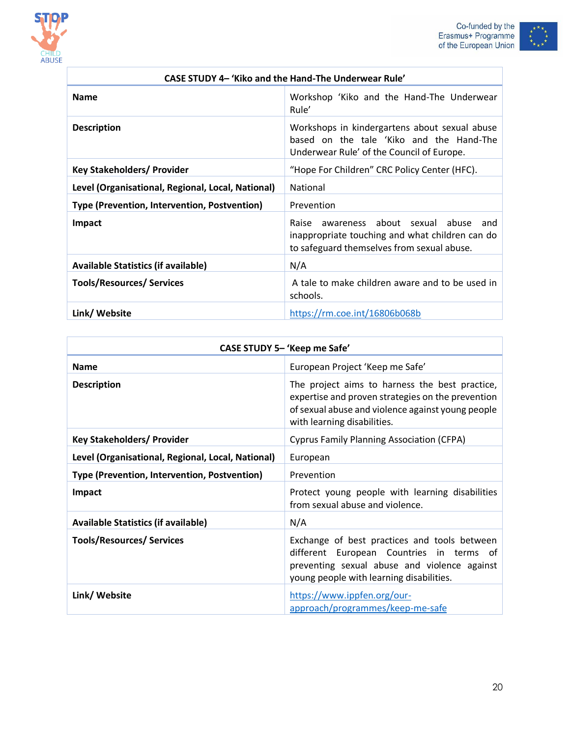| CASE STUDY 4– ‘Kiko and the Hand-The Underwear Rule’ | |
|---|---|
| **Name** | Workshop ‘Kiko and the Hand-The Underwear Rule’ |
| **Description** | Workshops in kindergartens about sexual abuse based on the tale ‘Kiko and the Hand-The Underwear Rule’ of the Council of Europe. |
| **Key Stakeholders/ Provider** | “Hope For Children” CRC Policy Center (HFC). |
| **Level (Organisational, Regional, Local, National)** | National |
| **Type (Prevention, Intervention, Postvention)** | Prevention |
| **Impact** | Raise awareness about sexual abuse and inappropriate touching and what children can do to safeguard themselves from sexual abuse. |
| **Available Statistics (if available)** | N/A |
| **Tools/Resources/ Services** | A tale to make children aware and to be used in schools. |
| **Link/ Website** | https://rm.coe.int/16806b068b |

| CASE STUDY 5– ‘Keep me Safe’ | |
|---|---|
| **Name** | European Project ‘Keep me Safe’ |
| **Description** | The project aims to harness the best practice, expertise and proven strategies on the prevention of sexual abuse and violence against young people with learning disabilities. |
| **Key Stakeholders/ Provider** | Cyprus Family Planning Association (CFPA) |
| **Level (Organisational, Regional, Local, National)** | European |
| **Type (Prevention, Intervention, Postvention)** | Prevention |
| **Impact** | Protect young people with learning disabilities from sexual abuse and violence. |
| **Available Statistics (if available)** | N/A |
| **Tools/Resources/ Services** | Exchange of best practices and tools between different European Countries in terms of preventing sexual abuse and violence against young people with learning disabilities. |
| **Link/ Website** | https://www.ippfen.org/our-approach/programmes/keep-me-safe |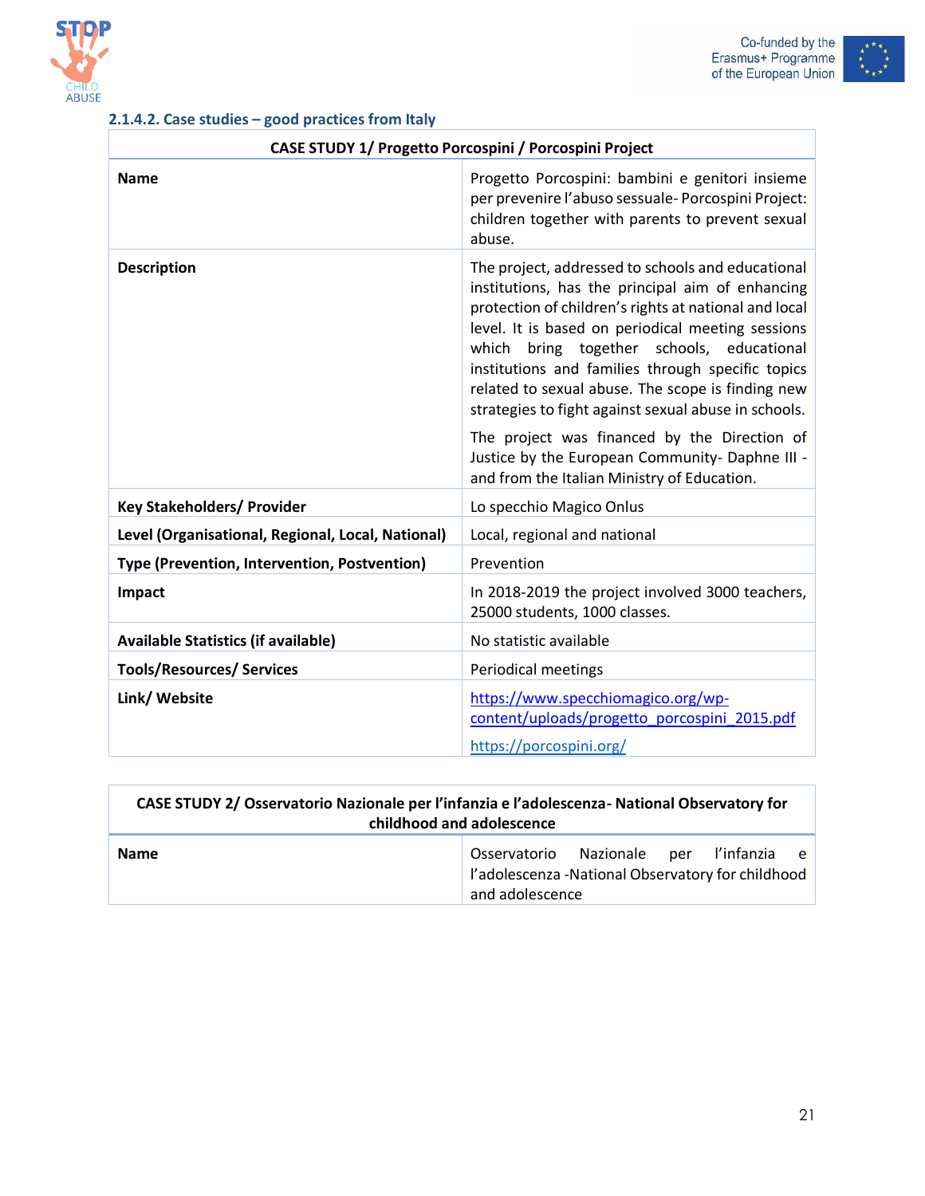#### 2.1.4.2. Case studies – good practices from Italy

| CASE STUDY 1/ Progetto Porcospini / Porcospini Project | |
|---|---|
| **Name** | Progetto Porcospini: bambini e genitori insieme per prevenire l'abuso sessuale- Porcospini Project: children together with parents to prevent sexual abuse. |
| **Description** | The project, addressed to schools and educational institutions, has the principal aim of enhancing protection of children's rights at national and local level. It is based on periodical meeting sessions which bring together schools, educational institutions and families through specific topics related to sexual abuse. The scope is finding new strategies to fight against sexual abuse in schools.<br><br>The project was financed by the Direction of Justice by the European Community- Daphne III - and from the Italian Ministry of Education. |
| **Key Stakeholders/ Provider** | Lo specchio Magico Onlus |
| **Level (Organisational, Regional, Local, National)** | Local, regional and national |
| **Type (Prevention, Intervention, Postvention)** | Prevention |
| **Impact** | In 2018-2019 the project involved 3000 teachers, 25000 students, 1000 classes. |
| **Available Statistics (if available)** | No statistic available |
| **Tools/Resources/ Services** | Periodical meetings |
| **Link/ Website** | https://www.specchiomagico.org/wp-content/uploads/progetto_porcospini_2015.pdf<br><br>https://porcospini.org/ |

| CASE STUDY 2/ Osservatorio Nazionale per l'infanzia e l'adolescenza- National Observatory for childhood and adolescence | |
|---|---|
| **Name** | Osservatorio Nazionale per l'infanzia e l'adolescenza -National Observatory for childhood and adolescence |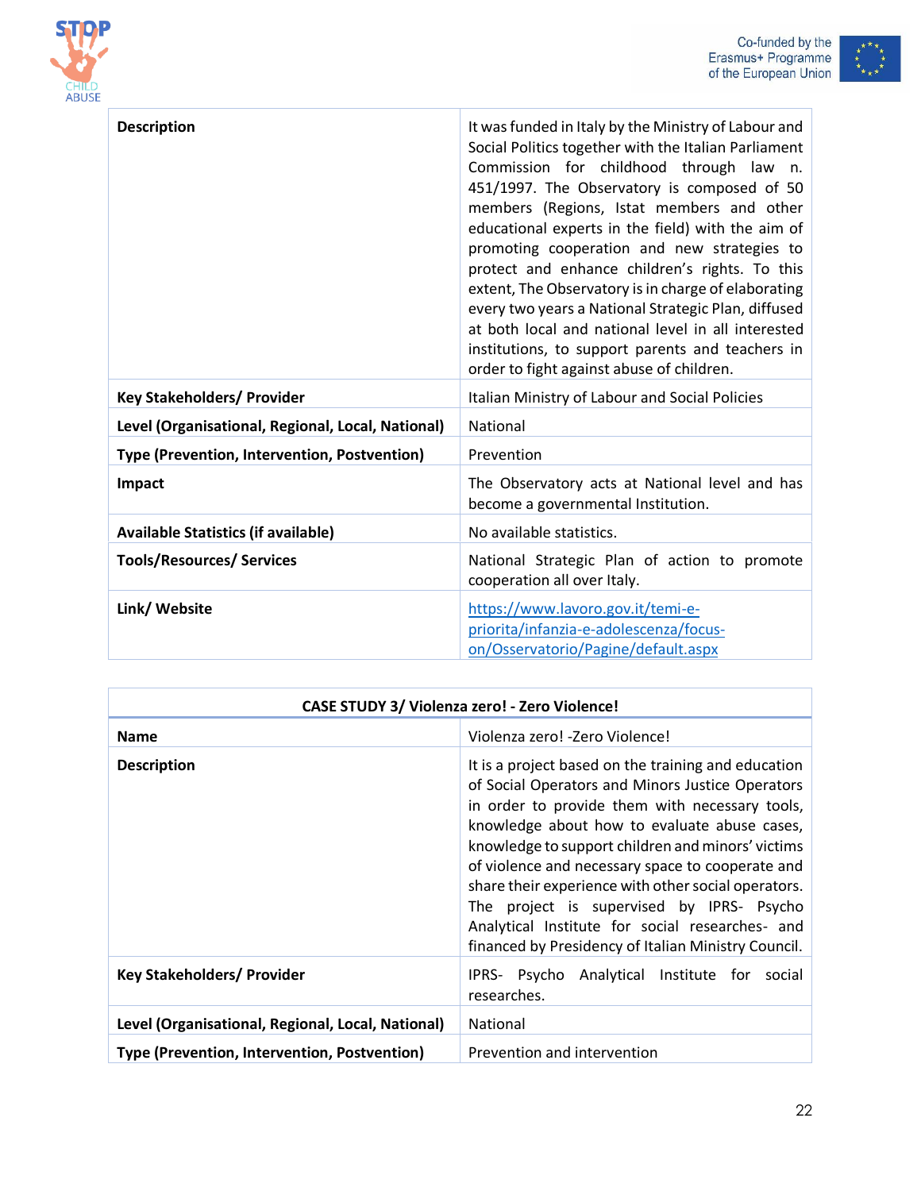| | |
|---|---|
| **Description** | It was funded in Italy by the Ministry of Labour and Social Politics together with the Italian Parliament Commission for childhood through law n. 451/1997. The Observatory is composed of 50 members (Regions, Istat members and other educational experts in the field) with the aim of promoting cooperation and new strategies to protect and enhance children's rights. To this extent, The Observatory is in charge of elaborating every two years a National Strategic Plan, diffused at both local and national level in all interested institutions, to support parents and teachers in order to fight against abuse of children. |
| **Key Stakeholders/ Provider** | Italian Ministry of Labour and Social Policies |
| **Level (Organisational, Regional, Local, National)** | National |
| **Type (Prevention, Intervention, Postvention)** | Prevention |
| **Impact** | The Observatory acts at National level and has become a governmental Institution. |
| **Available Statistics (if available)** | No available statistics. |
| **Tools/Resources/ Services** | National Strategic Plan of action to promote cooperation all over Italy. |
| **Link/ Website** | https://www.lavoro.gov.it/temi-e-priorita/infanzia-e-adolescenza/focus-on/Osservatorio/Pagine/default.aspx |

| **CASE STUDY 3/ Violenza zero! - Zero Violence!** | |
|---|---|
| **Name** | Violenza zero! -Zero Violence! |
| **Description** | It is a project based on the training and education of Social Operators and Minors Justice Operators in order to provide them with necessary tools, knowledge about how to evaluate abuse cases, knowledge to support children and minors' victims of violence and necessary space to cooperate and share their experience with other social operators. The project is supervised by IPRS- Psycho Analytical Institute for social researches- and financed by Presidency of Italian Ministry Council. |
| **Key Stakeholders/ Provider** | IPRS- Psycho Analytical Institute for social researches. |
| **Level (Organisational, Regional, Local, National)** | National |
| **Type (Prevention, Intervention, Postvention)** | Prevention and intervention |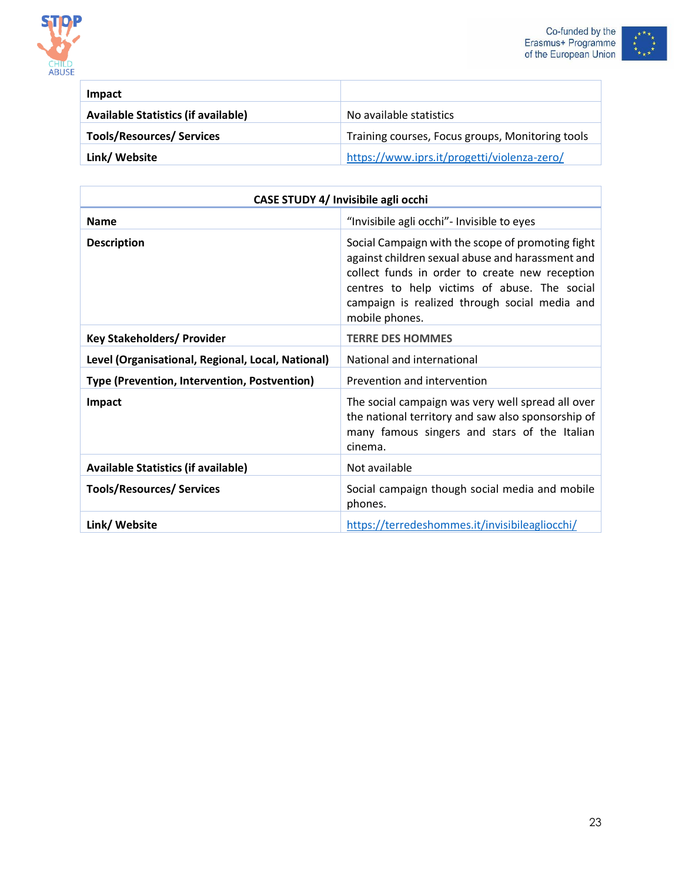| Impact | |
|---|---|
| **Available Statistics (if available)** | No available statistics |
| **Tools/Resources/ Services** | Training courses, Focus groups, Monitoring tools |
| **Link/ Website** | https://www.iprs.it/progetti/violenza-zero/ |

| CASE STUDY 4/ Invisibile agli occhi | |
|---|---|
| **Name** | "Invisibile agli occhi"- Invisible to eyes |
| **Description** | Social Campaign with the scope of promoting fight against children sexual abuse and harassment and collect funds in order to create new reception centres to help victims of abuse. The social campaign is realized through social media and mobile phones. |
| **Key Stakeholders/ Provider** | TERRE DES HOMMES |
| **Level (Organisational, Regional, Local, National)** | National and international |
| **Type (Prevention, Intervention, Postvention)** | Prevention and intervention |
| **Impact** | The social campaign was very well spread all over the national territory and saw also sponsorship of many famous singers and stars of the Italian cinema. |
| **Available Statistics (if available)** | Not available |
| **Tools/Resources/ Services** | Social campaign though social media and mobile phones. |
| **Link/ Website** | https://terredeshommes.it/invisibileagliocchi/ |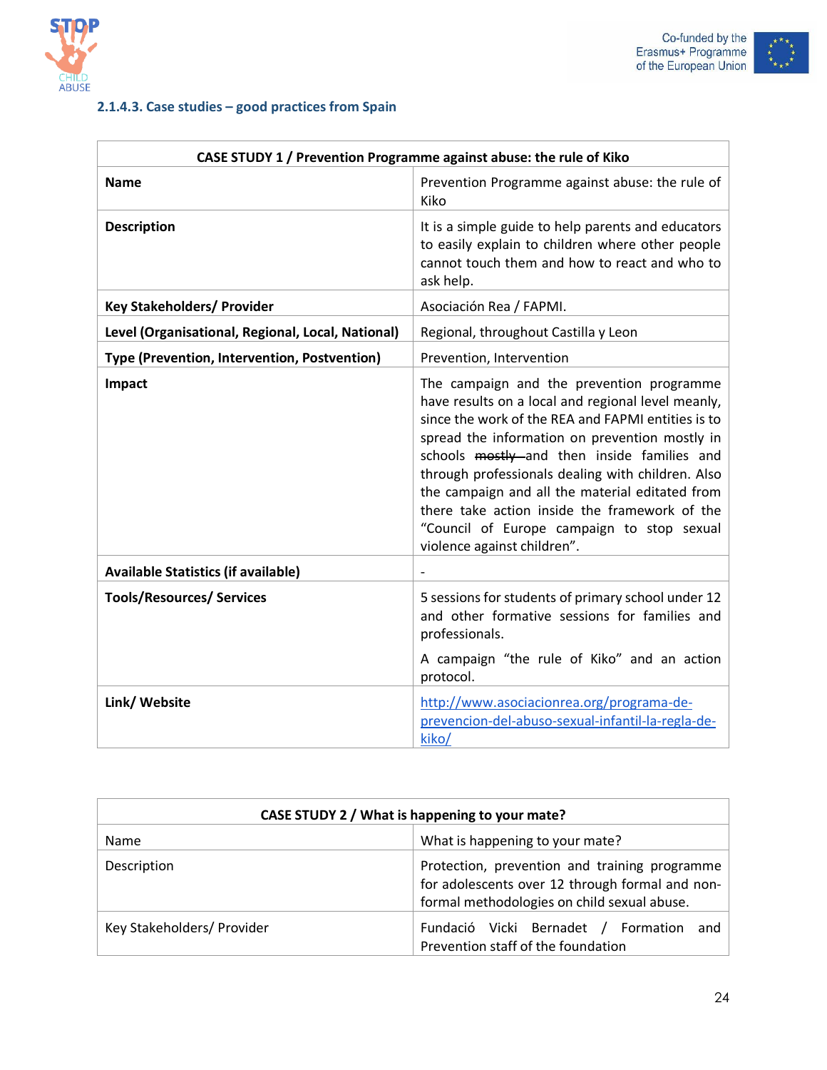### 2.1.4.3. Case studies – good practices from Spain

| CASE STUDY 1 / Prevention Programme against abuse: the rule of Kiko | |
|---|---|
| **Name** | Prevention Programme against abuse: the rule of Kiko |
| **Description** | It is a simple guide to help parents and educators to easily explain to children where other people cannot touch them and how to react and who to ask help. |
| **Key Stakeholders/ Provider** | Asociación Rea / FAPMI. |
| **Level (Organisational, Regional, Local, National)** | Regional, throughout Castilla y Leon |
| **Type (Prevention, Intervention, Postvention)** | Prevention, Intervention |
| **Impact** | The campaign and the prevention programme have results on a local and regional level meanly, since the work of the REA and FAPMI entities is to spread the information on prevention mostly in schools ~~mostly~~ and then inside families and through professionals dealing with children. Also the campaign and all the material editated from there take action inside the framework of the "Council of Europe campaign to stop sexual violence against children". |
| **Available Statistics (if available)** | - |
| **Tools/Resources/ Services** | 5 sessions for students of primary school under 12 and other formative sessions for families and professionals.<br><br>A campaign "the rule of Kiko" and an action protocol. |
| **Link/ Website** | http://www.asociacionrea.org/programa-de-prevencion-del-abuso-sexual-infantil-la-regla-de-kiko/ |

| CASE STUDY 2 / What is happening to your mate? | |
|---|---|
| Name | What is happening to your mate? |
| Description | Protection, prevention and training programme for adolescents over 12 through formal and non-formal methodologies on child sexual abuse. |
| Key Stakeholders/ Provider | Fundació Vicki Bernadet / Formation and Prevention staff of the foundation |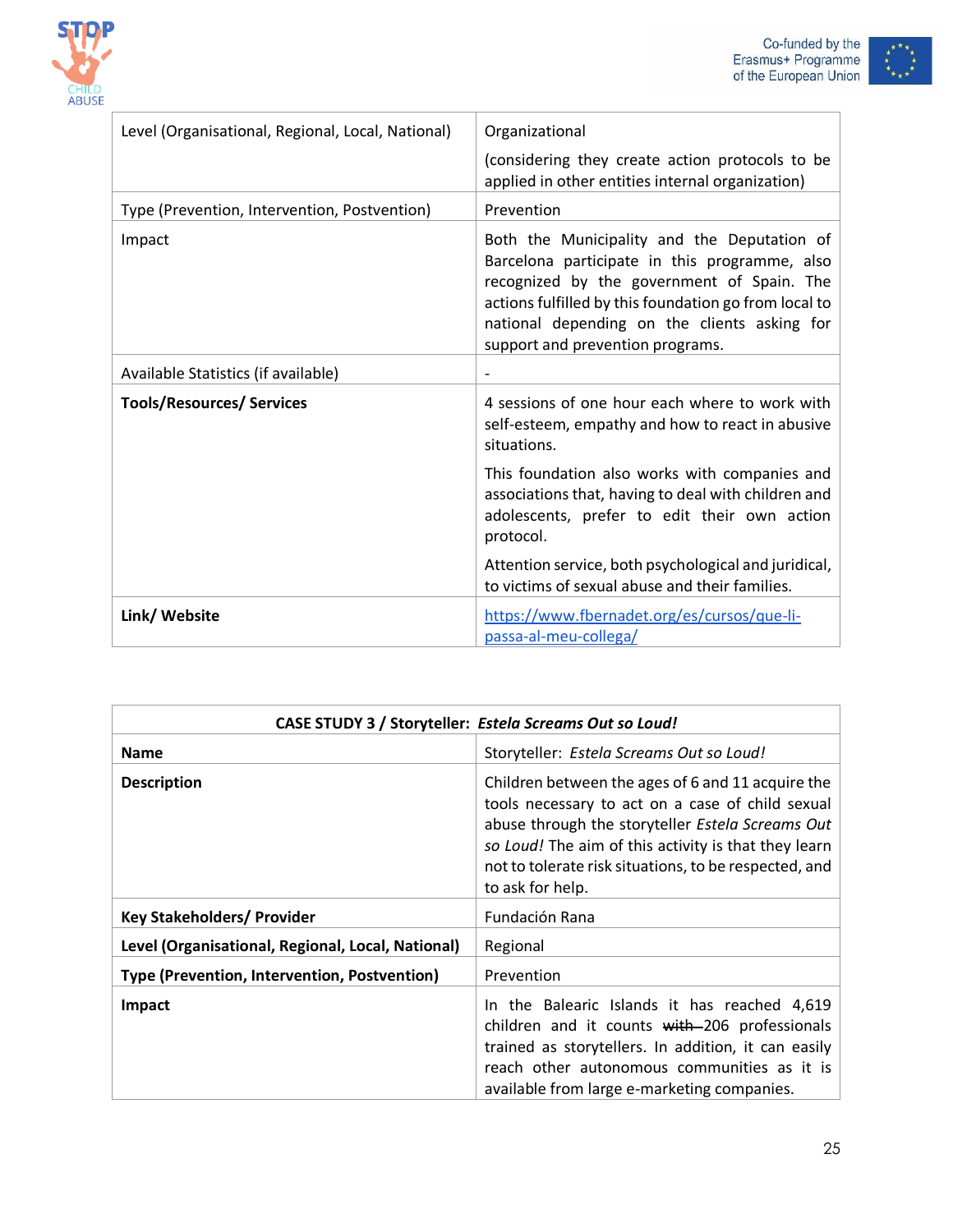| Level (Organisational, Regional, Local, National) | Organizational<br><br>(considering they create action protocols to be applied in other entities internal organization) |
|---|---|
| Type (Prevention, Intervention, Postvention) | Prevention |
| Impact | Both the Municipality and the Deputation of Barcelona participate in this programme, also recognized by the government of Spain. The actions fulfilled by this foundation go from local to national depending on the clients asking for support and prevention programs. |
| Available Statistics (if available) | - |
| **Tools/Resources/ Services** | 4 sessions of one hour each where to work with self-esteem, empathy and how to react in abusive situations.<br><br>This foundation also works with companies and associations that, having to deal with children and adolescents, prefer to edit their own action protocol.<br><br>Attention service, both psychological and juridical, to victims of sexual abuse and their families. |
| **Link/ Website** | https://www.fbernadet.org/es/cursos/que-li-passa-al-meu-collega/ |

| **CASE STUDY 3 / Storyteller: *Estela Screams Out so Loud!*** | |
|---|---|
| **Name** | Storyteller: *Estela Screams Out so Loud!* |
| **Description** | Children between the ages of 6 and 11 acquire the tools necessary to act on a case of child sexual abuse through the storyteller *Estela Screams Out so Loud!* The aim of this activity is that they learn not to tolerate risk situations, to be respected, and to ask for help. |
| **Key Stakeholders/ Provider** | Fundación Rana |
| **Level (Organisational, Regional, Local, National)** | Regional |
| **Type (Prevention, Intervention, Postvention)** | Prevention |
| **Impact** | In the Balearic Islands it has reached 4,619 children and it counts ~~with~~ 206 professionals trained as storytellers. In addition, it can easily reach other autonomous communities as it is available from large e-marketing companies. |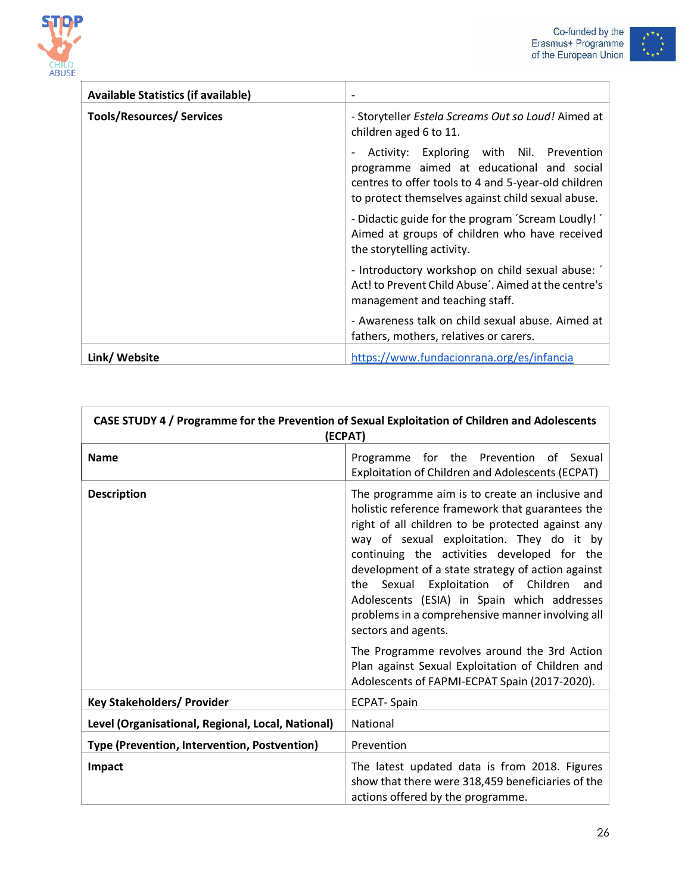| Available Statistics (if available) | - |
|---|---|
| Tools/Resources/ Services | - Storyteller *Estela Screams Out so Loud!* Aimed at children aged 6 to 11.<br><br>- Activity: Exploring with Nil. Prevention programme aimed at educational and social centres to offer tools to 4 and 5-year-old children to protect themselves against child sexual abuse.<br><br>- Didactic guide for the program ´Scream Loudly!´ Aimed at groups of children who have received the storytelling activity.<br><br>- Introductory workshop on child sexual abuse: ´Act! to Prevent Child Abuse´. Aimed at the centre's management and teaching staff.<br><br>- Awareness talk on child sexual abuse. Aimed at fathers, mothers, relatives or carers. |
| Link/ Website | https://www.fundacionrana.org/es/infancia |

| CASE STUDY 4 / Programme for the Prevention of Sexual Exploitation of Children and Adolescents (ECPAT) | |
|---|---|
| **Name** | Programme for the Prevention of Sexual Exploitation of Children and Adolescents (ECPAT) |
| **Description** | The programme aim is to create an inclusive and holistic reference framework that guarantees the right of all children to be protected against any way of sexual exploitation. They do it by continuing the activities developed for the development of a state strategy of action against the Sexual Exploitation of Children and Adolescents (ESIA) in Spain which addresses problems in a comprehensive manner involving all sectors and agents.<br><br>The Programme revolves around the 3rd Action Plan against Sexual Exploitation of Children and Adolescents of FAPMI-ECPAT Spain (2017-2020). |
| **Key Stakeholders/ Provider** | ECPAT- Spain |
| **Level (Organisational, Regional, Local, National)** | National |
| **Type (Prevention, Intervention, Postvention)** | Prevention |
| **Impact** | The latest updated data is from 2018. Figures show that there were 318,459 beneficiaries of the actions offered by the programme. |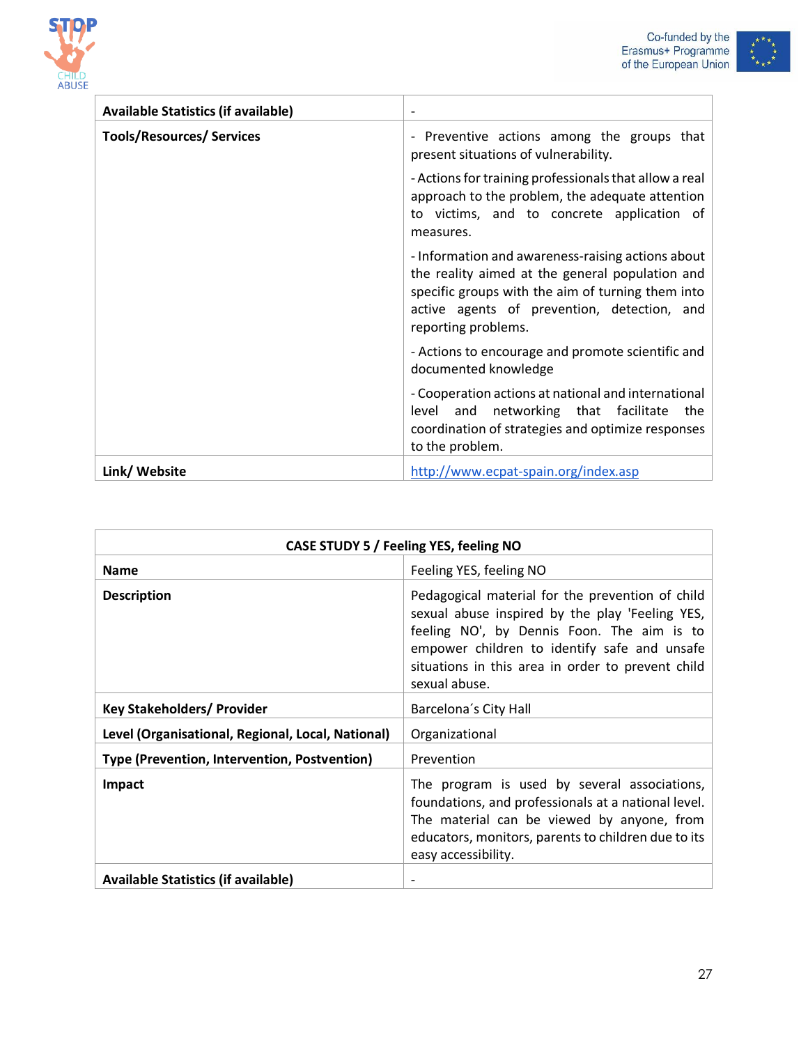| | |
|---|---|
| **Available Statistics (if available)** | - |
| **Tools/Resources/ Services** | - Preventive actions among the groups that present situations of vulnerability.<br><br>- Actions for training professionals that allow a real approach to the problem, the adequate attention to victims, and to concrete application of measures.<br><br>- Information and awareness-raising actions about the reality aimed at the general population and specific groups with the aim of turning them into active agents of prevention, detection, and reporting problems.<br><br>- Actions to encourage and promote scientific and documented knowledge<br><br>- Cooperation actions at national and international level and networking that facilitate the coordination of strategies and optimize responses to the problem. |
| **Link/ Website** | [http://www.ecpat-spain.org/index.asp](http://www.ecpat-spain.org/index.asp) |

| **CASE STUDY 5 / Feeling YES, feeling NO** | |
|---|---|
| **Name** | Feeling YES, feeling NO |
| **Description** | Pedagogical material for the prevention of child sexual abuse inspired by the play 'Feeling YES, feeling NO', by Dennis Foon. The aim is to empower children to identify safe and unsafe situations in this area in order to prevent child sexual abuse. |
| **Key Stakeholders/ Provider** | Barcelona´s City Hall |
| **Level (Organisational, Regional, Local, National)** | Organizational |
| **Type (Prevention, Intervention, Postvention)** | Prevention |
| **Impact** | The program is used by several associations, foundations, and professionals at a national level. The material can be viewed by anyone, from educators, monitors, parents to children due to its easy accessibility. |
| **Available Statistics (if available)** | - |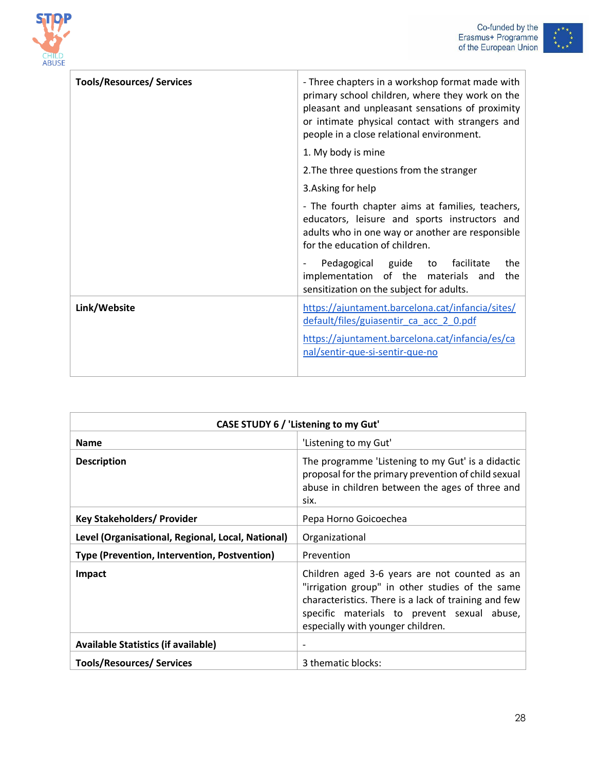| | |
|---|---|
| **Tools/Resources/ Services** | - Three chapters in a workshop format made with primary school children, where they work on the pleasant and unpleasant sensations of proximity or intimate physical contact with strangers and people in a close relational environment.<br><br>1. My body is mine<br><br>2.The three questions from the stranger<br><br>3.Asking for help<br><br>- The fourth chapter aims at families, teachers, educators, leisure and sports instructors and adults who in one way or another are responsible for the education of children.<br><br>- Pedagogical guide to facilitate the implementation of the materials and the sensitization on the subject for adults. |
| **Link/Website** | https://ajuntament.barcelona.cat/infancia/sites/default/files/guiasentir_ca_acc_2_0.pdf<br><br>https://ajuntament.barcelona.cat/infancia/es/canal/sentir-que-si-sentir-que-no |

| CASE STUDY 6 / 'Listening to my Gut' | |
|---|---|
| **Name** | 'Listening to my Gut' |
| **Description** | The programme 'Listening to my Gut' is a didactic proposal for the primary prevention of child sexual abuse in children between the ages of three and six. |
| **Key Stakeholders/ Provider** | Pepa Horno Goicoechea |
| **Level (Organisational, Regional, Local, National)** | Organizational |
| **Type (Prevention, Intervention, Postvention)** | Prevention |
| **Impact** | Children aged 3-6 years are not counted as an "irrigation group" in other studies of the same characteristics. There is a lack of training and few specific materials to prevent sexual abuse, especially with younger children. |
| **Available Statistics (if available)** | - |
| **Tools/Resources/ Services** | 3 thematic blocks: |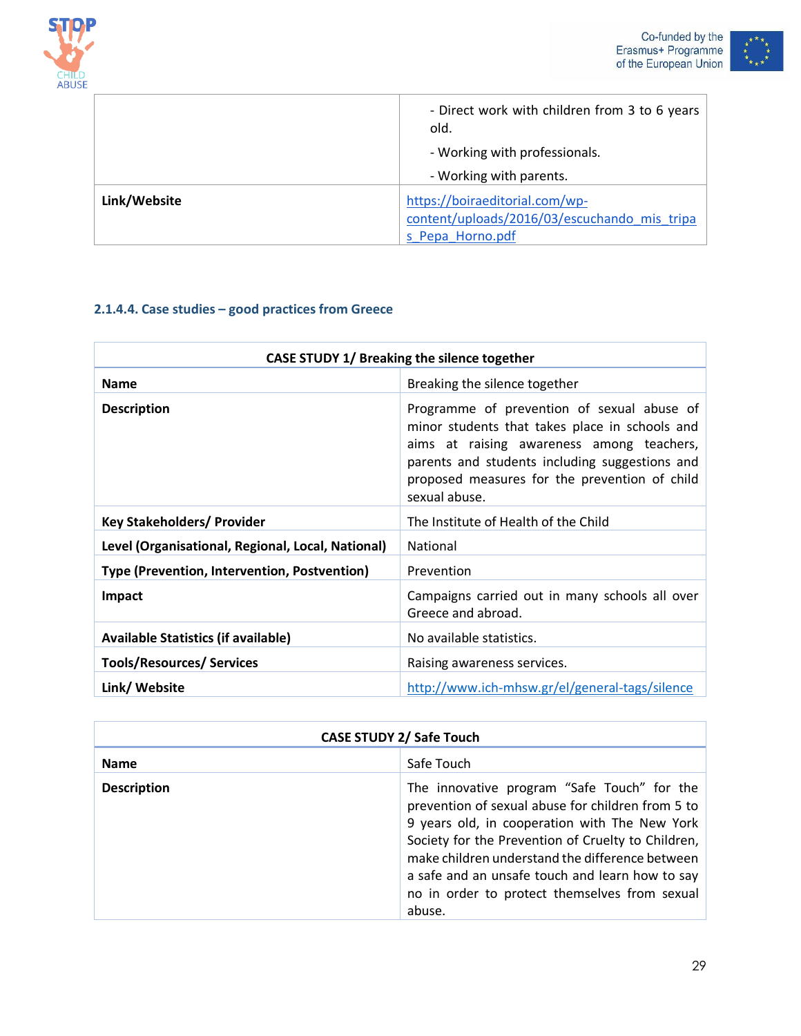| | |
|---|---|
| | - Direct work with children from 3 to 6 years old.<br>- Working with professionals.<br>- Working with parents. |
| **Link/Website** | https://boiraeditorial.com/wp-content/uploads/2016/03/escuchando_mis_tripas_Pepa_Horno.pdf |

#### 2.1.4.4. Case studies – good practices from Greece

| **CASE STUDY 1/ Breaking the silence together** | |
|---|---|
| **Name** | Breaking the silence together |
| **Description** | Programme of prevention of sexual abuse of minor students that takes place in schools and aims at raising awareness among teachers, parents and students including suggestions and proposed measures for the prevention of child sexual abuse. |
| **Key Stakeholders/ Provider** | The Institute of Health of the Child |
| **Level (Organisational, Regional, Local, National)** | National |
| **Type (Prevention, Intervention, Postvention)** | Prevention |
| **Impact** | Campaigns carried out in many schools all over Greece and abroad. |
| **Available Statistics (if available)** | No available statistics. |
| **Tools/Resources/ Services** | Raising awareness services. |
| **Link/ Website** | http://www.ich-mhsw.gr/el/general-tags/silence |

| **CASE STUDY 2/ Safe Touch** | |
|---|---|
| **Name** | Safe Touch |
| **Description** | The innovative program “Safe Touch” for the prevention of sexual abuse for children from 5 to 9 years old, in cooperation with The New York Society for the Prevention of Cruelty to Children, make children understand the difference between a safe and an unsafe touch and learn how to say no in order to protect themselves from sexual abuse. |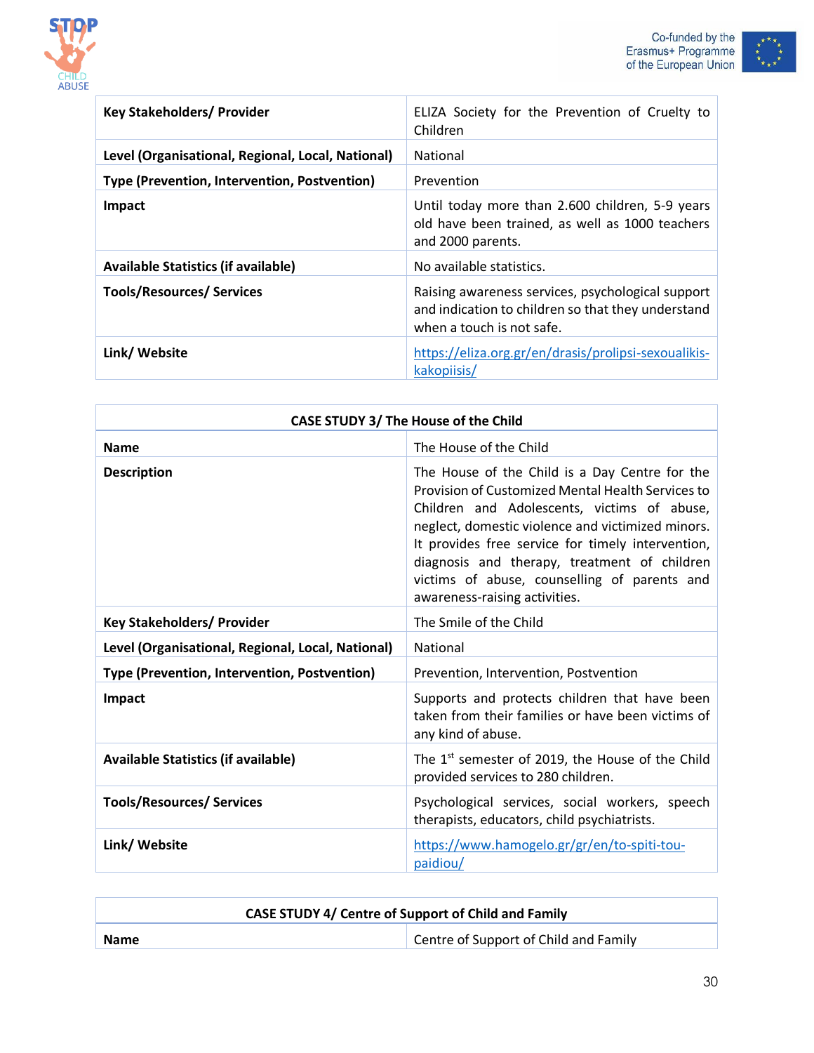| Key Stakeholders/ Provider | ELIZA Society for the Prevention of Cruelty to Children |
|---|---|
| Level (Organisational, Regional, Local, National) | National |
| Type (Prevention, Intervention, Postvention) | Prevention |
| Impact | Until today more than 2.600 children, 5-9 years old have been trained, as well as 1000 teachers and 2000 parents. |
| Available Statistics (if available) | No available statistics. |
| Tools/Resources/ Services | Raising awareness services, psychological support and indication to children so that they understand when a touch is not safe. |
| Link/ Website | https://eliza.org.gr/en/drasis/prolipsi-sexoualikis-kakopiisis/ |

| CASE STUDY 3/ The House of the Child | |
|---|---|
| **Name** | The House of the Child |
| **Description** | The House of the Child is a Day Centre for the Provision of Customized Mental Health Services to Children and Adolescents, victims of abuse, neglect, domestic violence and victimized minors. It provides free service for timely intervention, diagnosis and therapy, treatment of children victims of abuse, counselling of parents and awareness-raising activities. |
| **Key Stakeholders/ Provider** | The Smile of the Child |
| **Level (Organisational, Regional, Local, National)** | National |
| **Type (Prevention, Intervention, Postvention)** | Prevention, Intervention, Postvention |
| **Impact** | Supports and protects children that have been taken from their families or have been victims of any kind of abuse. |
| **Available Statistics (if available)** | The 1st semester of 2019, the House of the Child provided services to 280 children. |
| **Tools/Resources/ Services** | Psychological services, social workers, speech therapists, educators, child psychiatrists. |
| **Link/ Website** | https://www.hamogelo.gr/gr/en/to-spiti-tou-paidiou/ |

| CASE STUDY 4/ Centre of Support of Child and Family | |
|---|---|
| **Name** | Centre of Support of Child and Family |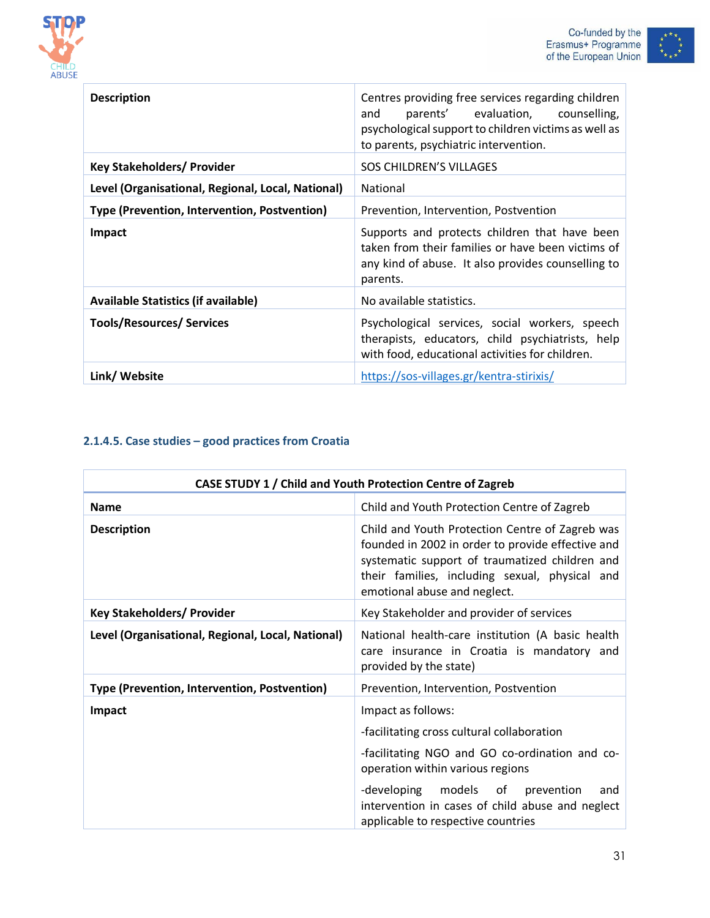| Description | Centres providing free services regarding children and parents' evaluation, counselling, psychological support to children victims as well as to parents, psychiatric intervention. |
|---|---|
| Key Stakeholders/ Provider | SOS CHILDREN'S VILLAGES |
| Level (Organisational, Regional, Local, National) | National |
| Type (Prevention, Intervention, Postvention) | Prevention, Intervention, Postvention |
| Impact | Supports and protects children that have been taken from their families or have been victims of any kind of abuse. It also provides counselling to parents. |
| Available Statistics (if available) | No available statistics. |
| Tools/Resources/ Services | Psychological services, social workers, speech therapists, educators, child psychiatrists, help with food, educational activities for children. |
| Link/ Website | https://sos-villages.gr/kentra-stirixis/ |

### 2.1.4.5. Case studies – good practices from Croatia

| CASE STUDY 1 / Child and Youth Protection Centre of Zagreb | |
|---|---|
| Name | Child and Youth Protection Centre of Zagreb |
| Description | Child and Youth Protection Centre of Zagreb was founded in 2002 in order to provide effective and systematic support of traumatized children and their families, including sexual, physical and emotional abuse and neglect. |
| Key Stakeholders/ Provider | Key Stakeholder and provider of services |
| Level (Organisational, Regional, Local, National) | National health-care institution (A basic health care insurance in Croatia is mandatory and provided by the state) |
| Type (Prevention, Intervention, Postvention) | Prevention, Intervention, Postvention |
| Impact | Impact as follows:<br>-facilitating cross cultural collaboration<br>-facilitating NGO and GO co-ordination and co-operation within various regions<br>-developing models of prevention and intervention in cases of child abuse and neglect applicable to respective countries |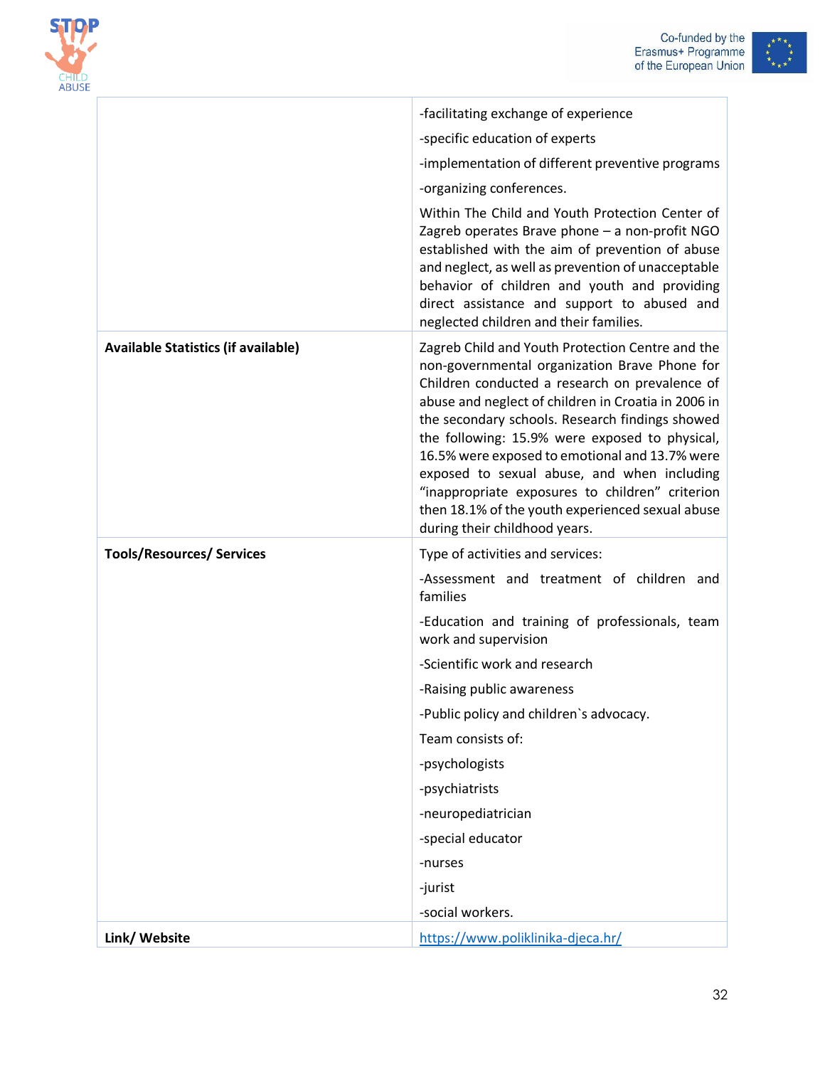| | |
|---|---|
| | -facilitating exchange of experience<br>-specific education of experts<br>-implementation of different preventive programs<br>-organizing conferences.<br>Within The Child and Youth Protection Center of Zagreb operates Brave phone – a non-profit NGO established with the aim of prevention of abuse and neglect, as well as prevention of unacceptable behavior of children and youth and providing direct assistance and support to abused and neglected children and their families. |
| **Available Statistics (if available)** | Zagreb Child and Youth Protection Centre and the non-governmental organization Brave Phone for Children conducted a research on prevalence of abuse and neglect of children in Croatia in 2006 in the secondary schools. Research findings showed the following: 15.9% were exposed to physical, 16.5% were exposed to emotional and 13.7% were exposed to sexual abuse, and when including "inappropriate exposures to children" criterion then 18.1% of the youth experienced sexual abuse during their childhood years. |
| **Tools/Resources/ Services** | Type of activities and services:<br>-Assessment and treatment of children and families<br>-Education and training of professionals, team work and supervision<br>-Scientific work and research<br>-Raising public awareness<br>-Public policy and children`s advocacy.<br>Team consists of:<br>-psychologists<br>-psychiatrists<br>-neuropediatrician<br>-special educator<br>-nurses<br>-jurist<br>-social workers. |
| **Link/ Website** | https://www.poliklinika-djeca.hr/ |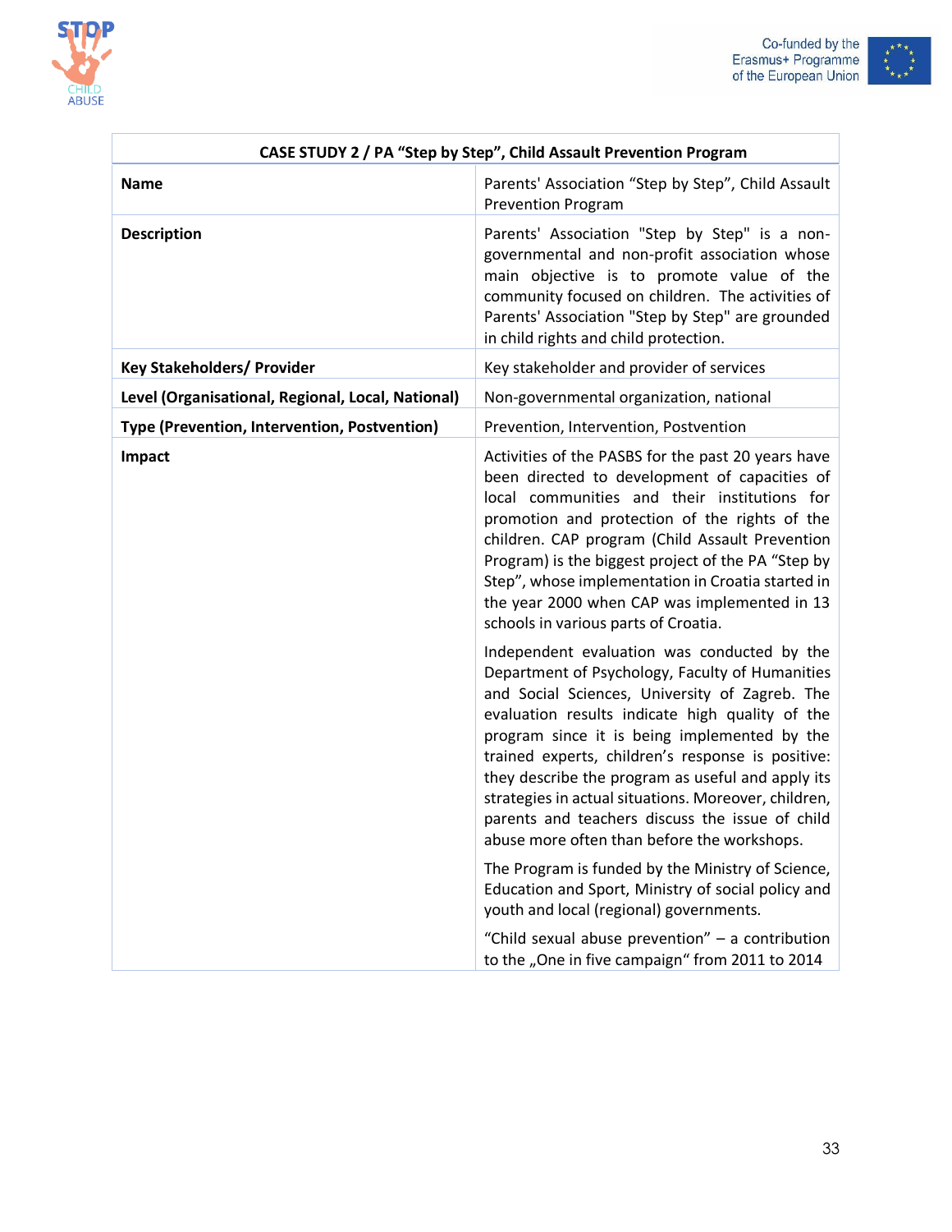| CASE STUDY 2 / PA “Step by Step”, Child Assault Prevention Program | |
|---|---|
| **Name** | Parents' Association “Step by Step”, Child Assault Prevention Program |
| **Description** | Parents' Association "Step by Step" is a non-governmental and non-profit association whose main objective is to promote value of the community focused on children. The activities of Parents' Association "Step by Step" are grounded in child rights and child protection. |
| **Key Stakeholders/ Provider** | Key stakeholder and provider of services |
| **Level (Organisational, Regional, Local, National)** | Non-governmental organization, national |
| **Type (Prevention, Intervention, Postvention)** | Prevention, Intervention, Postvention |
| **Impact** | Activities of the PASBS for the past 20 years have been directed to development of capacities of local communities and their institutions for promotion and protection of the rights of the children. CAP program (Child Assault Prevention Program) is the biggest project of the PA “Step by Step”, whose implementation in Croatia started in the year 2000 when CAP was implemented in 13 schools in various parts of Croatia.<br><br>Independent evaluation was conducted by the Department of Psychology, Faculty of Humanities and Social Sciences, University of Zagreb. The evaluation results indicate high quality of the program since it is being implemented by the trained experts, children’s response is positive: they describe the program as useful and apply its strategies in actual situations. Moreover, children, parents and teachers discuss the issue of child abuse more often than before the workshops.<br><br>The Program is funded by the Ministry of Science, Education and Sport, Ministry of social policy and youth and local (regional) governments.<br><br>“Child sexual abuse prevention” – a contribution to the „One in five campaign“ from 2011 to 2014 |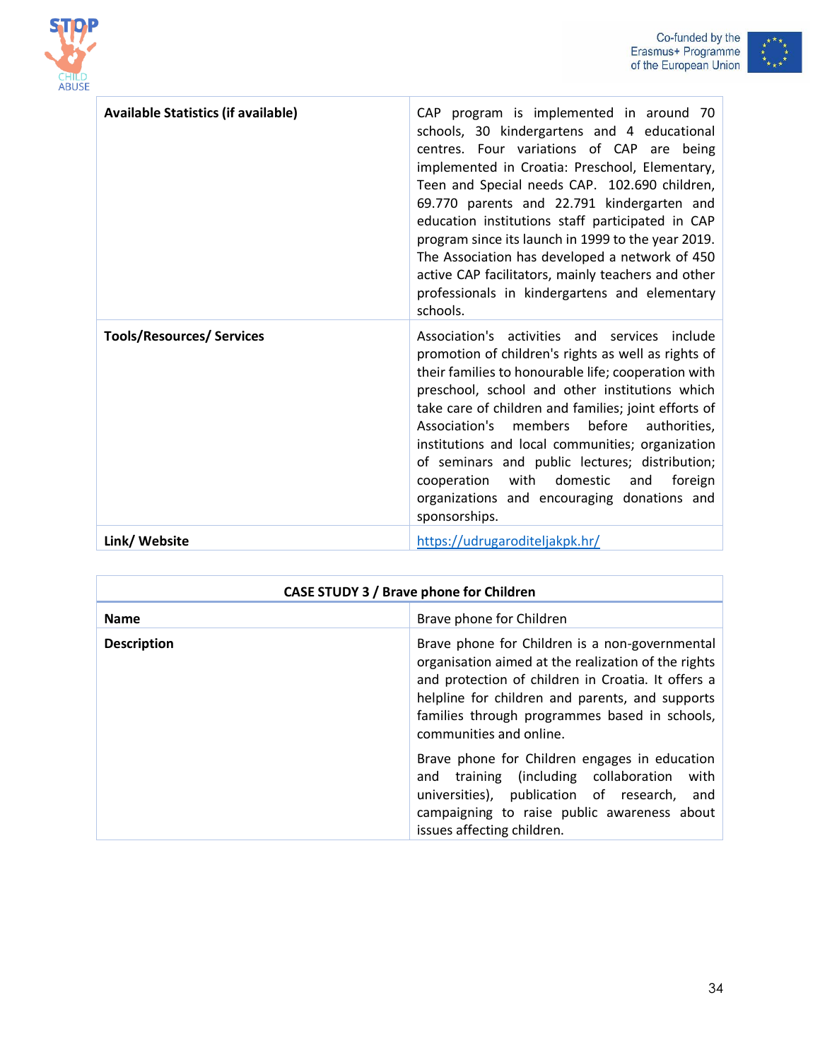| | |
|---|---|
| **Available Statistics (if available)** | CAP program is implemented in around 70 schools, 30 kindergartens and 4 educational centres. Four variations of CAP are being implemented in Croatia: Preschool, Elementary, Teen and Special needs CAP. 102.690 children, 69.770 parents and 22.791 kindergarten and education institutions staff participated in CAP program since its launch in 1999 to the year 2019. The Association has developed a network of 450 active CAP facilitators, mainly teachers and other professionals in kindergartens and elementary schools. |
| **Tools/Resources/ Services** | Association's activities and services include promotion of children's rights as well as rights of their families to honourable life; cooperation with preschool, school and other institutions which take care of children and families; joint efforts of Association's members before authorities, institutions and local communities; organization of seminars and public lectures; distribution; cooperation with domestic and foreign organizations and encouraging donations and sponsorships. |
| **Link/ Website** | https://udrugaroditeljakpk.hr/ |

| **CASE STUDY 3 / Brave phone for Children** | |
|---|---|
| **Name** | Brave phone for Children |
| **Description** | Brave phone for Children is a non-governmental organisation aimed at the realization of the rights and protection of children in Croatia. It offers a helpline for children and parents, and supports families through programmes based in schools, communities and online.<br><br>Brave phone for Children engages in education and training (including collaboration with universities), publication of research, and campaigning to raise public awareness about issues affecting children. |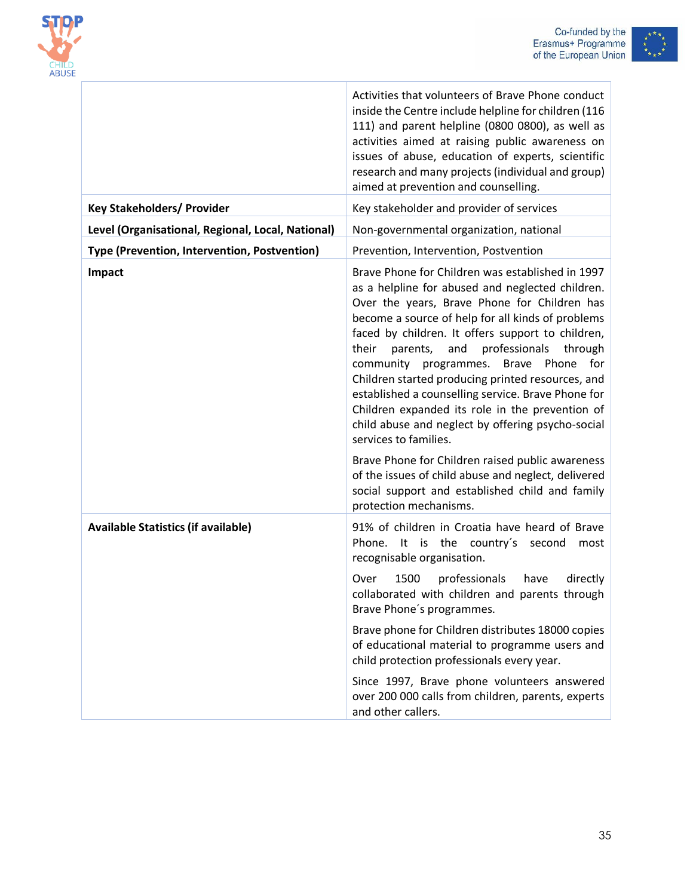| | |
|---|---|
| | Activities that volunteers of Brave Phone conduct inside the Centre include helpline for children (116 111) and parent helpline (0800 0800), as well as activities aimed at raising public awareness on issues of abuse, education of experts, scientific research and many projects (individual and group) aimed at prevention and counselling. |
| **Key Stakeholders/ Provider** | Key stakeholder and provider of services |
| **Level (Organisational, Regional, Local, National)** | Non-governmental organization, national |
| **Type (Prevention, Intervention, Postvention)** | Prevention, Intervention, Postvention |
| **Impact** | Brave Phone for Children was established in 1997 as a helpline for abused and neglected children. Over the years, Brave Phone for Children has become a source of help for all kinds of problems faced by children. It offers support to children, their parents, and professionals through community programmes. Brave Phone for Children started producing printed resources, and established a counselling service. Brave Phone for Children expanded its role in the prevention of child abuse and neglect by offering psycho-social services to families.<br><br>Brave Phone for Children raised public awareness of the issues of child abuse and neglect, delivered social support and established child and family protection mechanisms. |
| **Available Statistics (if available)** | 91% of children in Croatia have heard of Brave Phone. It is the country´s second most recognisable organisation.<br><br>Over 1500 professionals have directly collaborated with children and parents through Brave Phone´s programmes.<br><br>Brave phone for Children distributes 18000 copies of educational material to programme users and child protection professionals every year.<br><br>Since 1997, Brave phone volunteers answered over 200 000 calls from children, parents, experts and other callers. |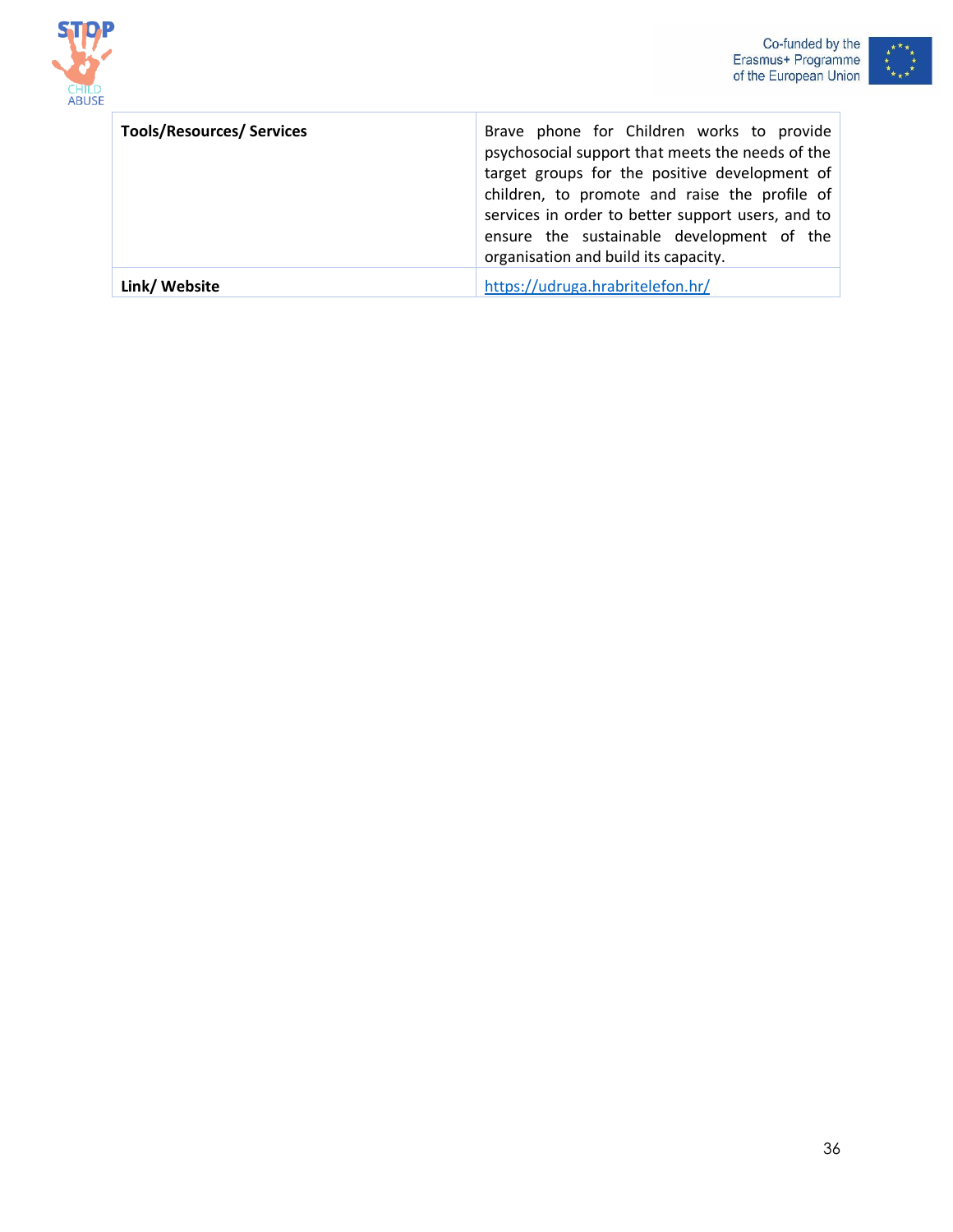| Tools/Resources/ Services | Brave phone for Children works to provide psychosocial support that meets the needs of the target groups for the positive development of children, to promote and raise the profile of services in order to better support users, and to ensure the sustainable development of the organisation and build its capacity. |
|---|---|
| **Link/ Website** | https://udruga.hrabritelefon.hr/ |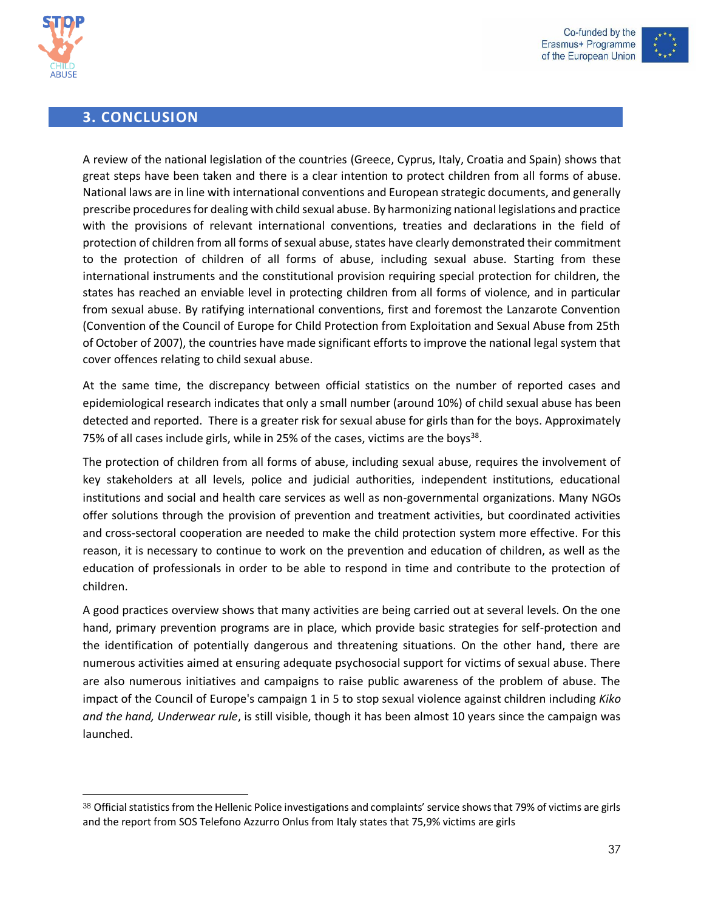## 3. CONCLUSION

A review of the national legislation of the countries (Greece, Cyprus, Italy, Croatia and Spain) shows that great steps have been taken and there is a clear intention to protect children from all forms of abuse. National laws are in line with international conventions and European strategic documents, and generally prescribe procedures for dealing with child sexual abuse. By harmonizing national legislations and practice with the provisions of relevant international conventions, treaties and declarations in the field of protection of children from all forms of sexual abuse, states have clearly demonstrated their commitment to the protection of children of all forms of abuse, including sexual abuse. Starting from these international instruments and the constitutional provision requiring special protection for children, the states has reached an enviable level in protecting children from all forms of violence, and in particular from sexual abuse. By ratifying international conventions, first and foremost the Lanzarote Convention (Convention of the Council of Europe for Child Protection from Exploitation and Sexual Abuse from 25th of October of 2007), the countries have made significant efforts to improve the national legal system that cover offences relating to child sexual abuse.

At the same time, the discrepancy between official statistics on the number of reported cases and epidemiological research indicates that only a small number (around 10%) of child sexual abuse has been detected and reported. There is a greater risk for sexual abuse for girls than for the boys. Approximately 75% of all cases include girls, while in 25% of the cases, victims are the boys[38].

The protection of children from all forms of abuse, including sexual abuse, requires the involvement of key stakeholders at all levels, police and judicial authorities, independent institutions, educational institutions and social and health care services as well as non-governmental organizations. Many NGOs offer solutions through the provision of prevention and treatment activities, but coordinated activities and cross-sectoral cooperation are needed to make the child protection system more effective. For this reason, it is necessary to continue to work on the prevention and education of children, as well as the education of professionals in order to be able to respond in time and contribute to the protection of children.

A good practices overview shows that many activities are being carried out at several levels. On the one hand, primary prevention programs are in place, which provide basic strategies for self-protection and the identification of potentially dangerous and threatening situations. On the other hand, there are numerous activities aimed at ensuring adequate psychosocial support for victims of sexual abuse. There are also numerous initiatives and campaigns to raise public awareness of the problem of abuse. The impact of the Council of Europe's campaign 1 in 5 to stop sexual violence against children including *Kiko and the hand, Underwear rule*, is still visible, though it has been almost 10 years since the campaign was launched.

---

[38] Official statistics from the Hellenic Police investigations and complaints' service shows that 79% of victims are girls and the report from SOS Telefono Azzurro Onlus from Italy states that 75,9% victims are girls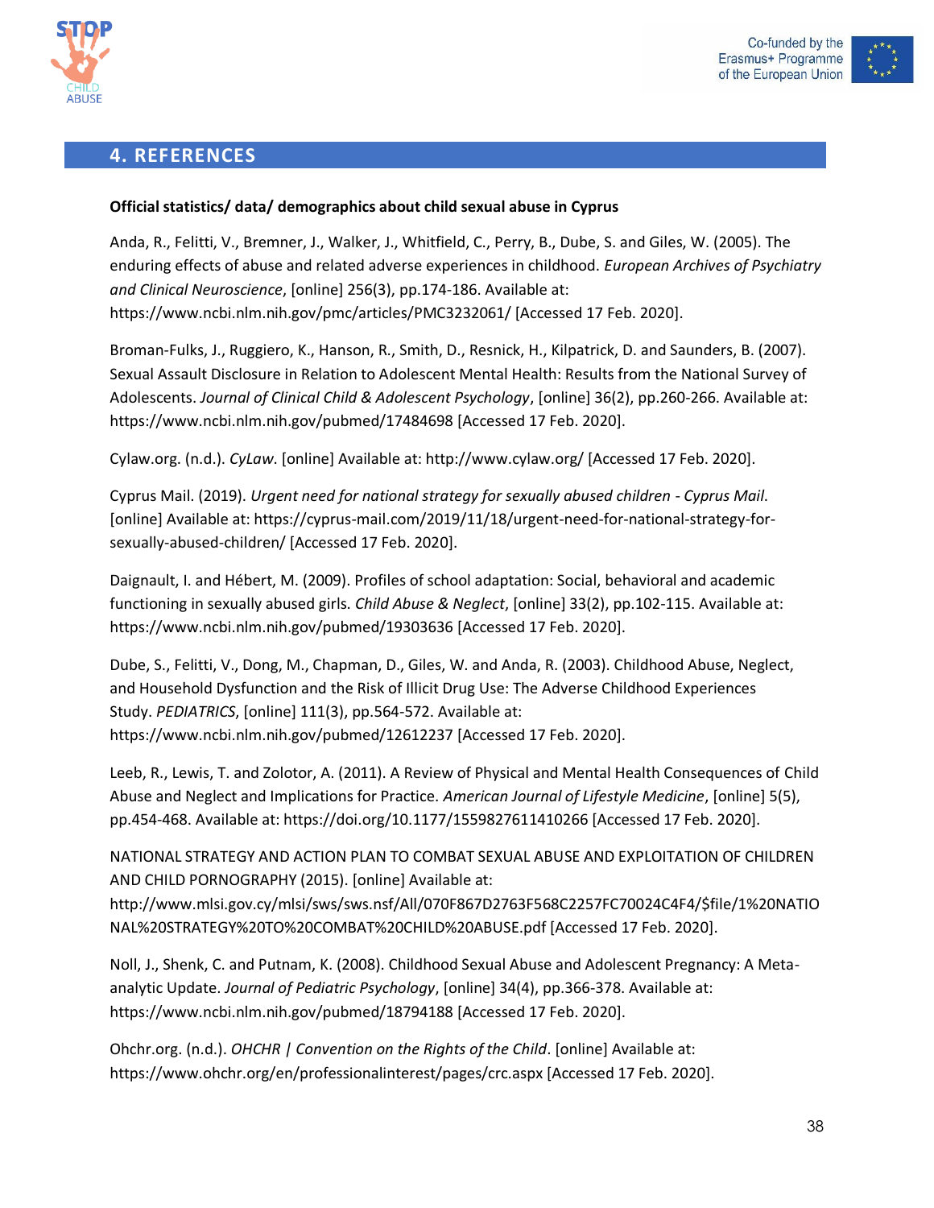## 4. REFERENCES

**Official statistics/ data/ demographics about child sexual abuse in Cyprus**

Anda, R., Felitti, V., Bremner, J., Walker, J., Whitfield, C., Perry, B., Dube, S. and Giles, W. (2005). The enduring effects of abuse and related adverse experiences in childhood. *European Archives of Psychiatry and Clinical Neuroscience*, [online] 256(3), pp.174-186. Available at: https://www.ncbi.nlm.nih.gov/pmc/articles/PMC3232061/ [Accessed 17 Feb. 2020].

Broman-Fulks, J., Ruggiero, K., Hanson, R., Smith, D., Resnick, H., Kilpatrick, D. and Saunders, B. (2007). Sexual Assault Disclosure in Relation to Adolescent Mental Health: Results from the National Survey of Adolescents. *Journal of Clinical Child & Adolescent Psychology*, [online] 36(2), pp.260-266. Available at: https://www.ncbi.nlm.nih.gov/pubmed/17484698 [Accessed 17 Feb. 2020].

Cylaw.org. (n.d.). *CyLaw.* [online] Available at: http://www.cylaw.org/ [Accessed 17 Feb. 2020].

Cyprus Mail. (2019). *Urgent need for national strategy for sexually abused children - Cyprus Mail*. [online] Available at: https://cyprus-mail.com/2019/11/18/urgent-need-for-national-strategy-for-sexually-abused-children/ [Accessed 17 Feb. 2020].

Daignault, I. and Hébert, M. (2009). Profiles of school adaptation: Social, behavioral and academic functioning in sexually abused girls. *Child Abuse & Neglect*, [online] 33(2), pp.102-115. Available at: https://www.ncbi.nlm.nih.gov/pubmed/19303636 [Accessed 17 Feb. 2020].

Dube, S., Felitti, V., Dong, M., Chapman, D., Giles, W. and Anda, R. (2003). Childhood Abuse, Neglect, and Household Dysfunction and the Risk of Illicit Drug Use: The Adverse Childhood Experiences Study. *PEDIATRICS*, [online] 111(3), pp.564-572. Available at: https://www.ncbi.nlm.nih.gov/pubmed/12612237 [Accessed 17 Feb. 2020].

Leeb, R., Lewis, T. and Zolotor, A. (2011). A Review of Physical and Mental Health Consequences of Child Abuse and Neglect and Implications for Practice. *American Journal of Lifestyle Medicine*, [online] 5(5), pp.454-468. Available at: https://doi.org/10.1177/1559827611410266 [Accessed 17 Feb. 2020].

NATIONAL STRATEGY AND ACTION PLAN TO COMBAT SEXUAL ABUSE AND EXPLOITATION OF CHILDREN AND CHILD PORNOGRAPHY (2015). [online] Available at: http://www.mlsi.gov.cy/mlsi/sws/sws.nsf/All/070F867D2763F568C2257FC70024C4F4/$file/1%20NATIONAL%20STRATEGY%20TO%20COMBAT%20CHILD%20ABUSE.pdf [Accessed 17 Feb. 2020].

Noll, J., Shenk, C. and Putnam, K. (2008). Childhood Sexual Abuse and Adolescent Pregnancy: A Meta-analytic Update. *Journal of Pediatric Psychology*, [online] 34(4), pp.366-378. Available at: https://www.ncbi.nlm.nih.gov/pubmed/18794188 [Accessed 17 Feb. 2020].

Ohchr.org. (n.d.). *OHCHR | Convention on the Rights of the Child*. [online] Available at: https://www.ohchr.org/en/professionalinterest/pages/crc.aspx [Accessed 17 Feb. 2020].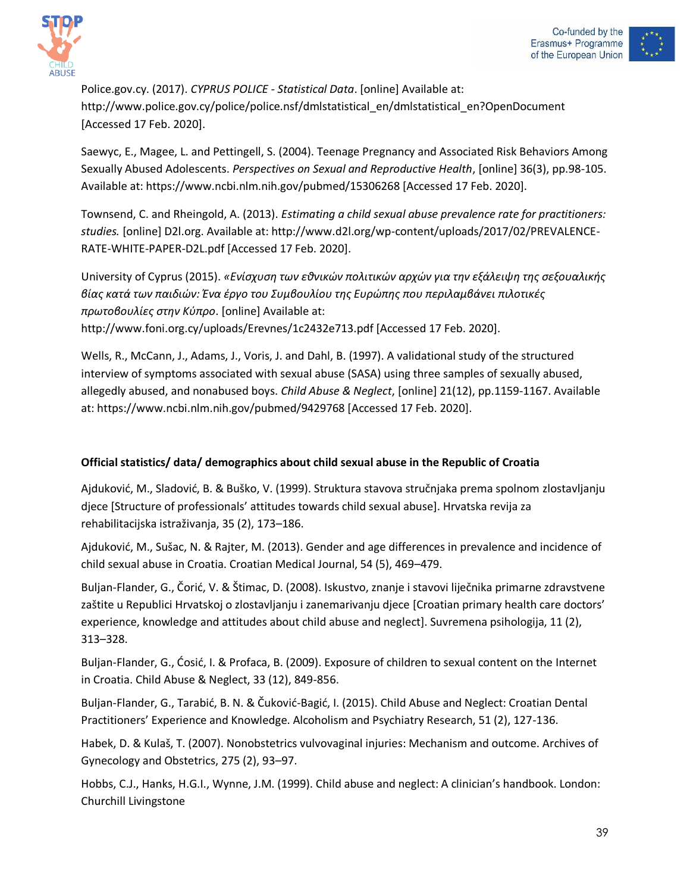Police.gov.cy. (2017). *CYPRUS POLICE - Statistical Data*. [online] Available at: http://www.police.gov.cy/police/police.nsf/dmlstatistical_en/dmlstatistical_en?OpenDocument [Accessed 17 Feb. 2020].

Saewyc, E., Magee, L. and Pettingell, S. (2004). Teenage Pregnancy and Associated Risk Behaviors Among Sexually Abused Adolescents. *Perspectives on Sexual and Reproductive Health*, [online] 36(3), pp.98-105. Available at: https://www.ncbi.nlm.nih.gov/pubmed/15306268 [Accessed 17 Feb. 2020].

Townsend, C. and Rheingold, A. (2013). *Estimating a child sexual abuse prevalence rate for practitioners: studies.* [online] D2l.org. Available at: http://www.d2l.org/wp-content/uploads/2017/02/PREVALENCE-RATE-WHITE-PAPER-D2L.pdf [Accessed 17 Feb. 2020].

University of Cyprus (2015). *«Ενίσχυση των εθνικών πολιτικών αρχών για την εξάλειψη της σεξουαλικής βίας κατά των παιδιών: Ένα έργο του Συμβουλίου της Ευρώπης που περιλαμβάνει πιλοτικές πρωτοβουλίες στην Κύπρο*. [online] Available at: http://www.foni.org.cy/uploads/Erevnes/1c2432e713.pdf [Accessed 17 Feb. 2020].

Wells, R., McCann, J., Adams, J., Voris, J. and Dahl, B. (1997). A validational study of the structured interview of symptoms associated with sexual abuse (SASA) using three samples of sexually abused, allegedly abused, and nonabused boys. *Child Abuse & Neglect*, [online] 21(12), pp.1159-1167. Available at: https://www.ncbi.nlm.nih.gov/pubmed/9429768 [Accessed 17 Feb. 2020].

**Official statistics/ data/ demographics about child sexual abuse in the Republic of Croatia**

Ajduković, M., Sladović, B. & Buško, V. (1999). Struktura stavova stručnjaka prema spolnom zlostavljanju djece [Structure of professionals' attitudes towards child sexual abuse]. Hrvatska revija za rehabilitacijska istraživanja, 35 (2), 173–186.

Ajduković, M., Sušac, N. & Rajter, M. (2013). Gender and age differences in prevalence and incidence of child sexual abuse in Croatia. Croatian Medical Journal, 54 (5), 469–479.

Buljan-Flander, G., Čorić, V. & Štimac, D. (2008). Iskustvo, znanje i stavovi liječnika primarne zdravstvene zaštite u Republici Hrvatskoj o zlostavljanju i zanemarivanju djece [Croatian primary health care doctors' experience, knowledge and attitudes about child abuse and neglect]. Suvremena psihologija, 11 (2), 313–328.

Buljan-Flander, G., Ćosić, I. & Profaca, B. (2009). Exposure of children to sexual content on the Internet in Croatia. Child Abuse & Neglect, 33 (12), 849-856.

Buljan-Flander, G., Tarabić, B. N. & Čuković-Bagić, I. (2015). Child Abuse and Neglect: Croatian Dental Practitioners' Experience and Knowledge. Alcoholism and Psychiatry Research, 51 (2), 127-136.

Habek, D. & Kulaš, T. (2007). Nonobstetrics vulvovaginal injuries: Mechanism and outcome. Archives of Gynecology and Obstetrics, 275 (2), 93–97.

Hobbs, C.J., Hanks, H.G.I., Wynne, J.M. (1999). Child abuse and neglect: A clinician's handbook. London: Churchill Livingstone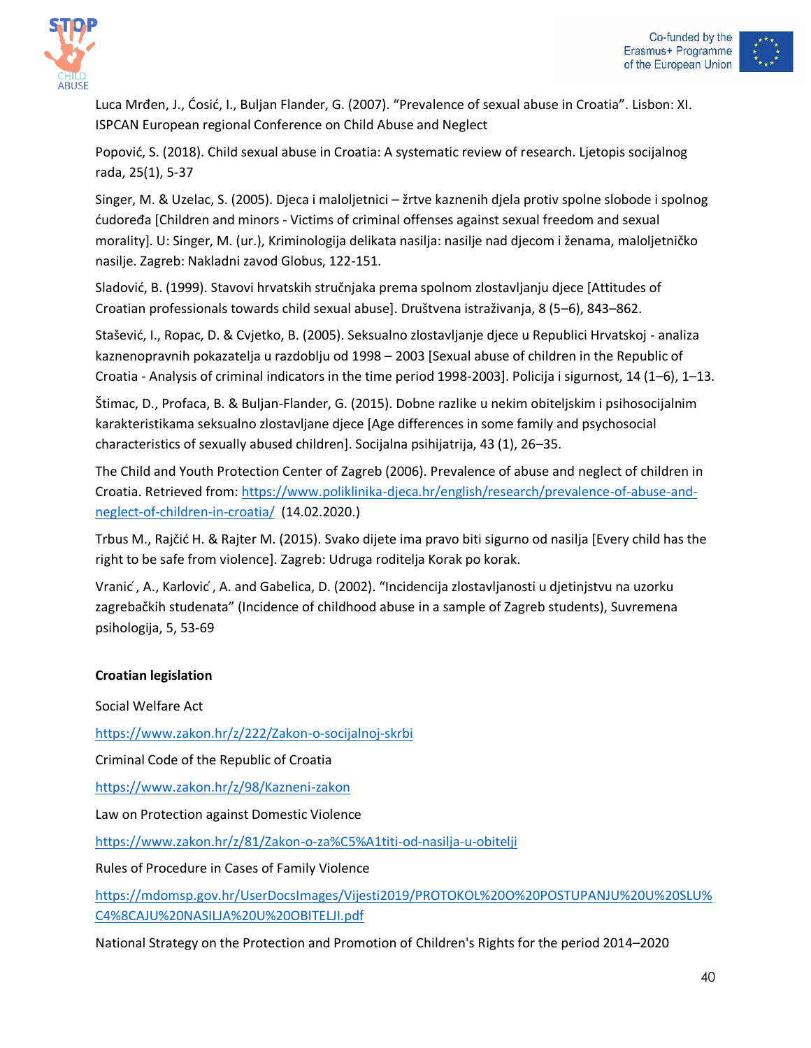Luca Mrđen, J., Ćosić, I., Buljan Flander, G. (2007). "Prevalence of sexual abuse in Croatia". Lisbon: XI. ISPCAN European regional Conference on Child Abuse and Neglect

Popović, S. (2018). Child sexual abuse in Croatia: A systematic review of research. Ljetopis socijalnog rada, 25(1), 5-37

Singer, M. & Uzelac, S. (2005). Djeca i maloljetnici – žrtve kaznenih djela protiv spolne slobode i spolnog ćudoređa [Children and minors - Victims of criminal offenses against sexual freedom and sexual morality]. U: Singer, M. (ur.), Kriminologija delikata nasilja: nasilje nad djecom i ženama, maloljetničko nasilje. Zagreb: Nakladni zavod Globus, 122-151.

Sladović, B. (1999). Stavovi hrvatskih stručnjaka prema spolnom zlostavljanju djece [Attitudes of Croatian professionals towards child sexual abuse]. Društvena istraživanja, 8 (5–6), 843–862.

Stašević, I., Ropac, D. & Cvjetko, B. (2005). Seksualno zlostavljanje djece u Republici Hrvatskoj - analiza kaznenopravnih pokazatelja u razdoblju od 1998 – 2003 [Sexual abuse of children in the Republic of Croatia - Analysis of criminal indicators in the time period 1998-2003]. Policija i sigurnost, 14 (1–6), 1–13.

Štimac, D., Profaca, B. & Buljan-Flander, G. (2015). Dobne razlike u nekim obiteljskim i psihosocijalnim karakteristikama seksualno zlostavljane djece [Age differences in some family and psychosocial characteristics of sexually abused children]. Socijalna psihijatrija, 43 (1), 26–35.

The Child and Youth Protection Center of Zagreb (2006). Prevalence of abuse and neglect of children in Croatia. Retrieved from: https://www.poliklinika-djeca.hr/english/research/prevalence-of-abuse-and-neglect-of-children-in-croatia/ (14.02.2020.)

Trbus M., Rajčić H. & Rajter M. (2015). Svako dijete ima pravo biti sigurno od nasilja [Every child has the right to be safe from violence]. Zagreb: Udruga roditelja Korak po korak.

Vranić, A., Karlović, A. and Gabelica, D. (2002). "Incidencija zlostavljanosti u djetinjstvu na uzorku zagrebačkih studenata" (Incidence of childhood abuse in a sample of Zagreb students), Suvremena psihologija, 5, 53-69

**Croatian legislation**

Social Welfare Act

https://www.zakon.hr/z/222/Zakon-o-socijalnoj-skrbi

Criminal Code of the Republic of Croatia

https://www.zakon.hr/z/98/Kazneni-zakon

Law on Protection against Domestic Violence

https://www.zakon.hr/z/81/Zakon-o-za%C5%A1titi-od-nasilja-u-obitelji

Rules of Procedure in Cases of Family Violence

https://mdomsp.gov.hr/UserDocsImages/Vijesti2019/PROTOKOL%20O%20POSTUPANJU%20U%20SLU%C4%8CAJU%20NASILJA%20U%20OBITELJI.pdf

National Strategy on the Protection and Promotion of Children's Rights for the period 2014–2020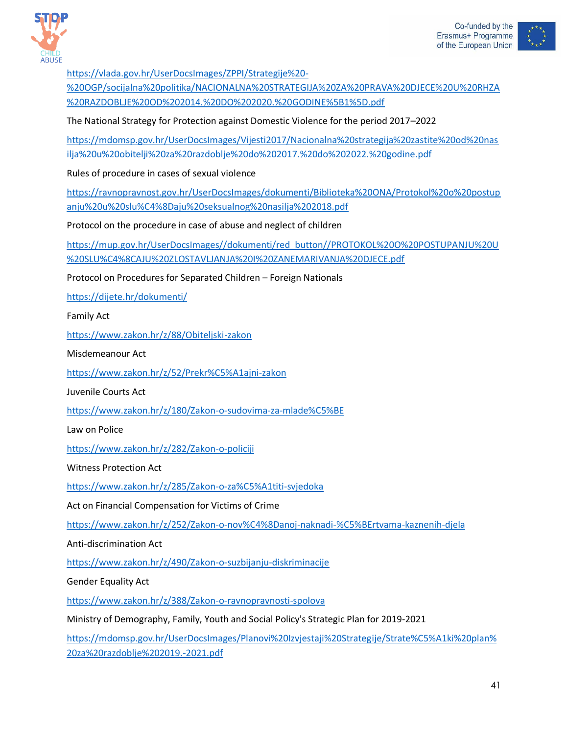https://vlada.gov.hr/UserDocsImages/ZPPI/Strategije%20-%20OGP/socijalna%20politika/NACIONALNA%20STRATEGIJA%20ZA%20PRAVA%20DJECE%20U%20RHZA%20RAZDOBLJE%20OD%202014.%20DO%202020.%20GODINE%5B1%5D.pdf

The National Strategy for Protection against Domestic Violence for the period 2017–2022

https://mdomsp.gov.hr/UserDocsImages/Vijesti2017/Nacionalna%20strategija%20zastite%20od%20nasilja%20u%20obitelji%20za%20razdoblje%20do%202017.%20do%202022.%20godine.pdf

Rules of procedure in cases of sexual violence

https://ravnopravnost.gov.hr/UserDocsImages/dokumenti/Biblioteka%20ONA/Protokol%20o%20postupanju%20u%20slu%C4%8Daju%20seksualnog%20nasilja%202018.pdf

Protocol on the procedure in case of abuse and neglect of children

https://mup.gov.hr/UserDocsImages//dokumenti/red_button//PROTOKOL%20O%20POSTUPANJU%20U%20SLU%C4%8CAJU%20ZLOSTAVLJANJA%20I%20ZANEMARIVANJA%20DJECE.pdf

Protocol on Procedures for Separated Children – Foreign Nationals

https://dijete.hr/dokumenti/

Family Act

https://www.zakon.hr/z/88/Obiteljski-zakon

Misdemeanour Act

https://www.zakon.hr/z/52/Prekr%C5%A1ajni-zakon

Juvenile Courts Act

https://www.zakon.hr/z/180/Zakon-o-sudovima-za-mlade%C5%BE

Law on Police

https://www.zakon.hr/z/282/Zakon-o-policiji

Witness Protection Act

https://www.zakon.hr/z/285/Zakon-o-za%C5%A1titi-svjedoka

Act on Financial Compensation for Victims of Crime

https://www.zakon.hr/z/252/Zakon-o-nov%C4%8Danoj-naknadi-%C5%BErtvama-kaznenih-djela

Anti-discrimination Act

https://www.zakon.hr/z/490/Zakon-o-suzbijanju-diskriminacije

Gender Equality Act

https://www.zakon.hr/z/388/Zakon-o-ravnopravnosti-spolova

Ministry of Demography, Family, Youth and Social Policy's Strategic Plan for 2019-2021

https://mdomsp.gov.hr/UserDocsImages/Planovi%20Izvjestaji%20Strategije/Strate%C5%A1ki%20plan%20za%20razdoblje%202019.-2021.pdf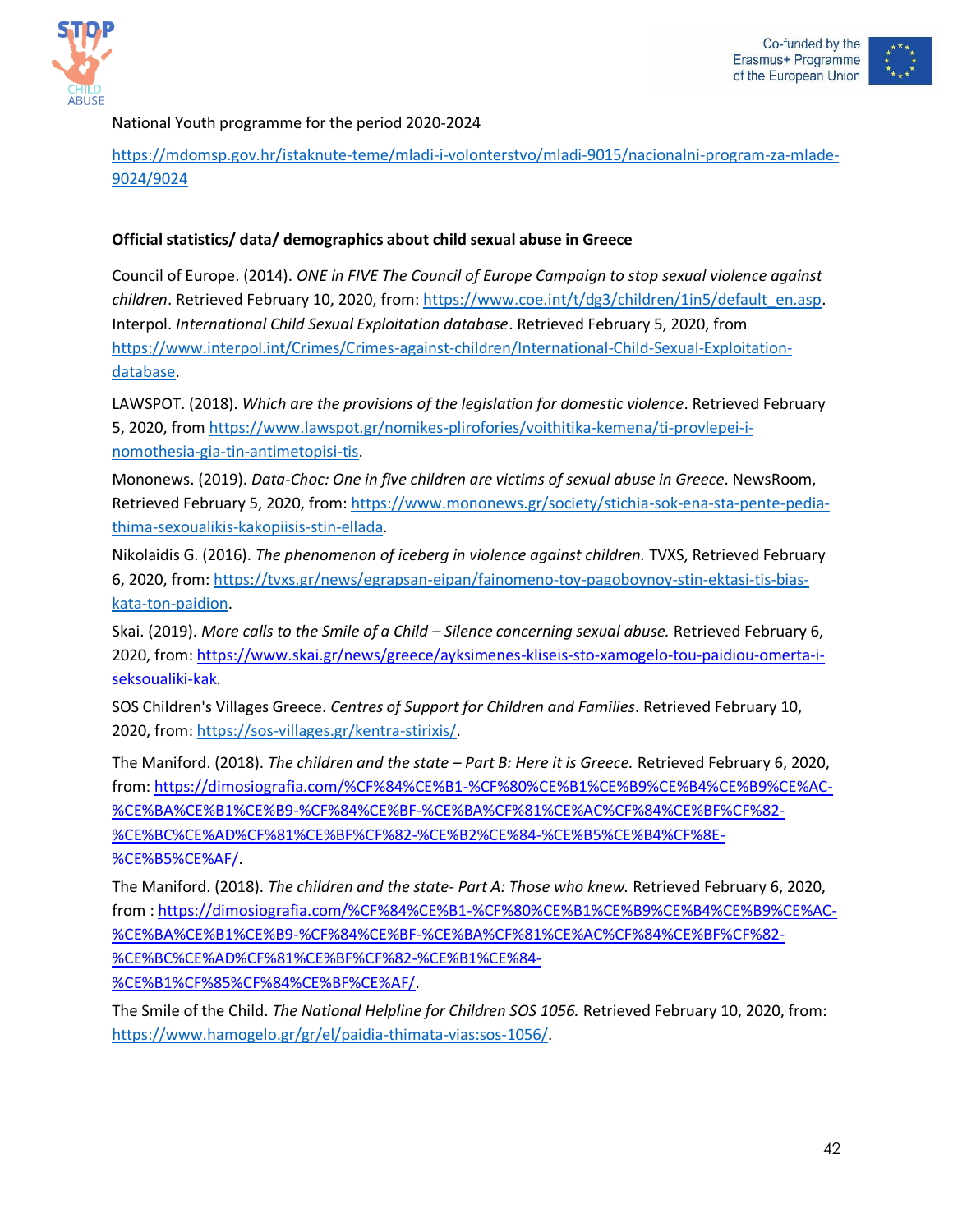National Youth programme for the period 2020-2024

https://mdomsp.gov.hr/istaknute-teme/mladi-i-volonterstvo/mladi-9015/nacionalni-program-za-mlade-9024/9024

**Official statistics/ data/ demographics about child sexual abuse in Greece**

Council of Europe. (2014). *ONE in FIVE The Council of Europe Campaign to stop sexual violence against children*. Retrieved February 10, 2020, from: https://www.coe.int/t/dg3/children/1in5/default_en.asp.
Interpol. *International Child Sexual Exploitation database*. Retrieved February 5, 2020, from https://www.interpol.int/Crimes/Crimes-against-children/International-Child-Sexual-Exploitation-database.

LAWSPOT. (2018). *Which are the provisions of the legislation for domestic violence*. Retrieved February 5, 2020, from https://www.lawspot.gr/nomikes-plirofories/voithitika-kemena/ti-provlepei-i-nomothesia-gia-tin-antimetopisi-tis.

Mononews. (2019). *Data-Choc: One in five children are victims of sexual abuse in Greece*. NewsRoom, Retrieved February 5, 2020, from: https://www.mononews.gr/society/stichia-sok-ena-sta-pente-pedia-thima-sexoualikis-kakopiisis-stin-ellada.

Nikolaidis G. (2016). *The phenomenon of iceberg in violence against children.* TVXS, Retrieved February 6, 2020, from: https://tvxs.gr/news/egrapsan-eipan/fainomeno-toy-pagoboynoy-stin-ektasi-tis-bias-kata-ton-paidion.

Skai. (2019). *More calls to the Smile of a Child – Silence concerning sexual abuse.* Retrieved February 6, 2020, from: https://www.skai.gr/news/greece/ayksimenes-kliseis-sto-xamogelo-tou-paidiou-omerta-i-seksoualiki-kak.

SOS Children's Villages Greece. *Centres of Support for Children and Families*. Retrieved February 10, 2020, from: https://sos-villages.gr/kentra-stirixis/.

The Maniford. (2018). *The children and the state – Part B: Here it is Greece.* Retrieved February 6, 2020, from: https://dimosiografia.com/%CF%84%CE%B1-%CF%80%CE%B1%CE%B9%CE%B4%CE%B9%CE%AC-%CE%BA%CE%B1%CE%B9-%CF%84%CE%BF-%CE%BA%CF%81%CE%AC%CF%84%CE%BF%CF%82-%CE%BC%CE%AD%CF%81%CE%BF%CF%82-%CE%B2%CE%84-%CE%B5%CE%B4%CF%8E-%CE%B5%CE%AF/.

The Maniford. (2018). *The children and the state- Part A: Those who knew.* Retrieved February 6, 2020, from : https://dimosiografia.com/%CF%84%CE%B1-%CF%80%CE%B1%CE%B9%CE%B4%CE%B9%CE%AC-%CE%BA%CE%B1%CE%B9-%CF%84%CE%BF-%CE%BA%CF%81%CE%AC%CF%84%CE%BF%CF%82-%CE%BC%CE%AD%CF%81%CE%BF%CF%82-%CE%B1%CE%84-%CE%B1%CF%85%CF%84%CE%BF%CE%AF/.

The Smile of the Child. *The National Helpline for Children SOS 1056.* Retrieved February 10, 2020, from: https://www.hamogelo.gr/gr/el/paidia-thimata-vias:sos-1056/.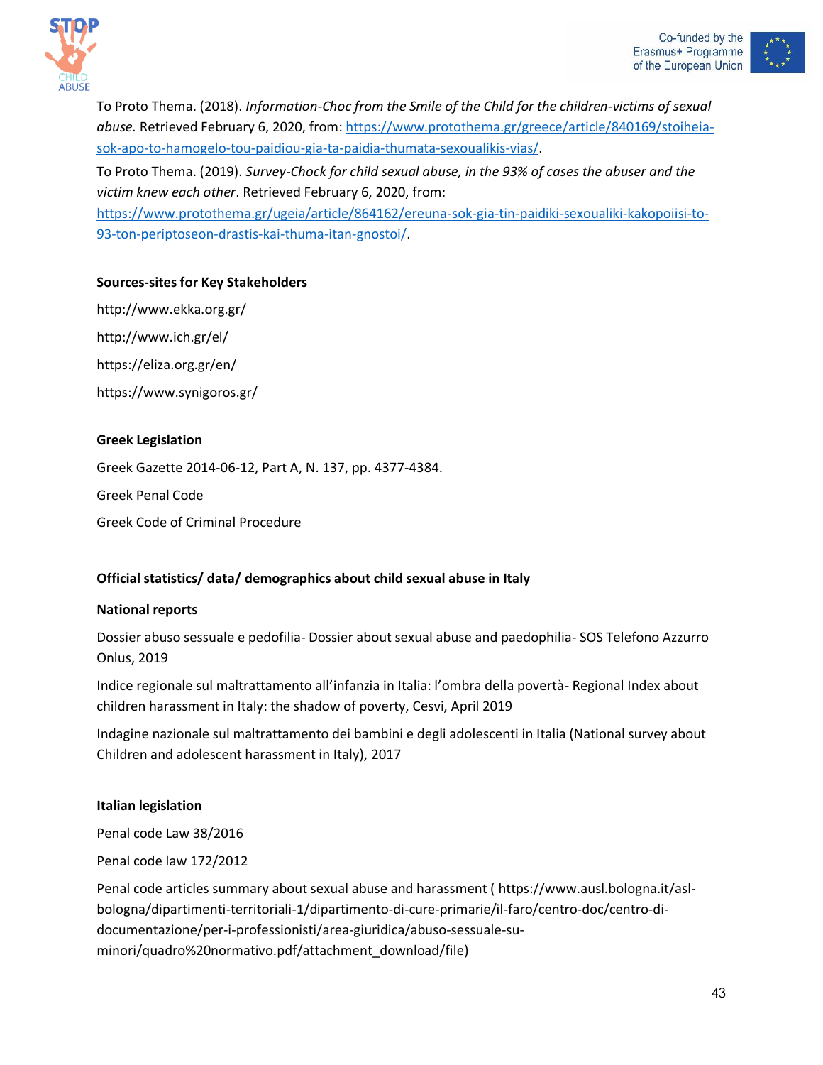To Proto Thema. (2018). *Information-Choc from the Smile of the Child for the children-victims of sexual abuse.* Retrieved February 6, 2020, from: https://www.protothema.gr/greece/article/840169/stoiheia-sok-apo-to-hamogelo-tou-paidiou-gia-ta-paidia-thumata-sexoualikis-vias/.

To Proto Thema. (2019). *Survey-Chock for child sexual abuse, in the 93% of cases the abuser and the victim knew each other*. Retrieved February 6, 2020, from: https://www.protothema.gr/ugeia/article/864162/ereuna-sok-gia-tin-paidiki-sexoualiki-kakopoiisi-to-93-ton-periptoseon-drastis-kai-thuma-itan-gnostoi/.

**Sources-sites for Key Stakeholders**

http://www.ekka.org.gr/

http://www.ich.gr/el/

https://eliza.org.gr/en/

https://www.synigoros.gr/

**Greek Legislation**

Greek Gazette 2014-06-12, Part A, N. 137, pp. 4377-4384.

Greek Penal Code

Greek Code of Criminal Procedure

**Official statistics/ data/ demographics about child sexual abuse in Italy**

**National reports**

Dossier abuso sessuale e pedofilia- Dossier about sexual abuse and paedophilia- SOS Telefono Azzurro Onlus, 2019

Indice regionale sul maltrattamento all'infanzia in Italia: l'ombra della povertà- Regional Index about children harassment in Italy: the shadow of poverty, Cesvi, April 2019

Indagine nazionale sul maltrattamento dei bambini e degli adolescenti in Italia (National survey about Children and adolescent harassment in Italy), 2017

**Italian legislation**

Penal code Law 38/2016

Penal code law 172/2012

Penal code articles summary about sexual abuse and harassment ( https://www.ausl.bologna.it/asl-bologna/dipartimenti-territoriali-1/dipartimento-di-cure-primarie/il-faro/centro-doc/centro-di-documentazione/per-i-professionisti/area-giuridica/abuso-sessuale-su-minori/quadro%20normativo.pdf/attachment_download/file)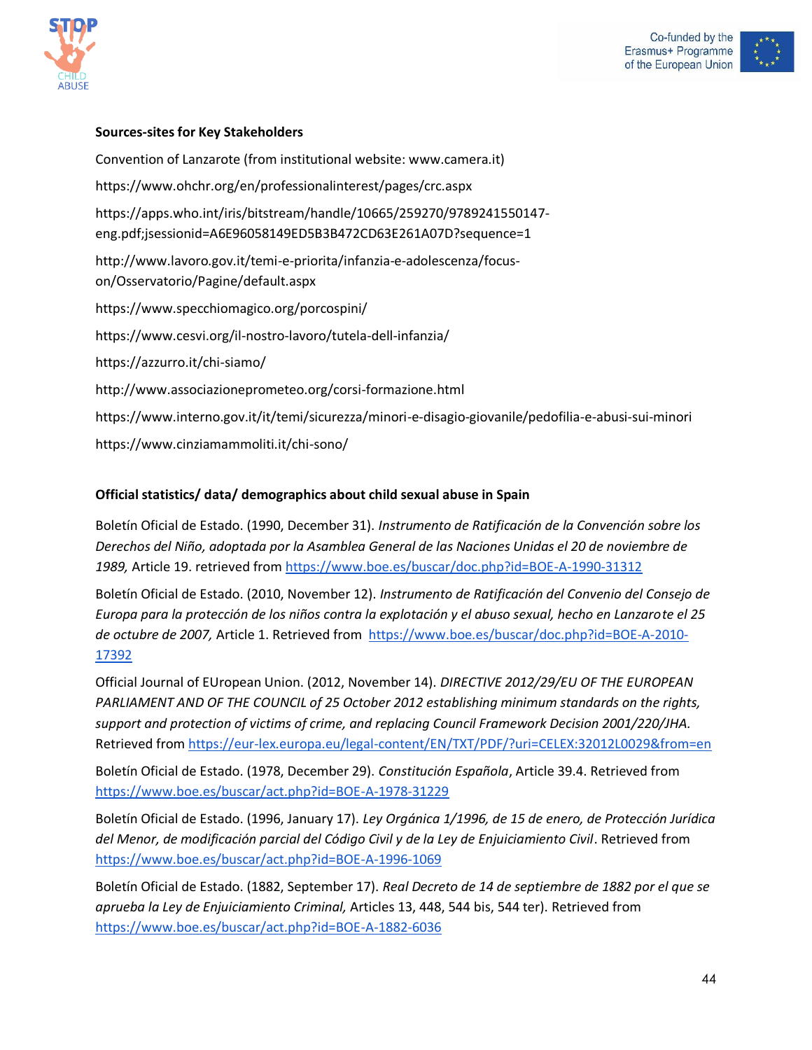**Sources-sites for Key Stakeholders**

Convention of Lanzarote (from institutional website: www.camera.it)

https://www.ohchr.org/en/professionalinterest/pages/crc.aspx

https://apps.who.int/iris/bitstream/handle/10665/259270/9789241550147-eng.pdf;jsessionid=A6E96058149ED5B3B472CD63E261A07D?sequence=1

http://www.lavoro.gov.it/temi-e-priorita/infanzia-e-adolescenza/focus-on/Osservatorio/Pagine/default.aspx

https://www.specchiomagico.org/porcospini/

https://www.cesvi.org/il-nostro-lavoro/tutela-dell-infanzia/

https://azzurro.it/chi-siamo/

http://www.associazioneprometeo.org/corsi-formazione.html

https://www.interno.gov.it/it/temi/sicurezza/minori-e-disagio-giovanile/pedofilia-e-abusi-sui-minori

https://www.cinziamammoliti.it/chi-sono/

**Official statistics/ data/ demographics about child sexual abuse in Spain**

Boletín Oficial de Estado. (1990, December 31). *Instrumento de Ratificación de la Convención sobre los Derechos del Niño, adoptada por la Asamblea General de las Naciones Unidas el 20 de noviembre de 1989,* Article 19. retrieved from https://www.boe.es/buscar/doc.php?id=BOE-A-1990-31312

Boletín Oficial de Estado. (2010, November 12). *Instrumento de Ratificación del Convenio del Consejo de Europa para la protección de los niños contra la explotación y el abuso sexual, hecho en Lanzarote el 25 de octubre de 2007,* Article 1. Retrieved from https://www.boe.es/buscar/doc.php?id=BOE-A-2010-17392

Official Journal of EUropean Union. (2012, November 14). *DIRECTIVE 2012/29/EU OF THE EUROPEAN PARLIAMENT AND OF THE COUNCIL of 25 October 2012 establishing minimum standards on the rights, support and protection of victims of crime, and replacing Council Framework Decision 2001/220/JHA.* Retrieved from https://eur-lex.europa.eu/legal-content/EN/TXT/PDF/?uri=CELEX:32012L0029&from=en

Boletín Oficial de Estado. (1978, December 29). *Constitución Española*, Article 39.4. Retrieved from https://www.boe.es/buscar/act.php?id=BOE-A-1978-31229

Boletín Oficial de Estado. (1996, January 17). *Ley Orgánica 1/1996, de 15 de enero, de Protección Jurídica del Menor, de modificación parcial del Código Civil y de la Ley de Enjuiciamiento Civil*. Retrieved from https://www.boe.es/buscar/act.php?id=BOE-A-1996-1069

Boletín Oficial de Estado. (1882, September 17). *Real Decreto de 14 de septiembre de 1882 por el que se aprueba la Ley de Enjuiciamiento Criminal,* Articles 13, 448, 544 bis, 544 ter). Retrieved from https://www.boe.es/buscar/act.php?id=BOE-A-1882-6036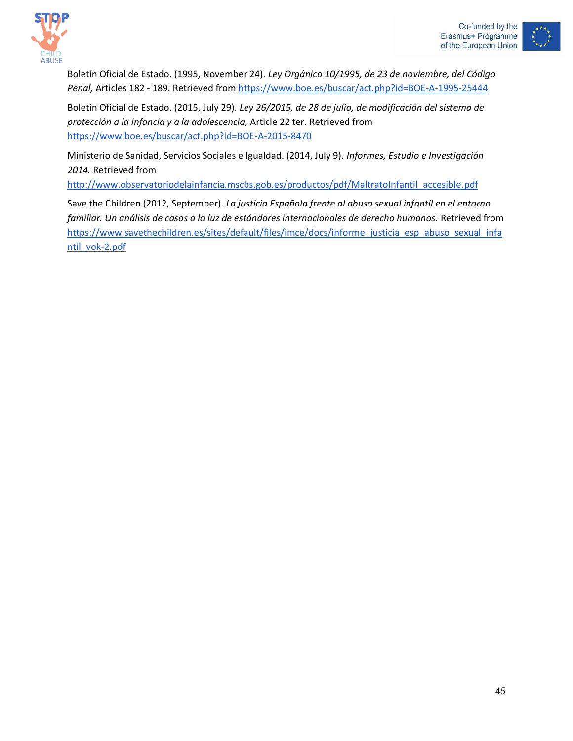Boletín Oficial de Estado. (1995, November 24). *Ley Orgánica 10/1995, de 23 de noviembre, del Código Penal,* Articles 182 - 189. Retrieved from https://www.boe.es/buscar/act.php?id=BOE-A-1995-25444

Boletín Oficial de Estado. (2015, July 29). *Ley 26/2015, de 28 de julio, de modificación del sistema de protección a la infancia y a la adolescencia,* Article 22 ter. Retrieved from https://www.boe.es/buscar/act.php?id=BOE-A-2015-8470

Ministerio de Sanidad, Servicios Sociales e Igualdad. (2014, July 9). *Informes, Estudio e Investigación 2014.* Retrieved from http://www.observatoriodelainfancia.mscbs.gob.es/productos/pdf/MaltratoInfantil_accesible.pdf

Save the Children (2012, September). *La justicia Española frente al abuso sexual infantil en el entorno familiar. Un análisis de casos a la luz de estándares internacionales de derecho humanos.* Retrieved from https://www.savethechildren.es/sites/default/files/imce/docs/informe_justicia_esp_abuso_sexual_infantil_vok-2.pdf